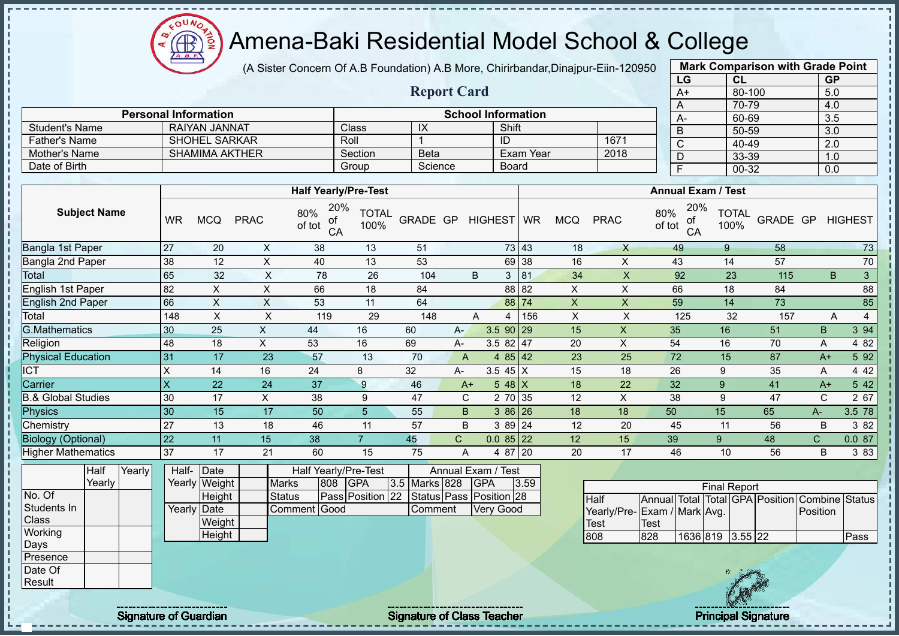# Amena-Baki Residential Model School & College

(A Sister Concern Of A.B Foundation) A.B More, Chirirbandar,Dinajpur-Eiin-120950

## Report Card

| Mark Comparison with Grade Point | | |
|---|---|---|
| LG | CL | GP |
| A+ | 80-100 | 5.0 |
| A | 70-79 | 4.0 |
| A- | 60-69 | 3.5 |
| B | 50-59 | 3.0 |
| C | 40-49 | 2.0 |
| D | 33-39 | 1.0 |
| F | 00-32 | 0.0 |

| Personal Information | | School Information | | | |
|---|---|---|---|---|---|
| Student's Name | RAIYAN JANNAT | Class | IX | Shift | |
| Father's Name | SHOHEL SARKAR | Roll | 1 | ID | 1671 |
| Mother's Name | SHAMIMA AKTHER | Section | Beta | Exam Year | 2018 |
| Date of Birth | | Group | Science | Board | |

| Subject Name | Half Yearly/Pre-Test | | | | | | | | | Annual Exam / Test | | | | | | | | |
|---|---|---|---|---|---|---|---|---|---|---|---|---|---|---|---|---|---|---|
| | WR | MCQ | PRAC | 80% of tot | 20% of CA | TOTAL 100% | GRADE | GP | HIGHEST | WR | MCQ | PRAC | 80% of tot | 20% of CA | TOTAL 100% | GRADE | GP | HIGHEST |
| Bangla 1st Paper | 27 | 20 | X | 38 | 13 | 51 | | | 73 | 43 | 18 | X | 49 | 9 | 58 | | | 73 |
| Bangla 2nd Paper | 38 | 12 | X | 40 | 13 | 53 | | | 69 | 38 | 16 | X | 43 | 14 | 57 | | | 70 |
| Total | 65 | 32 | X | 78 | 26 | 104 | B | 3 | | 81 | 34 | X | 92 | 23 | 115 | B | 3 | |
| English 1st Paper | 82 | X | X | 66 | 18 | 84 | | | 88 | 82 | X | X | 66 | 18 | 84 | | | 88 |
| English 2nd Paper | 66 | X | X | 53 | 11 | 64 | | | 88 | 74 | X | X | 59 | 14 | 73 | | | 85 |
| Total | 148 | X | X | 119 | 29 | 148 | A | 4 | | 156 | X | X | 125 | 32 | 157 | A | 4 | |
| G.Mathematics | 30 | 25 | X | 44 | 16 | 60 | A- | 3.5 | 90 | 29 | 15 | X | 35 | 16 | 51 | B | 3 | 94 |
| Religion | 48 | 18 | X | 53 | 16 | 69 | A- | 3.5 | 82 | 47 | 20 | X | 54 | 16 | 70 | A | 4 | 82 |
| Physical Education | 31 | 17 | 23 | 57 | 13 | 70 | A | 4 | 85 | 42 | 23 | 25 | 72 | 15 | 87 | A+ | 5 | 92 |
| ICT | X | 14 | 16 | 24 | 8 | 32 | A- | 3.5 | 45 | X | 15 | 18 | 26 | 9 | 35 | A | 4 | 42 |
| Carrier | X | 22 | 24 | 37 | 9 | 46 | A+ | 5 | 48 | X | 18 | 22 | 32 | 9 | 41 | A+ | 5 | 42 |
| B.& Global Studies | 30 | 17 | X | 38 | 9 | 47 | C | 2 | 70 | 35 | 12 | X | 38 | 9 | 47 | C | 2 | 67 |
| Physics | 30 | 15 | 17 | 50 | 5 | 55 | B | 3 | 86 | 26 | 18 | 18 | 50 | 15 | 65 | A- | 3.5 | 78 |
| Chemistry | 27 | 13 | 18 | 46 | 11 | 57 | B | 3 | 89 | 24 | 12 | 20 | 45 | 11 | 56 | B | 3 | 82 |
| Biology (Optional) | 22 | 11 | 15 | 38 | 7 | 45 | C | 0.0 | 85 | 22 | 12 | 15 | 39 | 9 | 48 | C | 0.0 | 87 |
| Higher Mathematics | 37 | 17 | 21 | 60 | 15 | 75 | A | 4 | 87 | 20 | 20 | 17 | 46 | 10 | 56 | B | 3 | 83 |

| | Half Yearly | Yearly |
|---|---|---|
| No. Of Students In Class | | |
| Working Days | | |
| Presence | | |
| Date Of Result | | |

| | | |
|---|---|---|
| Half-Yearly | Date | |
| | Weight | |
| | Height | |
| Yearly | Date | |
| | Weight | |
| | Height | |

| Half Yearly/Pre-Test | | | | Annual Exam / Test | | | |
|---|---|---|---|---|---|---|---|
| Marks | 808 | GPA | 3.5 | Marks | 828 | GPA | 3.59 |
| Status | Pass | Position | 22 | Status | Pass | Position | 28 |
| Comment | Good | | | Comment | Very Good | | |

| Final Report | | | | | | | |
|---|---|---|---|---|---|---|---|
| Half Yearly/Pre-Test | Annual Exam / Test | Total Mark | Total Avg. | GPA | Position | Combine Position | Status |
| 808 | 828 | 1636 | 819 | 3.55 | 22 | | Pass |

Signature of Guardian

Signature of Class Teacher

Principal Signature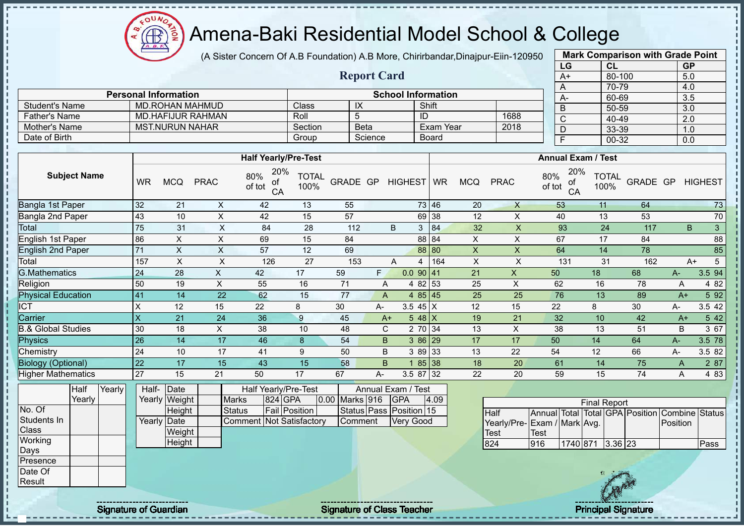# Amena-Baki Residential Model School & College

(A Sister Concern Of A.B Foundation) A.B More, Chirirbandar,Dinajpur-Eiin-120950

## Report Card

| Personal Information | | School Information | | | |
|---|---|---|---|---|---|
| Student's Name | MD.ROHAN MAHMUD | Class | IX | Shift | |
| Father's Name | MD.HAFIJUR RAHMAN | Roll | 5 | ID | 1688 |
| Mother's Name | MST.NURUN NAHAR | Section | Beta | Exam Year | 2018 |
| Date of Birth | | Group | Science | Board | |

**Mark Comparison with Grade Point**

| LG | CL | GP |
|---|---|---|
| A+ | 80-100 | 5.0 |
| A | 70-79 | 4.0 |
| A- | 60-69 | 3.5 |
| B | 50-59 | 3.0 |
| C | 40-49 | 2.0 |
| D | 33-39 | 1.0 |
| F | 00-32 | 0.0 |

| Subject Name | Half Yearly/Pre-Test | | | | | | | | | Annual Exam / Test | | | | | | | | |
|---|---|---|---|---|---|---|---|---|---|---|---|---|---|---|---|---|---|---|
| | WR | MCQ | PRAC | 80% of tot | 20% of CA | TOTAL 100% | GRADE | GP | HIGHEST | WR | MCQ | PRAC | 80% of tot | 20% of CA | TOTAL 100% | GRADE | GP | HIGHEST |
| Bangla 1st Paper | 32 | 21 | X | 42 | 13 | 55 | | | 73 | 46 | 20 | X | 53 | 11 | 64 | | | 73 |
| Bangla 2nd Paper | 43 | 10 | X | 42 | 15 | 57 | | | 69 | 38 | 12 | X | 40 | 13 | 53 | | | 70 |
| Total | 75 | 31 | X | 84 | 28 | 112 | B | 3 | | 84 | 32 | X | 93 | 24 | 117 | B | 3 | |
| English 1st Paper | 86 | X | X | 69 | 15 | 84 | | | 88 | 84 | X | X | 67 | 17 | 84 | | | 88 |
| English 2nd Paper | 71 | X | X | 57 | 12 | 69 | | | 88 | 80 | X | X | 64 | 14 | 78 | | | 85 |
| Total | 157 | X | X | 126 | 27 | 153 | A | 4 | | 164 | X | X | 131 | 31 | 162 | A+ | 5 | |
| G.Mathematics | 24 | 28 | X | 42 | 17 | 59 | F | 0.0 | 90 | 41 | 21 | X | 50 | 18 | 68 | A- | 3.5 | 94 |
| Religion | 50 | 19 | X | 55 | 16 | 71 | A | 4 | 82 | 53 | 25 | X | 62 | 16 | 78 | A | 4 | 82 |
| Physical Education | 41 | 14 | 22 | 62 | 15 | 77 | A | 4 | 85 | 45 | 25 | 25 | 76 | 13 | 89 | A+ | 5 | 92 |
| ICT | X | 12 | 15 | 22 | 8 | 30 | A- | 3.5 | 45 | X | 12 | 15 | 22 | 8 | 30 | A- | 3.5 | 42 |
| Carrier | X | 21 | 24 | 36 | 9 | 45 | A+ | 5 | 48 | X | 19 | 21 | 32 | 10 | 42 | A+ | 5 | 42 |
| B.& Global Studies | 30 | 18 | X | 38 | 10 | 48 | C | 2 | 70 | 34 | 13 | X | 38 | 13 | 51 | B | 3 | 67 |
| Physics | 26 | 14 | 17 | 46 | 8 | 54 | B | 3 | 86 | 29 | 17 | 17 | 50 | 14 | 64 | A- | 3.5 | 78 |
| Chemistry | 24 | 10 | 17 | 41 | 9 | 50 | B | 3 | 89 | 33 | 13 | 22 | 54 | 12 | 66 | A- | 3.5 | 82 |
| Biology (Optional) | 22 | 17 | 15 | 43 | 15 | 58 | B | 1 | 85 | 38 | 18 | 20 | 61 | 14 | 75 | A | 2 | 87 |
| Higher Mathematics | 27 | 15 | 21 | 50 | 17 | 67 | A- | 3.5 | 87 | 32 | 22 | 20 | 59 | 15 | 74 | A | 4 | 83 |

| | Half Yearly | Yearly |
|---|---|---|
| No. Of Students In Class | | |
| Working Days | | |
| Presence | | |
| Date Of Result | | |

| | | |
|---|---|---|
| Half-Yearly | Date | |
| | Weight | |
| | Height | |
| Yearly | Date | |
| | Weight | |
| | Height | |

| Half Yearly/Pre-Test | | | | Annual Exam / Test | | | |
|---|---|---|---|---|---|---|---|
| Marks | 824 | GPA | 0.00 | Marks | 916 | GPA | 4.09 |
| Status | Fail | Position | | Status | Pass | Position | 15 |
| Comment | Not Satisfactory | | | Comment | Very Good | | |

**Final Report**

| Half Yearly/Pre-Test | Annual Exam / Test | Total Mark | Total Avg. | GPA | Position | Combine Position | Status |
|---|---|---|---|---|---|---|---|
| 824 | 916 | 1740 | 871 | 3.36 | 23 | | Pass |

Signature of Guardian | Signature of Class Teacher | Principal Signature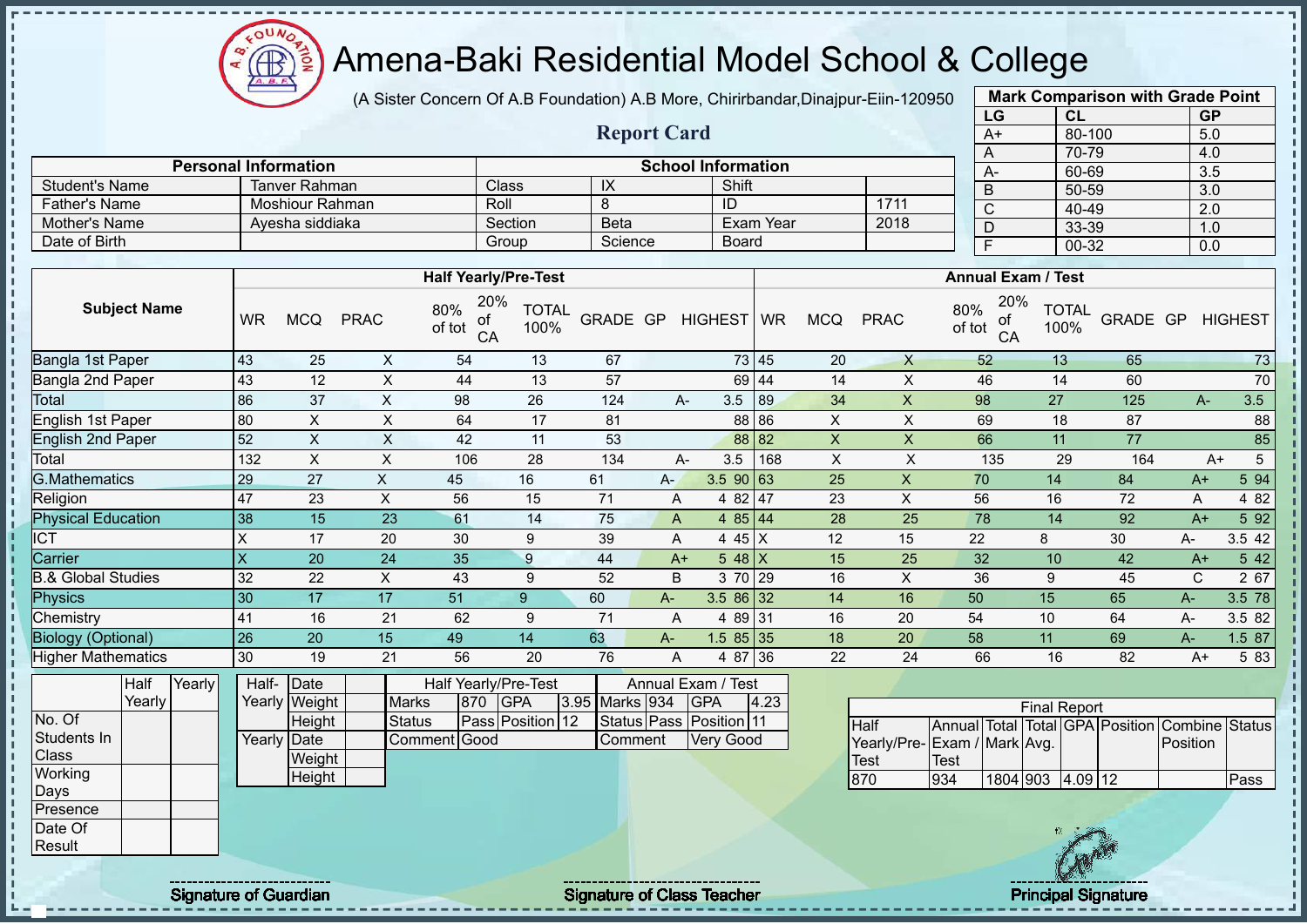# Amena-Baki Residential Model School & College

(A Sister Concern Of A.B Foundation) A.B More, Chirirbandar,Dinajpur-Eiin-120950

## Report Card

| Mark Comparison with Grade Point | | |
|---|---|---|
| LG | CL | GP |
| A+ | 80-100 | 5.0 |
| A | 70-79 | 4.0 |
| A- | 60-69 | 3.5 |
| B | 50-59 | 3.0 |
| C | 40-49 | 2.0 |
| D | 33-39 | 1.0 |
| F | 00-32 | 0.0 |

| Personal Information | | School Information | | | |
|---|---|---|---|---|---|
| Student's Name | Tanver Rahman | Class | IX | Shift | |
| Father's Name | Moshiour Rahman | Roll | 8 | ID | 1711 |
| Mother's Name | Ayesha siddiaka | Section | Beta | Exam Year | 2018 |
| Date of Birth | | Group | Science | Board | |

| Subject Name | Half Yearly/Pre-Test | | | | | | | | | Annual Exam / Test | | | | | | | | |
|---|---|---|---|---|---|---|---|---|---|---|---|---|---|---|---|---|---|---|
| | WR | MCQ | PRAC | 80% of tot | 20% of CA | TOTAL 100% | GRADE | GP | HIGHEST | WR | MCQ | PRAC | 80% of tot | 20% of CA | TOTAL 100% | GRADE | GP | HIGHEST |
| Bangla 1st Paper | 43 | 25 | X | 54 | 13 | 67 | | | 73 | 45 | 20 | X | 52 | 13 | 65 | | | 73 |
| Bangla 2nd Paper | 43 | 12 | X | 44 | 13 | 57 | | | 69 | 44 | 14 | X | 46 | 14 | 60 | | | 70 |
| Total | 86 | 37 | X | 98 | 26 | 124 | A- | 3.5 | | 89 | 34 | X | 98 | 27 | 125 | A- | 3.5 | |
| English 1st Paper | 80 | X | X | 64 | 17 | 81 | | | 88 | 86 | X | X | 69 | 18 | 87 | | | 88 |
| English 2nd Paper | 52 | X | X | 42 | 11 | 53 | | | 88 | 82 | X | X | 66 | 11 | 77 | | | 85 |
| Total | 132 | X | X | 106 | 28 | 134 | A- | 3.5 | | 168 | X | X | 135 | 29 | 164 | A+ | 5 | |
| G.Mathematics | 29 | 27 | X | 45 | 16 | 61 | A- | 3.5 | 90 | 63 | 25 | X | 70 | 14 | 84 | A+ | 5 | 94 |
| Religion | 47 | 23 | X | 56 | 15 | 71 | A | 4 | 82 | 47 | 23 | X | 56 | 16 | 72 | A | 4 | 82 |
| Physical Education | 38 | 15 | 23 | 61 | 14 | 75 | A | 4 | 85 | 44 | 28 | 25 | 78 | 14 | 92 | A+ | 5 | 92 |
| ICT | X | 17 | 20 | 30 | 9 | 39 | A | 4 | 45 | X | 12 | 15 | 22 | 8 | 30 | A- | 3.5 | 42 |
| Carrier | X | 20 | 24 | 35 | 9 | 44 | A+ | 5 | 48 | X | 15 | 25 | 32 | 10 | 42 | A+ | 5 | 42 |
| B.& Global Studies | 32 | 22 | X | 43 | 9 | 52 | B | 3 | 70 | 29 | 16 | X | 36 | 9 | 45 | C | 2 | 67 |
| Physics | 30 | 17 | 17 | 51 | 9 | 60 | A- | 3.5 | 86 | 32 | 14 | 16 | 50 | 15 | 65 | A- | 3.5 | 78 |
| Chemistry | 41 | 16 | 21 | 62 | 9 | 71 | A | 4 | 89 | 31 | 16 | 20 | 54 | 10 | 64 | A- | 3.5 | 82 |
| Biology (Optional) | 26 | 20 | 15 | 49 | 14 | 63 | A- | 1.5 | 85 | 35 | 18 | 20 | 58 | 11 | 69 | A- | 1.5 | 87 |
| Higher Mathematics | 30 | 19 | 21 | 56 | 20 | 76 | A | 4 | 87 | 36 | 22 | 24 | 66 | 16 | 82 | A+ | 5 | 83 |

| | Half Yearly | Yearly |
|---|---|---|
| No. Of Students In Class | | |
| Working Days | | |
| Presence | | |
| Date Of Result | | |

| | | |
|---|---|---|
| Half-Yearly | Date | |
| | Weight | |
| | Height | |
| Yearly | Date | |
| | Weight | |
| | Height | |

| Half Yearly/Pre-Test | | | | Annual Exam / Test | | | |
|---|---|---|---|---|---|---|---|
| Marks | 870 | GPA | 3.95 | Marks | 934 | GPA | 4.23 |
| Status | Pass | Position | 12 | Status | Pass | Position | 11 |
| Comment | Good | | | Comment | Very Good | | |

| Final Report | | | | | | | |
|---|---|---|---|---|---|---|---|
| Half Yearly/Pre-Test | Annual Exam / Test | Total Mark | Total Avg. | GPA | Position | Combine Position | Status |
| 870 | 934 | 1804 | 903 | 4.09 | 12 | | Pass |

Signature of Guardian

Signature of Class Teacher

Principal Signature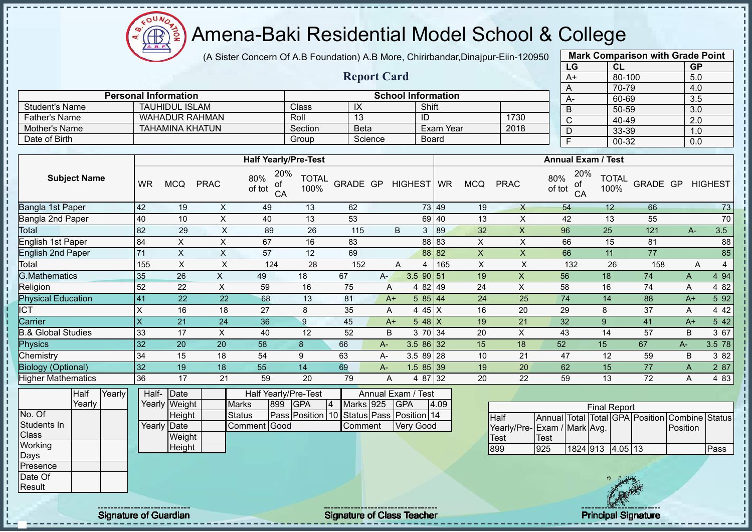# Amena-Baki Residential Model School & College

(A Sister Concern Of A.B Foundation) A.B More, Chirirbandar,Dinajpur-Eiin-120950

## Report Card

| Mark Comparison with Grade Point | | |
|---|---|---|
| LG | CL | GP |
| A+ | 80-100 | 5.0 |
| A | 70-79 | 4.0 |
| A- | 60-69 | 3.5 |
| B | 50-59 | 3.0 |
| C | 40-49 | 2.0 |
| D | 33-39 | 1.0 |
| F | 00-32 | 0.0 |

| Personal Information | | School Information | | | |
|---|---|---|---|---|---|
| Student's Name | TAUHIDUL ISLAM | Class | IX | Shift | |
| Father's Name | WAHADUR RAHMAN | Roll | 13 | ID | 1730 |
| Mother's Name | TAHAMINA KHATUN | Section | Beta | Exam Year | 2018 |
| Date of Birth | | Group | Science | Board | |

| Subject Name | Half Yearly/Pre-Test | | | | | | | | | Annual Exam / Test | | | | | | | | |
|---|---|---|---|---|---|---|---|---|---|---|---|---|---|---|---|---|---|---|
| | WR | MCQ | PRAC | 80% of tot | 20% of CA | TOTAL 100% | GRADE | GP | HIGHEST | WR | MCQ | PRAC | 80% of tot | 20% of CA | TOTAL 100% | GRADE | GP | HIGHEST |
| Bangla 1st Paper | 42 | 19 | X | 49 | 13 | 62 | | | 73 | 49 | 19 | X | 54 | 12 | 66 | | | 73 |
| Bangla 2nd Paper | 40 | 10 | X | 40 | 13 | 53 | | | 69 | 40 | 13 | X | 42 | 13 | 55 | | | 70 |
| Total | 82 | 29 | X | 89 | 26 | 115 | B | 3 | | 89 | 32 | X | 96 | 25 | 121 | A- | 3.5 | |
| English 1st Paper | 84 | X | X | 67 | 16 | 83 | | | 88 | 83 | X | X | 66 | 15 | 81 | | | 88 |
| English 2nd Paper | 71 | X | X | 57 | 12 | 69 | | | 88 | 82 | X | X | 66 | 11 | 77 | | | 85 |
| Total | 155 | X | X | 124 | 28 | 152 | A | 4 | | 165 | X | X | 132 | 26 | 158 | A | 4 | |
| G.Mathematics | 35 | 26 | X | 49 | 18 | 67 | A- | 3.5 | 90 | 51 | 19 | X | 56 | 18 | 74 | A | 4 | 94 |
| Religion | 52 | 22 | X | 59 | 16 | 75 | A | 4 | 82 | 49 | 24 | X | 58 | 16 | 74 | A | 4 | 82 |
| Physical Education | 41 | 22 | 22 | 68 | 13 | 81 | A+ | 5 | 85 | 44 | 24 | 25 | 74 | 14 | 88 | A+ | 5 | 92 |
| ICT | X | 16 | 18 | 27 | 8 | 35 | A | 4 | 45 | X | 16 | 20 | 29 | 8 | 37 | A | 4 | 42 |
| Carrier | X | 21 | 24 | 36 | 9 | 45 | A+ | 5 | 48 | X | 19 | 21 | 32 | 9 | 41 | A+ | 5 | 42 |
| B.& Global Studies | 33 | 17 | X | 40 | 12 | 52 | B | 3 | 70 | 34 | 20 | X | 43 | 14 | 57 | B | 3 | 67 |
| Physics | 32 | 20 | 20 | 58 | 8 | 66 | A- | 3.5 | 86 | 32 | 15 | 18 | 52 | 15 | 67 | A- | 3.5 | 78 |
| Chemistry | 34 | 15 | 18 | 54 | 9 | 63 | A- | 3.5 | 89 | 28 | 10 | 21 | 47 | 12 | 59 | B | 3 | 82 |
| Biology (Optional) | 32 | 19 | 18 | 55 | 14 | 69 | A- | 1.5 | 85 | 39 | 19 | 20 | 62 | 15 | 77 | A | 2 | 87 |
| Higher Mathematics | 36 | 17 | 21 | 59 | 20 | 79 | A | 4 | 87 | 32 | 20 | 22 | 59 | 13 | 72 | A | 4 | 83 |

| | Half Yearly | Yearly |
|---|---|---|
| No. Of Students In Class | | |
| Working Days | | |
| Presence | | |
| Date Of Result | | |

| | | |
|---|---|---|
| Half-Yearly | Date | |
| | Weight | |
| | Height | |
| Yearly | Date | |
| | Weight | |
| | Height | |

| Half Yearly/Pre-Test | | | | Annual Exam / Test | | | |
|---|---|---|---|---|---|---|---|
| Marks | 899 | GPA | 4 | Marks | 925 | GPA | 4.09 |
| Status | Pass | Position | 10 | Status | Pass | Position | 14 |
| Comment | Good | | | Comment | Very Good | | |

| Final Report | | | | | | | |
|---|---|---|---|---|---|---|---|
| Half Yearly/Pre-Test | Annual Exam / Test | Total Mark | Total Avg. | GPA | Position | Combine Position | Status |
| 899 | 925 | 1824 | 913 | 4.05 | 13 | | Pass |

Signature of Guardian

Signature of Class Teacher

Principal Signature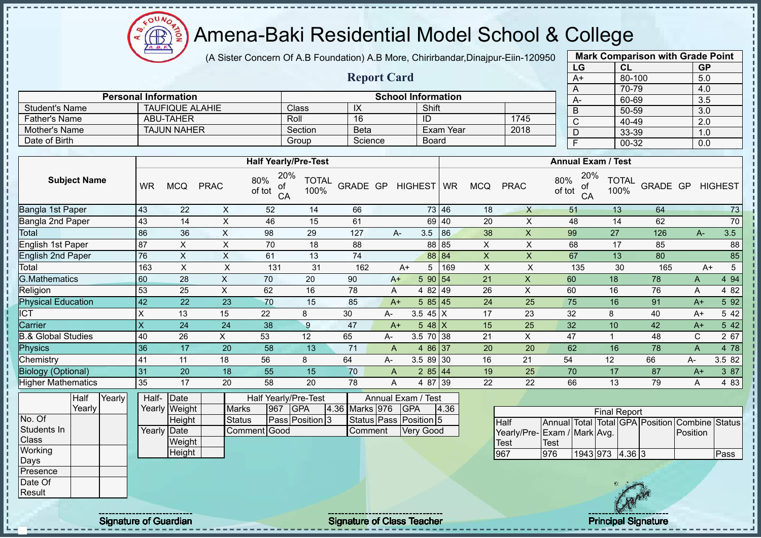# Amena-Baki Residential Model School & College

(A Sister Concern Of A.B Foundation) A.B More, Chirirbandar,Dinajpur-Eiin-120950

## Report Card

**Mark Comparison with Grade Point**

| LG | CL | GP |
|---|---|---|
| A+ | 80-100 | 5.0 |
| A | 70-79 | 4.0 |
| A- | 60-69 | 3.5 |
| B | 50-59 | 3.0 |
| C | 40-49 | 2.0 |
| D | 33-39 | 1.0 |
| F | 00-32 | 0.0 |

| Personal Information | | School Information | | | |
|---|---|---|---|---|---|
| Student's Name | TAUFIQUE ALAHIE | Class | IX | Shift | |
| Father's Name | ABU-TAHER | Roll | 16 | ID | 1745 |
| Mother's Name | TAJUN NAHER | Section | Beta | Exam Year | 2018 |
| Date of Birth | | Group | Science | Board | |

| Subject Name | Half Yearly/Pre-Test | | | | | | | | | Annual Exam / Test | | | | | | | | |
|---|---|---|---|---|---|---|---|---|---|---|---|---|---|---|---|---|---|---|
| | WR | MCQ | PRAC | 80% of tot | 20% of CA | TOTAL 100% | GRADE | GP | HIGHEST | WR | MCQ | PRAC | 80% of tot | 20% of CA | TOTAL 100% | GRADE | GP | HIGHEST |
| Bangla 1st Paper | 43 | 22 | X | 52 | 14 | 66 | | | 73 | 46 | 18 | X | 51 | 13 | 64 | | | 73 |
| Bangla 2nd Paper | 43 | 14 | X | 46 | 15 | 61 | | | 69 | 40 | 20 | X | 48 | 14 | 62 | | | 70 |
| Total | 86 | 36 | X | 98 | 29 | 127 | A- | 3.5 | | 86 | 38 | X | 99 | 27 | 126 | A- | 3.5 | |
| English 1st Paper | 87 | X | X | 70 | 18 | 88 | | | 88 | 85 | X | X | 68 | 17 | 85 | | | 88 |
| English 2nd Paper | 76 | X | X | 61 | 13 | 74 | | | 88 | 84 | X | X | 67 | 13 | 80 | | | 85 |
| Total | 163 | X | X | 131 | 31 | 162 | A+ | 5 | | 169 | X | X | 135 | 30 | 165 | A+ | 5 | |
| G.Mathematics | 60 | 28 | X | 70 | 20 | 90 | A+ | 5 | 90 | 54 | 21 | X | 60 | 18 | 78 | A | 4 | 94 |
| Religion | 53 | 25 | X | 62 | 16 | 78 | A | 4 | 82 | 49 | 26 | X | 60 | 16 | 76 | A | 4 | 82 |
| Physical Education | 42 | 22 | 23 | 70 | 15 | 85 | A+ | 5 | 85 | 45 | 24 | 25 | 75 | 16 | 91 | A+ | 5 | 92 |
| ICT | X | 13 | 15 | 22 | 8 | 30 | A- | 3.5 | 45 | X | 17 | 23 | 32 | 8 | 40 | A+ | 5 | 42 |
| Carrier | X | 24 | 24 | 38 | 9 | 47 | A+ | 5 | 48 | X | 15 | 25 | 32 | 10 | 42 | A+ | 5 | 42 |
| B.& Global Studies | 40 | 26 | X | 53 | 12 | 65 | A- | 3.5 | 70 | 38 | 21 | X | 47 | 1 | 48 | C | 2 | 67 |
| Physics | 36 | 17 | 20 | 58 | 13 | 71 | A | 4 | 86 | 37 | 20 | 20 | 62 | 16 | 78 | A | 4 | 78 |
| Chemistry | 41 | 11 | 18 | 56 | 8 | 64 | A- | 3.5 | 89 | 30 | 16 | 21 | 54 | 12 | 66 | A- | 3.5 | 82 |
| Biology (Optional) | 31 | 20 | 18 | 55 | 15 | 70 | A | 2 | 85 | 44 | 19 | 25 | 70 | 17 | 87 | A+ | 3 | 87 |
| Higher Mathematics | 35 | 17 | 20 | 58 | 20 | 78 | A | 4 | 87 | 39 | 22 | 22 | 66 | 13 | 79 | A | 4 | 83 |

| | Half Yearly | Yearly |
|---|---|---|
| No. Of Students In Class | | |
| Working Days | | |
| Presence | | |
| Date Of Result | | |

| | | |
|---|---|---|
| Half-Yearly | Date | |
| | Weight | |
| | Height | |
| Yearly | Date | |
| | Weight | |
| | Height | |

| Half Yearly/Pre-Test | | | | Annual Exam / Test | | | |
|---|---|---|---|---|---|---|---|
| Marks | 967 | GPA | 4.36 | Marks | 976 | GPA | 4.36 |
| Status | Pass | Position | 3 | Status | Pass | Position | 5 |
| Comment | Good | | | Comment | Very Good | | |

**Final Report**

| Half Yearly/Pre-Test | Annual Exam / Test | Total Mark | Total Avg. | GPA | Position | Combine Position | Status |
|---|---|---|---|---|---|---|---|
| 967 | 976 | 1943 | 973 | 4.36 | 3 | | Pass |

Signature of Guardian

Signature of Class Teacher

Principal Signature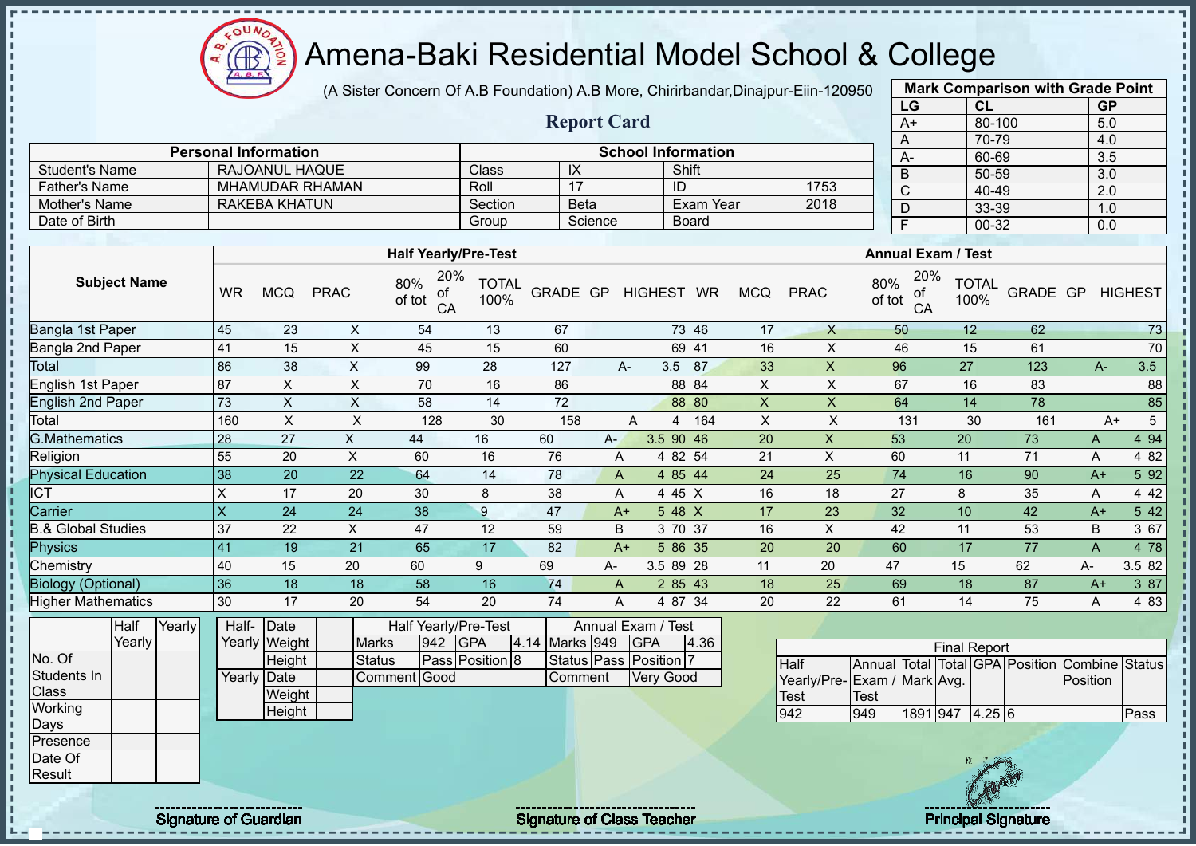# Amena-Baki Residential Model School & College

(A Sister Concern Of A.B Foundation) A.B More, Chirirbandar,Dinajpur-Eiin-120950

## Report Card

| Mark Comparison with Grade Point | | |
|---|---|---|
| LG | CL | GP |
| A+ | 80-100 | 5.0 |
| A | 70-79 | 4.0 |
| A- | 60-69 | 3.5 |
| B | 50-59 | 3.0 |
| C | 40-49 | 2.0 |
| D | 33-39 | 1.0 |
| F | 00-32 | 0.0 |

| Personal Information | | School Information | | | |
|---|---|---|---|---|---|
| Student's Name | RAJOANUL HAQUE | Class | IX | Shift | |
| Father's Name | MHAMUDAR RHAMAN | Roll | 17 | ID | 1753 |
| Mother's Name | RAKEBA KHATUN | Section | Beta | Exam Year | 2018 |
| Date of Birth | | Group | Science | Board | |

| Subject Name | Half Yearly/Pre-Test | | | | | | | | | Annual Exam / Test | | | | | | | | |
|---|---|---|---|---|---|---|---|---|---|---|---|---|---|---|---|---|---|---|
| | WR | MCQ | PRAC | 80% of tot | 20% of CA | TOTAL 100% | GRADE | GP | HIGHEST | WR | MCQ | PRAC | 80% of tot | 20% of CA | TOTAL 100% | GRADE | GP | HIGHEST |
| Bangla 1st Paper | 45 | 23 | X | 54 | 13 | 67 | | | 73 | 46 | 17 | X | 50 | 12 | 62 | | | 73 |
| Bangla 2nd Paper | 41 | 15 | X | 45 | 15 | 60 | | | 69 | 41 | 16 | X | 46 | 15 | 61 | | | 70 |
| Total | 86 | 38 | X | 99 | 28 | 127 | A- | 3.5 | | 87 | 33 | X | 96 | 27 | 123 | A- | 3.5 | |
| English 1st Paper | 87 | X | X | 70 | 16 | 86 | | | 88 | 84 | X | X | 67 | 16 | 83 | | | 88 |
| English 2nd Paper | 73 | X | X | 58 | 14 | 72 | | | 88 | 80 | X | X | 64 | 14 | 78 | | | 85 |
| Total | 160 | X | X | 128 | 30 | 158 | A | 4 | | 164 | X | X | 131 | 30 | 161 | A+ | 5 | |
| G.Mathematics | 28 | 27 | X | 44 | 16 | 60 | A- | 3.5 | 90 | 46 | 20 | X | 53 | 20 | 73 | A | 4 | 94 |
| Religion | 55 | 20 | X | 60 | 16 | 76 | A | 4 | 82 | 54 | 21 | X | 60 | 11 | 71 | A | 4 | 82 |
| Physical Education | 38 | 20 | 22 | 64 | 14 | 78 | A | 4 | 85 | 44 | 24 | 25 | 74 | 16 | 90 | A+ | 5 | 92 |
| ICT | X | 17 | 20 | 30 | 8 | 38 | A | 4 | 45 | X | 16 | 18 | 27 | 8 | 35 | A | 4 | 42 |
| Carrier | X | 24 | 24 | 38 | 9 | 47 | A+ | 5 | 48 | X | 17 | 23 | 32 | 10 | 42 | A+ | 5 | 42 |
| B.& Global Studies | 37 | 22 | X | 47 | 12 | 59 | B | 3 | 70 | 37 | 16 | X | 42 | 11 | 53 | B | 3 | 67 |
| Physics | 41 | 19 | 21 | 65 | 17 | 82 | A+ | 5 | 86 | 35 | 20 | 20 | 60 | 17 | 77 | A | 4 | 78 |
| Chemistry | 40 | 15 | 20 | 60 | 9 | 69 | A- | 3.5 | 89 | 28 | 11 | 20 | 47 | 15 | 62 | A- | 3.5 | 82 |
| Biology (Optional) | 36 | 18 | 18 | 58 | 16 | 74 | A | 2 | 85 | 43 | 18 | 25 | 69 | 18 | 87 | A+ | 3 | 87 |
| Higher Mathematics | 30 | 17 | 20 | 54 | 20 | 74 | A | 4 | 87 | 34 | 20 | 22 | 61 | 14 | 75 | A | 4 | 83 |

| | Half Yearly | Yearly |
|---|---|---|
| No. Of Students In Class | | |
| Working Days | | |
| Presence | | |
| Date Of Result | | |

| | | |
|---|---|---|
| Half-Yearly | Date | |
| | Weight | |
| | Height | |
| Yearly | Date | |
| | Weight | |
| | Height | |

| Half Yearly/Pre-Test | | | | Annual Exam / Test | | | |
|---|---|---|---|---|---|---|---|
| Marks | 942 | GPA | 4.14 | Marks | 949 | GPA | 4.36 |
| Status | Pass | Position | 8 | Status | Pass | Position | 7 |
| Comment | Good | | | Comment | Very Good | | |

| Final Report | | | | | | | |
|---|---|---|---|---|---|---|---|
| Half Yearly/Pre-Test | Annual Exam / Test | Total Mark | Total Avg. | GPA | Position | Combine Position | Status |
| 942 | 949 | 1891 | 947 | 4.25 | 6 | | Pass |

Signature of Guardian

Signature of Class Teacher

Principal Signature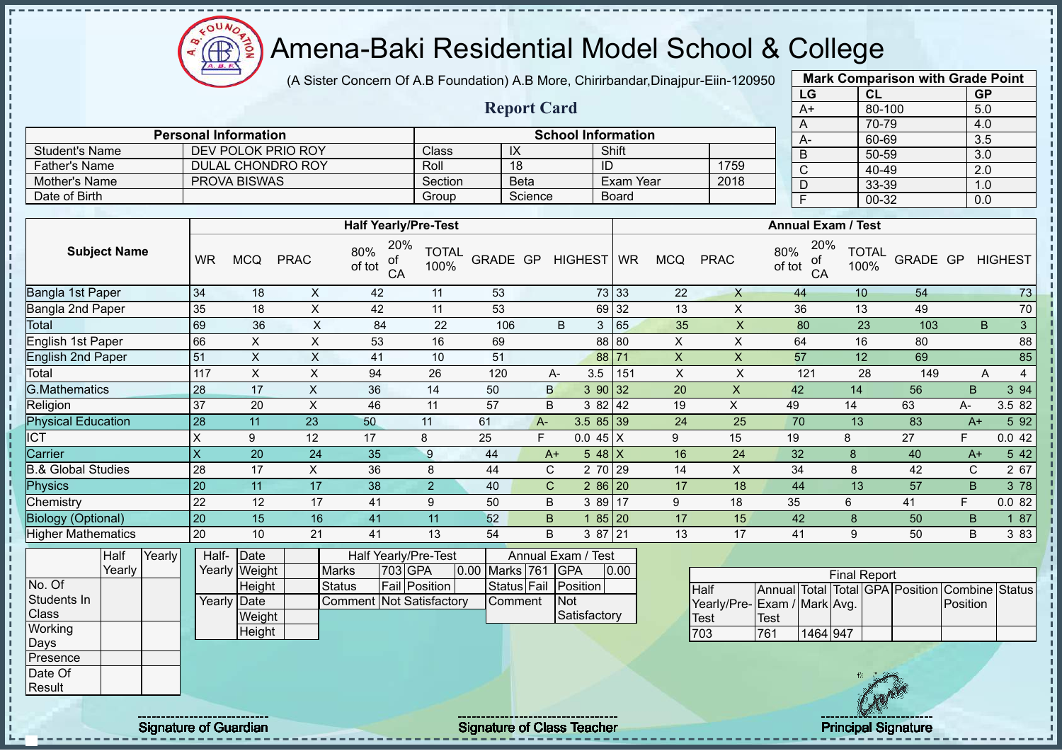# Amena-Baki Residential Model School & College

(A Sister Concern Of A.B Foundation) A.B More, Chirirbandar,Dinajpur-Eiin-120950

## Report Card

| Mark Comparison with Grade Point | | |
|---|---|---|
| LG | CL | GP |
| A+ | 80-100 | 5.0 |
| A | 70-79 | 4.0 |
| A- | 60-69 | 3.5 |
| B | 50-59 | 3.0 |
| C | 40-49 | 2.0 |
| D | 33-39 | 1.0 |
| F | 00-32 | 0.0 |

| Personal Information | | School Information | | | |
|---|---|---|---|---|---|
| Student's Name | DEV POLOK PRIO ROY | Class | IX | Shift | |
| Father's Name | DULAL CHONDRO ROY | Roll | 18 | ID | 1759 |
| Mother's Name | PROVA BISWAS | Section | Beta | Exam Year | 2018 |
| Date of Birth | | Group | Science | Board | |

| Subject Name | Half Yearly/Pre-Test | | | | | | | | | Annual Exam / Test | | | | | | | | |
|---|---|---|---|---|---|---|---|---|---|---|---|---|---|---|---|---|---|---|
| | WR | MCQ | PRAC | 80% of tot | 20% of CA | TOTAL 100% | GRADE | GP | HIGHEST | WR | MCQ | PRAC | 80% of tot | 20% of CA | TOTAL 100% | GRADE | GP | HIGHEST |
| Bangla 1st Paper | 34 | 18 | X | 42 | 11 | 53 | | | 73 | 33 | 22 | X | 44 | 10 | 54 | | | 73 |
| Bangla 2nd Paper | 35 | 18 | X | 42 | 11 | 53 | | | 69 | 32 | 13 | X | 36 | 13 | 49 | | | 70 |
| Total | 69 | 36 | X | 84 | 22 | 106 | B | 3 | | 65 | 35 | X | 80 | 23 | 103 | B | 3 | |
| English 1st Paper | 66 | X | X | 53 | 16 | 69 | | | 88 | 80 | X | X | 64 | 16 | 80 | | | 88 |
| English 2nd Paper | 51 | X | X | 41 | 10 | 51 | | | 88 | 71 | X | X | 57 | 12 | 69 | | | 85 |
| Total | 117 | X | X | 94 | 26 | 120 | A- | 3.5 | | 151 | X | X | 121 | 28 | 149 | A | 4 | |
| G.Mathematics | 28 | 17 | X | 36 | 14 | 50 | B | 3 | 90 | 32 | 20 | X | 42 | 14 | 56 | B | 3 | 94 |
| Religion | 37 | 20 | X | 46 | 11 | 57 | B | 3 | 82 | 42 | 19 | X | 49 | 14 | 63 | A- | 3.5 | 82 |
| Physical Education | 28 | 11 | 23 | 50 | 11 | 61 | A- | 3.5 | 85 | 39 | 24 | 25 | 70 | 13 | 83 | A+ | 5 | 92 |
| ICT | X | 9 | 12 | 17 | 8 | 25 | F | 0.0 | 45 | X | 9 | 15 | 19 | 8 | 27 | F | 0.0 | 42 |
| Carrier | X | 20 | 24 | 35 | 9 | 44 | A+ | 5 | 48 | X | 16 | 24 | 32 | 8 | 40 | A+ | 5 | 42 |
| B.& Global Studies | 28 | 17 | X | 36 | 8 | 44 | C | 2 | 70 | 29 | 14 | X | 34 | 8 | 42 | C | 2 | 67 |
| Physics | 20 | 11 | 17 | 38 | 2 | 40 | C | 2 | 86 | 20 | 17 | 18 | 44 | 13 | 57 | B | 3 | 78 |
| Chemistry | 22 | 12 | 17 | 41 | 9 | 50 | B | 3 | 89 | 17 | 9 | 18 | 35 | 6 | 41 | F | 0.0 | 82 |
| Biology (Optional) | 20 | 15 | 16 | 41 | 11 | 52 | B | 1 | 85 | 20 | 17 | 15 | 42 | 8 | 50 | B | 1 | 87 |
| Higher Mathematics | 20 | 10 | 21 | 41 | 13 | 54 | B | 3 | 87 | 21 | 13 | 17 | 41 | 9 | 50 | B | 3 | 83 |

| | Half Yearly | Yearly |
|---|---|---|
| No. Of Students In Class | | |
| Working Days | | |
| Presence | | |
| Date Of Result | | |

| | | |
|---|---|---|
| Half-Yearly | Date | |
| | Weight | |
| | Height | |
| Yearly | Date | |
| | Weight | |
| | Height | |

| Half Yearly/Pre-Test | | | | Annual Exam / Test | | | |
|---|---|---|---|---|---|---|---|
| Marks | 703 | GPA | 0.00 | Marks | 761 | GPA | 0.00 |
| Status | Fail | Position | | Status | Fail | Position | |
| Comment | Not Satisfactory | | | Comment | Not Satisfactory | | |

| Final Report | | | | | | | |
|---|---|---|---|---|---|---|---|
| Half Yearly/Pre-Test | Annual Exam / Test | Total Mark | Total Avg. | GPA | Position | Combine Position | Status |
| 703 | 761 | 1464 | 947 | | | | |

Signature of Guardian

Signature of Class Teacher

Principal Signature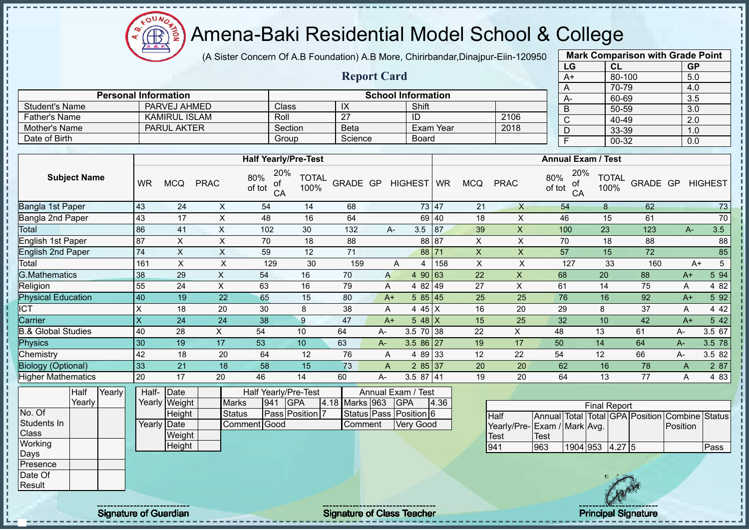# Amena-Baki Residential Model School & College

(A Sister Concern Of A.B Foundation) A.B More, Chirirbandar,Dinajpur-Eiin-120950

## Report Card

| Mark Comparison with Grade Point | | |
|---|---|---|
| LG | CL | GP |
| A+ | 80-100 | 5.0 |
| A | 70-79 | 4.0 |
| A- | 60-69 | 3.5 |
| B | 50-59 | 3.0 |
| C | 40-49 | 2.0 |
| D | 33-39 | 1.0 |
| F | 00-32 | 0.0 |

| Personal Information | | School Information | | | |
|---|---|---|---|---|---|
| Student's Name | PARVEJ AHMED | Class | IX | Shift | |
| Father's Name | KAMIRUL ISLAM | Roll | 27 | ID | 2106 |
| Mother's Name | PARUL AKTER | Section | Beta | Exam Year | 2018 |
| Date of Birth | | Group | Science | Board | |

| Subject Name | Half Yearly/Pre-Test | | | | | | | | | Annual Exam / Test | | | | | | | | |
|---|---|---|---|---|---|---|---|---|---|---|---|---|---|---|---|---|---|---|
| | WR | MCQ | PRAC | 80% of tot | 20% of CA | TOTAL 100% | GRADE | GP | HIGHEST | WR | MCQ | PRAC | 80% of tot | 20% of CA | TOTAL 100% | GRADE | GP | HIGHEST |
| Bangla 1st Paper | 43 | 24 | X | 54 | 14 | 68 | | | 73 | 47 | 21 | X | 54 | 8 | 62 | | | 73 |
| Bangla 2nd Paper | 43 | 17 | X | 48 | 16 | 64 | | | 69 | 40 | 18 | X | 46 | 15 | 61 | | | 70 |
| Total | 86 | 41 | X | 102 | 30 | 132 | A- | 3.5 | | 87 | 39 | X | 100 | 23 | 123 | A- | 3.5 | |
| English 1st Paper | 87 | X | X | 70 | 18 | 88 | | | 88 | 87 | X | X | 70 | 18 | 88 | | | 88 |
| English 2nd Paper | 74 | X | X | 59 | 12 | 71 | | | 88 | 71 | X | X | 57 | 15 | 72 | | | 85 |
| Total | 161 | X | X | 129 | 30 | 159 | A | 4 | | 158 | X | X | 127 | 33 | 160 | A+ | 5 | |
| G.Mathematics | 38 | 29 | X | 54 | 16 | 70 | A | 4 | 90 | 63 | 22 | X | 68 | 20 | 88 | A+ | 5 | 94 |
| Religion | 55 | 24 | X | 63 | 16 | 79 | A | 4 | 82 | 49 | 27 | X | 61 | 14 | 75 | A | 4 | 82 |
| Physical Education | 40 | 19 | 22 | 65 | 15 | 80 | A+ | 5 | 85 | 45 | 25 | 25 | 76 | 16 | 92 | A+ | 5 | 92 |
| ICT | X | 18 | 20 | 30 | 8 | 38 | A | 4 | 45 | X | 16 | 20 | 29 | 8 | 37 | A | 4 | 42 |
| Carrier | X | 24 | 24 | 38 | 9 | 47 | A+ | 5 | 48 | X | 15 | 25 | 32 | 10 | 42 | A+ | 5 | 42 |
| B.& Global Studies | 40 | 28 | X | 54 | 10 | 64 | A- | 3.5 | 70 | 38 | 22 | X | 48 | 13 | 61 | A- | 3.5 | 67 |
| Physics | 30 | 19 | 17 | 53 | 10 | 63 | A- | 3.5 | 86 | 27 | 19 | 17 | 50 | 14 | 64 | A- | 3.5 | 78 |
| Chemistry | 42 | 18 | 20 | 64 | 12 | 76 | A | 4 | 89 | 33 | 12 | 22 | 54 | 12 | 66 | A- | 3.5 | 82 |
| Biology (Optional) | 33 | 21 | 18 | 58 | 15 | 73 | A | 2 | 85 | 37 | 20 | 20 | 62 | 16 | 78 | A | 2 | 87 |
| Higher Mathematics | 20 | 17 | 20 | 46 | 14 | 60 | A- | 3.5 | 87 | 41 | 19 | 20 | 64 | 13 | 77 | A | 4 | 83 |

| | Half Yearly | Yearly |
|---|---|---|
| No. Of Students In Class | | |
| Working Days | | |
| Presence | | |
| Date Of Result | | |

| | | |
|---|---|---|
| Half-Yearly | Date | |
| | Weight | |
| | Height | |
| Yearly | Date | |
| | Weight | |
| | Height | |

| Half Yearly/Pre-Test | | | | Annual Exam / Test | | | |
|---|---|---|---|---|---|---|---|
| Marks | 941 | GPA | 4.18 | Marks | 963 | GPA | 4.36 |
| Status | Pass | Position | 7 | Status | Pass | Position | 6 |
| Comment | Good | | | Comment | Very Good | | |

| Final Report | | | | | | | |
|---|---|---|---|---|---|---|---|
| Half Yearly/Pre-Test | Annual Exam / Test | Total Mark | Total Avg. | GPA | Position | Combine Position | Status |
| 941 | 963 | 1904 | 953 | 4.27 | 5 | | Pass |

Signature of Guardian

Signature of Class Teacher

Principal Signature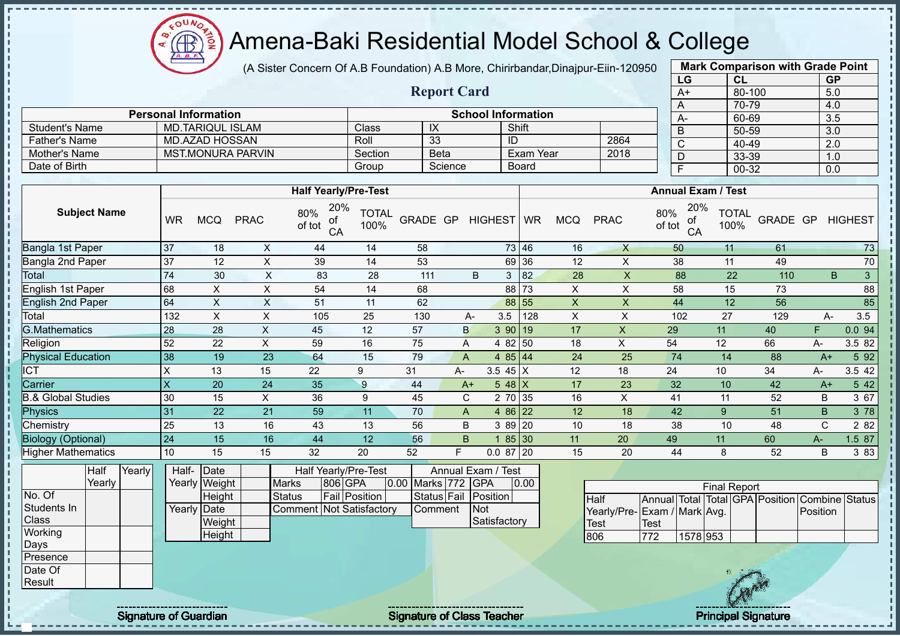# Amena-Baki Residential Model School & College

(A Sister Concern Of A.B Foundation) A.B More, Chirirbandar,Dinajpur-Eiin-120950

## Report Card

| Mark Comparison with Grade Point | | |
|---|---|---|
| LG | CL | GP |
| A+ | 80-100 | 5.0 |
| A | 70-79 | 4.0 |
| A- | 60-69 | 3.5 |
| B | 50-59 | 3.0 |
| C | 40-49 | 2.0 |
| D | 33-39 | 1.0 |
| F | 00-32 | 0.0 |

| Personal Information | | School Information | | | |
|---|---|---|---|---|---|
| Student's Name | MD.TARIQUL ISLAM | Class | IX | Shift | |
| Father's Name | MD.AZAD HOSSAN | Roll | 33 | ID | 2864 |
| Mother's Name | MST.MONURA PARVIN | Section | Beta | Exam Year | 2018 |
| Date of Birth | | Group | Science | Board | |

| Subject Name | Half Yearly/Pre-Test | | | | | | | | | Annual Exam / Test | | | | | | | | |
|---|---|---|---|---|---|---|---|---|---|---|---|---|---|---|---|---|---|---|
| | WR | MCQ | PRAC | 80% of tot | 20% of CA | TOTAL 100% | GRADE | GP | HIGHEST | WR | MCQ | PRAC | 80% of tot | 20% of CA | TOTAL 100% | GRADE | GP | HIGHEST |
| Bangla 1st Paper | 37 | 18 | X | 44 | 14 | 58 | | | 73 | 46 | 16 | X | 50 | 11 | 61 | | | 73 |
| Bangla 2nd Paper | 37 | 12 | X | 39 | 14 | 53 | | | 69 | 36 | 12 | X | 38 | 11 | 49 | | | 70 |
| Total | 74 | 30 | X | 83 | 28 | 111 | B | 3 | | 82 | 28 | X | 88 | 22 | 110 | B | 3 | |
| English 1st Paper | 68 | X | X | 54 | 14 | 68 | | | 88 | 73 | X | X | 58 | 15 | 73 | | | 88 |
| English 2nd Paper | 64 | X | X | 51 | 11 | 62 | | | 88 | 55 | X | X | 44 | 12 | 56 | | | 85 |
| Total | 132 | X | X | 105 | 25 | 130 | A- | 3.5 | | 128 | X | X | 102 | 27 | 129 | A- | 3.5 | |
| G.Mathematics | 28 | 28 | X | 45 | 12 | 57 | B | 3 | 90 | 19 | 17 | X | 29 | 11 | 40 | F | 0.0 | 94 |
| Religion | 52 | 22 | X | 59 | 16 | 75 | A | 4 | 82 | 50 | 18 | X | 54 | 12 | 66 | A- | 3.5 | 82 |
| Physical Education | 38 | 19 | 23 | 64 | 15 | 79 | A | 4 | 85 | 44 | 24 | 25 | 74 | 14 | 88 | A+ | 5 | 92 |
| ICT | X | 13 | 15 | 22 | 9 | 31 | A- | 3.5 | 45 | X | 12 | 18 | 24 | 10 | 34 | A- | 3.5 | 42 |
| Carrier | X | 20 | 24 | 35 | 9 | 44 | A+ | 5 | 48 | X | 17 | 23 | 32 | 10 | 42 | A+ | 5 | 42 |
| B.& Global Studies | 30 | 15 | X | 36 | 9 | 45 | C | 2 | 70 | 35 | 16 | X | 41 | 11 | 52 | B | 3 | 67 |
| Physics | 31 | 22 | 21 | 59 | 11 | 70 | A | 4 | 86 | 22 | 12 | 18 | 42 | 9 | 51 | B | 3 | 78 |
| Chemistry | 25 | 13 | 16 | 43 | 13 | 56 | B | 3 | 89 | 20 | 10 | 18 | 38 | 10 | 48 | C | 2 | 82 |
| Biology (Optional) | 24 | 15 | 16 | 44 | 12 | 56 | B | 1 | 85 | 30 | 11 | 20 | 49 | 11 | 60 | A- | 1.5 | 87 |
| Higher Mathematics | 10 | 15 | 15 | 32 | 20 | 52 | F | 0.0 | 87 | 20 | 15 | 20 | 44 | 8 | 52 | B | 3 | 83 |

| | Half Yearly | Yearly |
|---|---|---|
| No. Of Students In Class | | |
| Working Days | | |
| Presence | | |
| Date Of Result | | |

| | | |
|---|---|---|
| Half-Yearly | Date | |
| | Weight | |
| | Height | |
| Yearly | Date | |
| | Weight | |
| | Height | |

| Half Yearly/Pre-Test | | | | Annual Exam / Test | | | |
|---|---|---|---|---|---|---|---|
| Marks | 806 | GPA | 0.00 | Marks | 772 | GPA | 0.00 |
| Status | Fail | Position | | Status | Fail | Position | |
| Comment | Not Satisfactory | | | Comment | Not Satisfactory | | |

| Final Report | | | | | | | |
|---|---|---|---|---|---|---|---|
| Half Yearly/Pre-Test | Annual Exam / Test | Total Mark | Total Avg. | GPA | Position | Combine Position | Status |
| 806 | 772 | 1578 | 953 | | | | |

Signature of Guardian

Signature of Class Teacher

Principal Signature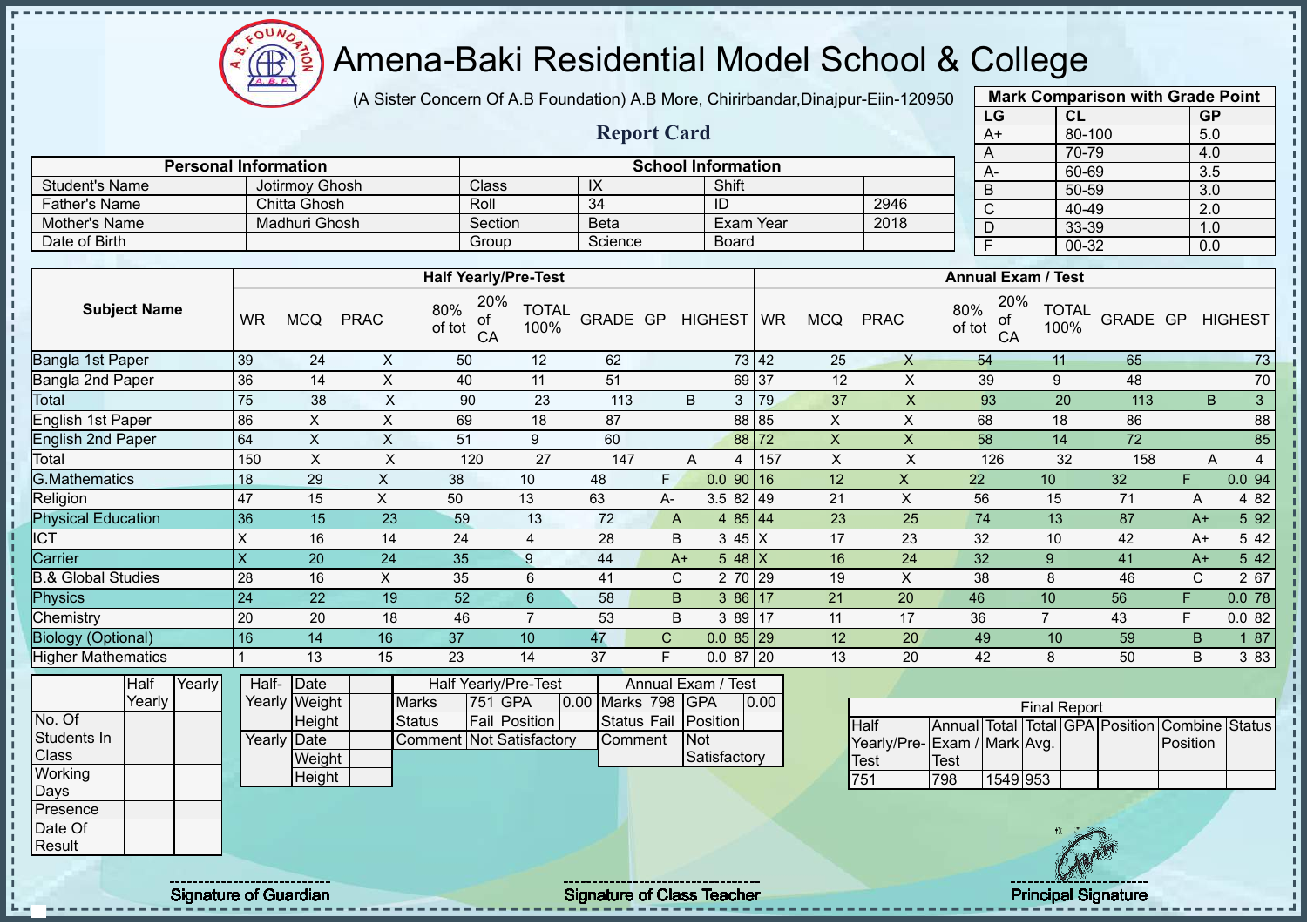# Amena-Baki Residential Model School & College

(A Sister Concern Of A.B Foundation) A.B More, Chirirbandar,Dinajpur-Eiin-120950

## Report Card

| Mark Comparison with Grade Point | | |
|---|---|---|
| **LG** | **CL** | **GP** |
| A+ | 80-100 | 5.0 |
| A | 70-79 | 4.0 |
| A- | 60-69 | 3.5 |
| B | 50-59 | 3.0 |
| C | 40-49 | 2.0 |
| D | 33-39 | 1.0 |
| F | 00-32 | 0.0 |

| Personal Information | | School Information | | | |
|---|---|---|---|---|---|
| Student's Name | Jotirmoy Ghosh | Class | IX | Shift | |
| Father's Name | Chitta Ghosh | Roll | 34 | ID | 2946 |
| Mother's Name | Madhuri Ghosh | Section | Beta | Exam Year | 2018 |
| Date of Birth | | Group | Science | Board | |

| Subject Name | Half Yearly/Pre-Test | | | | | | | | | Annual Exam / Test | | | | | | | | |
|---|---|---|---|---|---|---|---|---|---|---|---|---|---|---|---|---|---|---|
| | WR | MCQ | PRAC | 80% of tot | 20% of CA | TOTAL 100% | GRADE | GP | HIGHEST | WR | MCQ | PRAC | 80% of tot | 20% of CA | TOTAL 100% | GRADE | GP | HIGHEST |
| Bangla 1st Paper | 39 | 24 | X | 50 | 12 | 62 | | | 73 | 42 | 25 | X | 54 | 11 | 65 | | | 73 |
| Bangla 2nd Paper | 36 | 14 | X | 40 | 11 | 51 | | | 69 | 37 | 12 | X | 39 | 9 | 48 | | | 70 |
| Total | 75 | 38 | X | 90 | 23 | 113 | B | 3 | | 79 | 37 | X | 93 | 20 | 113 | B | 3 | |
| English 1st Paper | 86 | X | X | 69 | 18 | 87 | | | 88 | 85 | X | X | 68 | 18 | 86 | | | 88 |
| English 2nd Paper | 64 | X | X | 51 | 9 | 60 | | | 88 | 72 | X | X | 58 | 14 | 72 | | | 85 |
| Total | 150 | X | X | 120 | 27 | 147 | A | 4 | | 157 | X | X | 126 | 32 | 158 | A | 4 | |
| G.Mathematics | 18 | 29 | X | 38 | 10 | 48 | F | 0.0 | 90 | 16 | 12 | X | 22 | 10 | 32 | F | 0.0 | 94 |
| Religion | 47 | 15 | X | 50 | 13 | 63 | A- | 3.5 | 82 | 49 | 21 | X | 56 | 15 | 71 | A | 4 | 82 |
| Physical Education | 36 | 15 | 23 | 59 | 13 | 72 | A | 4 | 85 | 44 | 23 | 25 | 74 | 13 | 87 | A+ | 5 | 92 |
| ICT | X | 16 | 14 | 24 | 4 | 28 | B | 3 | 45 | X | 17 | 23 | 32 | 10 | 42 | A+ | 5 | 42 |
| Carrier | X | 20 | 24 | 35 | 9 | 44 | A+ | 5 | 48 | X | 16 | 24 | 32 | 9 | 41 | A+ | 5 | 42 |
| B.& Global Studies | 28 | 16 | X | 35 | 6 | 41 | C | 2 | 70 | 29 | 19 | X | 38 | 8 | 46 | C | 2 | 67 |
| Physics | 24 | 22 | 19 | 52 | 6 | 58 | B | 3 | 86 | 17 | 21 | 20 | 46 | 10 | 56 | F | 0.0 | 78 |
| Chemistry | 20 | 20 | 18 | 46 | 7 | 53 | B | 3 | 89 | 17 | 11 | 17 | 36 | 7 | 43 | F | 0.0 | 82 |
| Biology (Optional) | 16 | 14 | 16 | 37 | 10 | 47 | C | 0.0 | 85 | 29 | 12 | 20 | 49 | 10 | 59 | B | 1 | 87 |
| Higher Mathematics | 1 | 13 | 15 | 23 | 14 | 37 | F | 0.0 | 87 | 20 | 13 | 20 | 42 | 8 | 50 | B | 3 | 83 |

| | Half Yearly | Yearly |
|---|---|---|
| No. Of Students In Class | | |
| Working Days | | |
| Presence | | |
| Date Of Result | | |

| | | |
|---|---|---|
| Half-Yearly | Date | |
| | Weight | |
| | Height | |
| Yearly | Date | |
| | Weight | |
| | Height | |

| Half Yearly/Pre-Test | | | | Annual Exam / Test | | | |
|---|---|---|---|---|---|---|---|
| Marks | 751 | GPA | 0.00 | Marks | 798 | GPA | 0.00 |
| Status | Fail | Position | | Status | Fail | Position | |
| Comment | Not Satisfactory | | | Comment | Not Satisfactory | | |

| Final Report | | | | | | | |
|---|---|---|---|---|---|---|---|
| Half Yearly/Pre-Test | Annual Exam / Test | Total Mark | Total Avg. | GPA | Position | Combine Position | Status |
| 751 | 798 | 1549 | 953 | | | | |

Signature of Guardian

Signature of Class Teacher

Principal Signature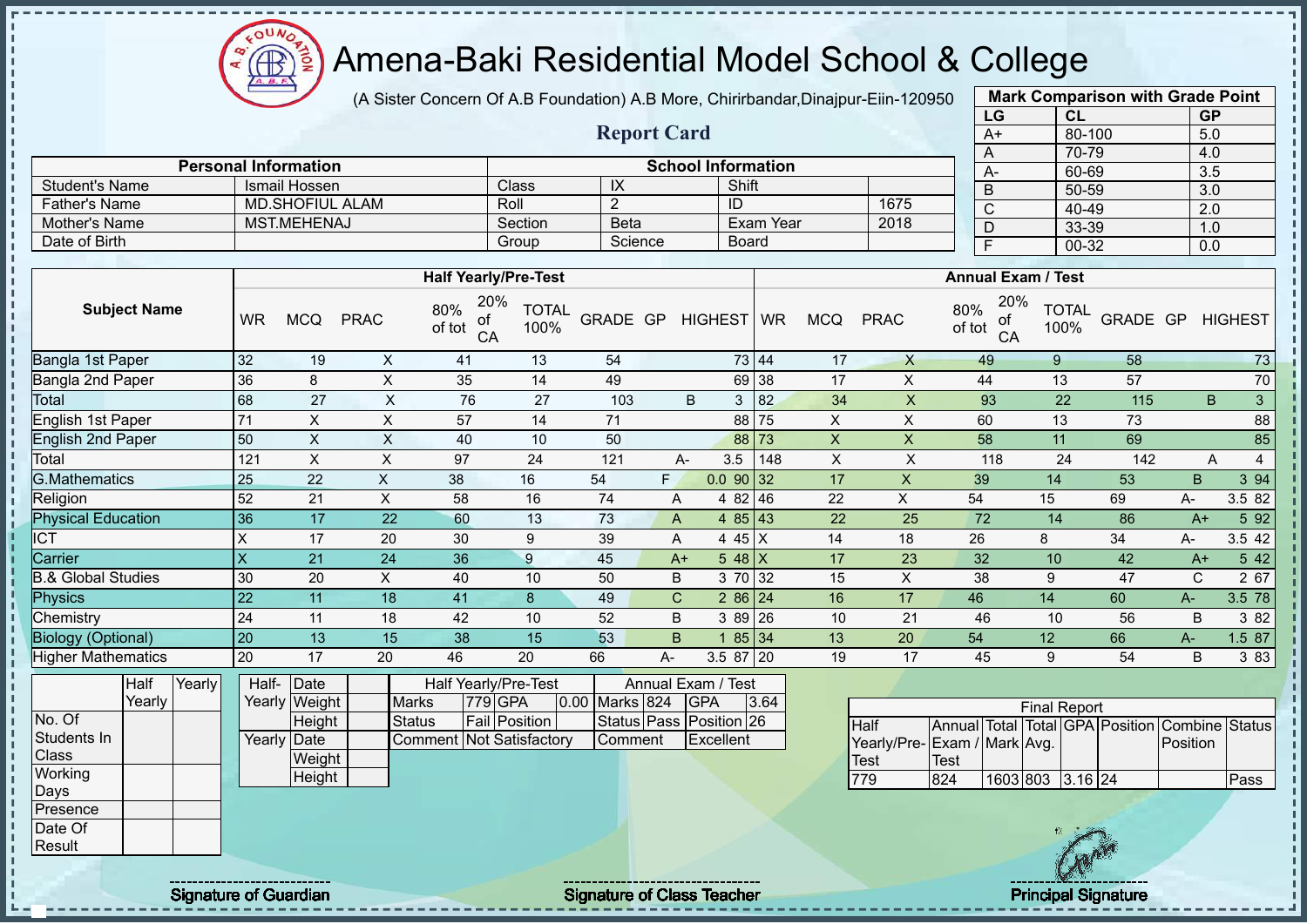# Amena-Baki Residential Model School & College

(A Sister Concern Of A.B Foundation) A.B More, Chirirbandar,Dinajpur-Eiin-120950

## Report Card

| Mark Comparison with Grade Point | | |
|---|---|---|
| LG | CL | GP |
| A+ | 80-100 | 5.0 |
| A | 70-79 | 4.0 |
| A- | 60-69 | 3.5 |
| B | 50-59 | 3.0 |
| C | 40-49 | 2.0 |
| D | 33-39 | 1.0 |
| F | 00-32 | 0.0 |

| Personal Information | | School Information | | | |
|---|---|---|---|---|---|
| Student's Name | Ismail Hossen | Class | IX | Shift | |
| Father's Name | MD.SHOFIUL ALAM | Roll | 2 | ID | 1675 |
| Mother's Name | MST.MEHENAJ | Section | Beta | Exam Year | 2018 |
| Date of Birth | | Group | Science | Board | |

| Subject Name | Half Yearly/Pre-Test | | | | | | | | | Annual Exam / Test | | | | | | | | |
|---|---|---|---|---|---|---|---|---|---|---|---|---|---|---|---|---|---|---|
| | WR | MCQ | PRAC | 80% of tot | 20% of CA | TOTAL 100% | GRADE | GP | HIGHEST | WR | MCQ | PRAC | 80% of tot | 20% of CA | TOTAL 100% | GRADE | GP | HIGHEST |
| Bangla 1st Paper | 32 | 19 | X | 41 | 13 | 54 | | | 73 | 44 | 17 | X | 49 | 9 | 58 | | | 73 |
| Bangla 2nd Paper | 36 | 8 | X | 35 | 14 | 49 | | | 69 | 38 | 17 | X | 44 | 13 | 57 | | | 70 |
| Total | 68 | 27 | X | 76 | 27 | 103 | B | 3 | | 82 | 34 | X | 93 | 22 | 115 | B | 3 | |
| English 1st Paper | 71 | X | X | 57 | 14 | 71 | | | 88 | 75 | X | X | 60 | 13 | 73 | | | 88 |
| English 2nd Paper | 50 | X | X | 40 | 10 | 50 | | | 88 | 73 | X | X | 58 | 11 | 69 | | | 85 |
| Total | 121 | X | X | 97 | 24 | 121 | A- | 3.5 | | 148 | X | X | 118 | 24 | 142 | A | 4 | |
| G.Mathematics | 25 | 22 | X | 38 | 16 | 54 | F | 0.0 | 90 | 32 | 17 | X | 39 | 14 | 53 | B | 3 | 94 |
| Religion | 52 | 21 | X | 58 | 16 | 74 | A | 4 | 82 | 46 | 22 | X | 54 | 15 | 69 | A- | 3.5 | 82 |
| Physical Education | 36 | 17 | 22 | 60 | 13 | 73 | A | 4 | 85 | 43 | 22 | 25 | 72 | 14 | 86 | A+ | 5 | 92 |
| ICT | X | 17 | 20 | 30 | 9 | 39 | A | 4 | 45 | X | 14 | 18 | 26 | 8 | 34 | A- | 3.5 | 42 |
| Carrier | X | 21 | 24 | 36 | 9 | 45 | A+ | 5 | 48 | X | 17 | 23 | 32 | 10 | 42 | A+ | 5 | 42 |
| B.& Global Studies | 30 | 20 | X | 40 | 10 | 50 | B | 3 | 70 | 32 | 15 | X | 38 | 9 | 47 | C | 2 | 67 |
| Physics | 22 | 11 | 18 | 41 | 8 | 49 | C | 2 | 86 | 24 | 16 | 17 | 46 | 14 | 60 | A- | 3.5 | 78 |
| Chemistry | 24 | 11 | 18 | 42 | 10 | 52 | B | 3 | 89 | 26 | 10 | 21 | 46 | 10 | 56 | B | 3 | 82 |
| Biology (Optional) | 20 | 13 | 15 | 38 | 15 | 53 | B | 1 | 85 | 34 | 13 | 20 | 54 | 12 | 66 | A- | 1.5 | 87 |
| Higher Mathematics | 20 | 17 | 20 | 46 | 20 | 66 | A- | 3.5 | 87 | 20 | 19 | 17 | 45 | 9 | 54 | B | 3 | 83 |

| | Half Yearly | Yearly |
|---|---|---|
| No. Of Students In Class | | |
| Working Days | | |
| Presence | | |
| Date Of Result | | |

| | | |
|---|---|---|
| Half-Yearly | Date | |
| | Weight | |
| | Height | |
| Yearly | Date | |
| | Weight | |
| | Height | |

| Half Yearly/Pre-Test | | | | Annual Exam / Test | | | |
|---|---|---|---|---|---|---|---|
| Marks | 779 | GPA | 0.00 | Marks | 824 | GPA | 3.64 |
| Status | Fail | Position | | Status | Pass | Position | 26 |
| Comment | Not Satisfactory | | | Comment | Excellent | | |

| Final Report | | | | | | | |
|---|---|---|---|---|---|---|---|
| Half Yearly/Pre-Test | Annual Exam / Test | Total Mark | Total Avg. | GPA | Position | Combine Position | Status |
| 779 | 824 | 1603 | 803 | 3.16 | 24 | | Pass |

Signature of Guardian

Signature of Class Teacher

Principal Signature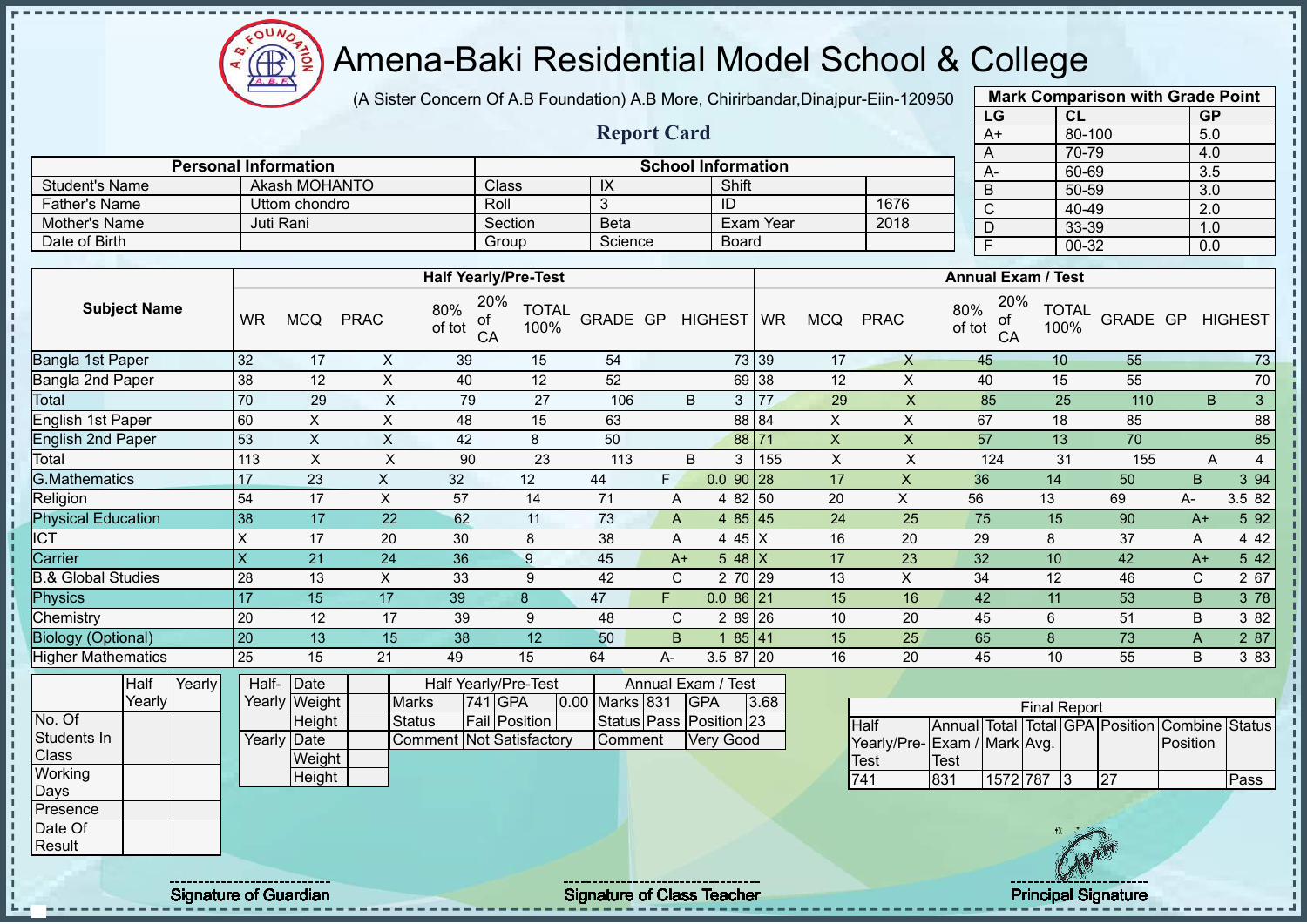# Amena-Baki Residential Model School & College

(A Sister Concern Of A.B Foundation) A.B More, Chirirbandar,Dinajpur-Eiin-120950

## Report Card

| Mark Comparison with Grade Point | | |
|---|---|---|
| LG | CL | GP |
| A+ | 80-100 | 5.0 |
| A | 70-79 | 4.0 |
| A- | 60-69 | 3.5 |
| B | 50-59 | 3.0 |
| C | 40-49 | 2.0 |
| D | 33-39 | 1.0 |
| F | 00-32 | 0.0 |

| Personal Information | | School Information | | | |
|---|---|---|---|---|---|
| Student's Name | Akash MOHANTO | Class | IX | Shift | |
| Father's Name | Uttom chondro | Roll | 3 | ID | 1676 |
| Mother's Name | Juti Rani | Section | Beta | Exam Year | 2018 |
| Date of Birth | | Group | Science | Board | |

| Subject Name | Half Yearly/Pre-Test | | | | | | | | | Annual Exam / Test | | | | | | | | |
|---|---|---|---|---|---|---|---|---|---|---|---|---|---|---|---|---|---|---|
| | WR | MCQ | PRAC | 80% of tot | 20% of CA | TOTAL 100% | GRADE | GP | HIGHEST | WR | MCQ | PRAC | 80% of tot | 20% of CA | TOTAL 100% | GRADE | GP | HIGHEST |
| Bangla 1st Paper | 32 | 17 | X | 39 | 15 | 54 | | | 73 | 39 | 17 | X | 45 | 10 | 55 | | | 73 |
| Bangla 2nd Paper | 38 | 12 | X | 40 | 12 | 52 | | | 69 | 38 | 12 | X | 40 | 15 | 55 | | | 70 |
| Total | 70 | 29 | X | 79 | 27 | 106 | B | 3 | | 77 | 29 | X | 85 | 25 | 110 | B | 3 | |
| English 1st Paper | 60 | X | X | 48 | 15 | 63 | | | 88 | 84 | X | X | 67 | 18 | 85 | | | 88 |
| English 2nd Paper | 53 | X | X | 42 | 8 | 50 | | | 88 | 71 | X | X | 57 | 13 | 70 | | | 85 |
| Total | 113 | X | X | 90 | 23 | 113 | B | 3 | | 155 | X | X | 124 | 31 | 155 | A | 4 | |
| G.Mathematics | 17 | 23 | X | 32 | 12 | 44 | F | 0.0 | 90 | 28 | 17 | X | 36 | 14 | 50 | B | 3 | 94 |
| Religion | 54 | 17 | X | 57 | 14 | 71 | A | 4 | 82 | 50 | 20 | X | 56 | 13 | 69 | A- | 3.5 | 82 |
| Physical Education | 38 | 17 | 22 | 62 | 11 | 73 | A | 4 | 85 | 45 | 24 | 25 | 75 | 15 | 90 | A+ | 5 | 92 |
| ICT | X | 17 | 20 | 30 | 8 | 38 | A | 4 | 45 | X | 16 | 20 | 29 | 8 | 37 | A | 4 | 42 |
| Carrier | X | 21 | 24 | 36 | 9 | 45 | A+ | 5 | 48 | X | 17 | 23 | 32 | 10 | 42 | A+ | 5 | 42 |
| B.& Global Studies | 28 | 13 | X | 33 | 9 | 42 | C | 2 | 70 | 29 | 13 | X | 34 | 12 | 46 | C | 2 | 67 |
| Physics | 17 | 15 | 17 | 39 | 8 | 47 | F | 0.0 | 86 | 21 | 15 | 16 | 42 | 11 | 53 | B | 3 | 78 |
| Chemistry | 20 | 12 | 17 | 39 | 9 | 48 | C | 2 | 89 | 26 | 10 | 20 | 45 | 6 | 51 | B | 3 | 82 |
| Biology (Optional) | 20 | 13 | 15 | 38 | 12 | 50 | B | 1 | 85 | 41 | 15 | 25 | 65 | 8 | 73 | A | 2 | 87 |
| Higher Mathematics | 25 | 15 | 21 | 49 | 15 | 64 | A- | 3.5 | 87 | 20 | 16 | 20 | 45 | 10 | 55 | B | 3 | 83 |

| | Half Yearly | Yearly |
|---|---|---|
| No. Of Students In Class | | |
| Working Days | | |
| Presence | | |
| Date Of Result | | |

| | | |
|---|---|---|
| Half-Yearly | Date | |
| | Weight | |
| | Height | |
| Yearly | Date | |
| | Weight | |
| | Height | |

| Half Yearly/Pre-Test | | | | Annual Exam / Test | | | |
|---|---|---|---|---|---|---|---|
| Marks | 741 | GPA | 0.00 | Marks | 831 | GPA | 3.68 |
| Status | Fail | Position | | Status | Pass | Position | 23 |
| Comment | Not Satisfactory | | | Comment | Very Good | | |

| Final Report | | | | | | | |
|---|---|---|---|---|---|---|---|
| Half Yearly/Pre-Test | Annual Exam / Test | Total Mark | Total Avg. | GPA | Position | Combine Position | Status |
| 741 | 831 | 1572 | 787 | 3 | 27 | | Pass |

Signature of Guardian — Signature of Class Teacher — Principal Signature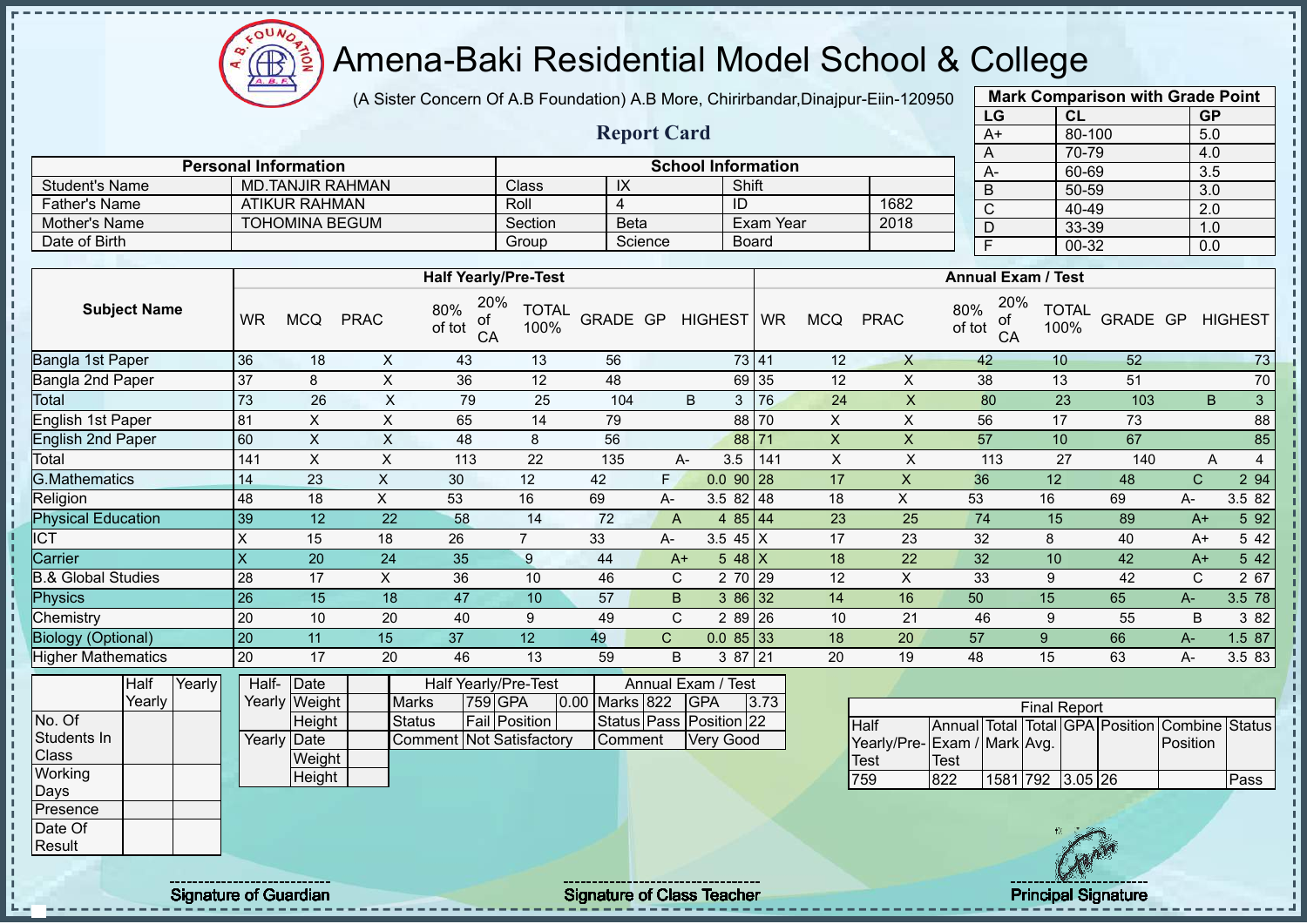# Amena-Baki Residential Model School & College

(A Sister Concern Of A.B Foundation) A.B More, Chirirbandar,Dinajpur-Eiin-120950

## Report Card

| Mark Comparison with Grade Point | | |
|---|---|---|
| LG | CL | GP |
| A+ | 80-100 | 5.0 |
| A | 70-79 | 4.0 |
| A- | 60-69 | 3.5 |
| B | 50-59 | 3.0 |
| C | 40-49 | 2.0 |
| D | 33-39 | 1.0 |
| F | 00-32 | 0.0 |

| Personal Information | | School Information | | | |
|---|---|---|---|---|---|
| Student's Name | MD.TANJIR RAHMAN | Class | IX | Shift | |
| Father's Name | ATIKUR RAHMAN | Roll | 4 | ID | 1682 |
| Mother's Name | TOHOMINA BEGUM | Section | Beta | Exam Year | 2018 |
| Date of Birth | | Group | Science | Board | |

| Subject Name | Half Yearly/Pre-Test | | | | | | | | | Annual Exam / Test | | | | | | | | |
|---|---|---|---|---|---|---|---|---|---|---|---|---|---|---|---|---|---|---|
| | WR | MCQ | PRAC | 80% of tot | 20% of CA | TOTAL 100% | GRADE | GP | HIGHEST | WR | MCQ | PRAC | 80% of tot | 20% of CA | TOTAL 100% | GRADE | GP | HIGHEST |
| Bangla 1st Paper | 36 | 18 | X | 43 | 13 | 56 | | | 73 | 41 | 12 | X | 42 | 10 | 52 | | | 73 |
| Bangla 2nd Paper | 37 | 8 | X | 36 | 12 | 48 | | | 69 | 35 | 12 | X | 38 | 13 | 51 | | | 70 |
| Total | 73 | 26 | X | 79 | 25 | 104 | B | 3 | | 76 | 24 | X | 80 | 23 | 103 | B | 3 | |
| English 1st Paper | 81 | X | X | 65 | 14 | 79 | | | 88 | 70 | X | X | 56 | 17 | 73 | | | 88 |
| English 2nd Paper | 60 | X | X | 48 | 8 | 56 | | | 88 | 71 | X | X | 57 | 10 | 67 | | | 85 |
| Total | 141 | X | X | 113 | 22 | 135 | A- | 3.5 | | 141 | X | X | 113 | 27 | 140 | A | 4 | |
| G.Mathematics | 14 | 23 | X | 30 | 12 | 42 | F | 0.0 | 90 | 28 | 17 | X | 36 | 12 | 48 | C | 2 | 94 |
| Religion | 48 | 18 | X | 53 | 16 | 69 | A- | 3.5 | 82 | 48 | 18 | X | 53 | 16 | 69 | A- | 3.5 | 82 |
| Physical Education | 39 | 12 | 22 | 58 | 14 | 72 | A | 4 | 85 | 44 | 23 | 25 | 74 | 15 | 89 | A+ | 5 | 92 |
| ICT | X | 15 | 18 | 26 | 7 | 33 | A- | 3.5 | 45 | X | 17 | 23 | 32 | 8 | 40 | A+ | 5 | 42 |
| Carrier | X | 20 | 24 | 35 | 9 | 44 | A+ | 5 | 48 | X | 18 | 22 | 32 | 10 | 42 | A+ | 5 | 42 |
| B.& Global Studies | 28 | 17 | X | 36 | 10 | 46 | C | 2 | 70 | 29 | 12 | X | 33 | 9 | 42 | C | 2 | 67 |
| Physics | 26 | 15 | 18 | 47 | 10 | 57 | B | 3 | 86 | 32 | 14 | 16 | 50 | 15 | 65 | A- | 3.5 | 78 |
| Chemistry | 20 | 10 | 20 | 40 | 9 | 49 | C | 2 | 89 | 26 | 10 | 21 | 46 | 9 | 55 | B | 3 | 82 |
| Biology (Optional) | 20 | 11 | 15 | 37 | 12 | 49 | C | 0.0 | 85 | 33 | 18 | 20 | 57 | 9 | 66 | A- | 1.5 | 87 |
| Higher Mathematics | 20 | 17 | 20 | 46 | 13 | 59 | B | 3 | 87 | 21 | 20 | 19 | 48 | 15 | 63 | A- | 3.5 | 83 |

| | Half Yearly | Yearly |
|---|---|---|
| No. Of Students In Class | | |
| Working Days | | |
| Presence | | |
| Date Of Result | | |

| | | |
|---|---|---|
| Half-Yearly | Date | |
| | Weight | |
| | Height | |
| Yearly | Date | |
| | Weight | |
| | Height | |

| Half Yearly/Pre-Test | | | | Annual Exam / Test | | | |
|---|---|---|---|---|---|---|---|
| Marks | 759 | GPA | 0.00 | Marks | 822 | GPA | 3.73 |
| Status | Fail | Position | | Status | Pass | Position | 22 |
| Comment | Not Satisfactory | | | Comment | Very Good | | |

| Final Report | | | | | | | |
|---|---|---|---|---|---|---|---|
| Half Yearly/Pre-Test | Annual Exam / Test | Total Mark | Total Avg. | GPA | Position | Combine Position | Status |
| 759 | 822 | 1581 | 792 | 3.05 | 26 | | Pass |

Signature of Guardian

Signature of Class Teacher

Principal Signature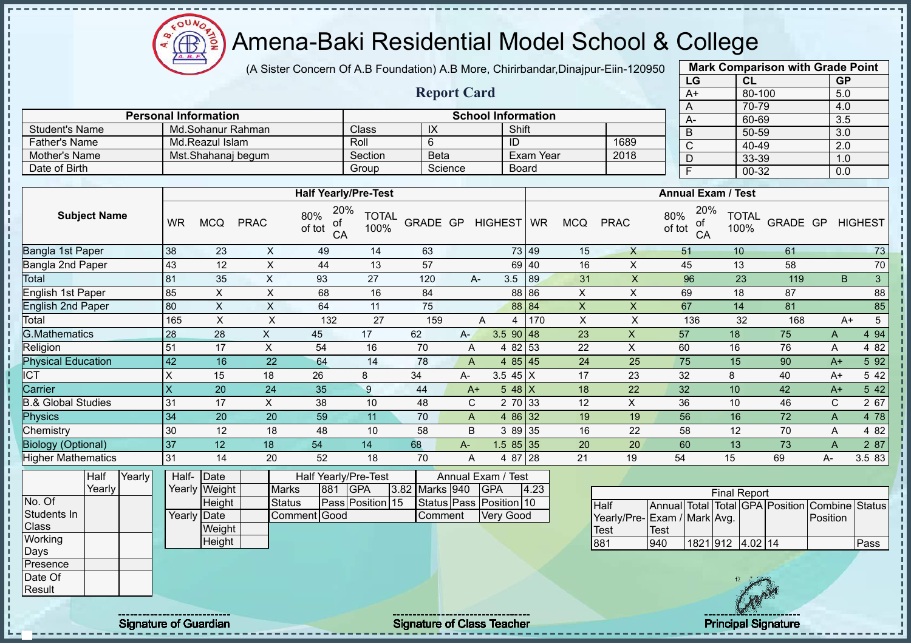# Amena-Baki Residential Model School & College

(A Sister Concern Of A.B Foundation) A.B More, Chirirbandar,Dinajpur-Eiin-120950

## Report Card

| Mark Comparison with Grade Point | | |
|---|---|---|
| LG | CL | GP |
| A+ | 80-100 | 5.0 |
| A | 70-79 | 4.0 |
| A- | 60-69 | 3.5 |
| B | 50-59 | 3.0 |
| C | 40-49 | 2.0 |
| D | 33-39 | 1.0 |
| F | 00-32 | 0.0 |

| Personal Information | | School Information | | | |
|---|---|---|---|---|---|
| Student's Name | Md.Sohanur Rahman | Class | IX | Shift | |
| Father's Name | Md.Reazul Islam | Roll | 6 | ID | 1689 |
| Mother's Name | Mst.Shahanaj begum | Section | Beta | Exam Year | 2018 |
| Date of Birth | | Group | Science | Board | |

| Subject Name | Half Yearly/Pre-Test | | | | | | | | | Annual Exam / Test | | | | | | | | |
|---|---|---|---|---|---|---|---|---|---|---|---|---|---|---|---|---|---|---|
| | WR | MCQ | PRAC | 80% of tot | 20% of CA | TOTAL 100% | GRADE | GP | HIGHEST | WR | MCQ | PRAC | 80% of tot | 20% of CA | TOTAL 100% | GRADE | GP | HIGHEST |
| Bangla 1st Paper | 38 | 23 | X | 49 | 14 | 63 | | | 73 | 49 | 15 | X | 51 | 10 | 61 | | | 73 |
| Bangla 2nd Paper | 43 | 12 | X | 44 | 13 | 57 | | | 69 | 40 | 16 | X | 45 | 13 | 58 | | | 70 |
| Total | 81 | 35 | X | 93 | 27 | 120 | A- | 3.5 | | 89 | 31 | X | 96 | 23 | 119 | B | 3 | |
| English 1st Paper | 85 | X | X | 68 | 16 | 84 | | | 88 | 86 | X | X | 69 | 18 | 87 | | | 88 |
| English 2nd Paper | 80 | X | X | 64 | 11 | 75 | | | 88 | 84 | X | X | 67 | 14 | 81 | | | 85 |
| Total | 165 | X | X | 132 | 27 | 159 | A | 4 | | 170 | X | X | 136 | 32 | 168 | A+ | 5 | |
| G.Mathematics | 28 | 28 | X | 45 | 17 | 62 | A- | 3.5 | 90 | 48 | 23 | X | 57 | 18 | 75 | A | 4 | 94 |
| Religion | 51 | 17 | X | 54 | 16 | 70 | A | 4 | 82 | 53 | 22 | X | 60 | 16 | 76 | A | 4 | 82 |
| Physical Education | 42 | 16 | 22 | 64 | 14 | 78 | A | 4 | 85 | 45 | 24 | 25 | 75 | 15 | 90 | A+ | 5 | 92 |
| ICT | X | 15 | 18 | 26 | 8 | 34 | A- | 3.5 | 45 | X | 17 | 23 | 32 | 8 | 40 | A+ | 5 | 42 |
| Carrier | X | 20 | 24 | 35 | 9 | 44 | A+ | 5 | 48 | X | 18 | 22 | 32 | 10 | 42 | A+ | 5 | 42 |
| B.& Global Studies | 31 | 17 | X | 38 | 10 | 48 | C | 2 | 70 | 33 | 12 | X | 36 | 10 | 46 | C | 2 | 67 |
| Physics | 34 | 20 | 20 | 59 | 11 | 70 | A | 4 | 86 | 32 | 19 | 19 | 56 | 16 | 72 | A | 4 | 78 |
| Chemistry | 30 | 12 | 18 | 48 | 10 | 58 | B | 3 | 89 | 35 | 16 | 22 | 58 | 12 | 70 | A | 4 | 82 |
| Biology (Optional) | 37 | 12 | 18 | 54 | 14 | 68 | A- | 1.5 | 85 | 35 | 20 | 20 | 60 | 13 | 73 | A | 2 | 87 |
| Higher Mathematics | 31 | 14 | 20 | 52 | 18 | 70 | A | 4 | 87 | 28 | 21 | 19 | 54 | 15 | 69 | A- | 3.5 | 83 |

| | Half Yearly | Yearly |
|---|---|---|
| No. Of Students In Class | | |
| Working Days | | |
| Presence | | |
| Date Of Result | | |

| | | |
|---|---|---|
| Half-Yearly | Date | |
| | Weight | |
| | Height | |
| Yearly | Date | |
| | Weight | |
| | Height | |

| Half Yearly/Pre-Test | | | | Annual Exam / Test | | | |
|---|---|---|---|---|---|---|---|
| Marks | 881 | GPA | 3.82 | Marks | 940 | GPA | 4.23 |
| Status | Pass | Position | 15 | Status | Pass | Position | 10 |
| Comment | Good | | | Comment | Very Good | | |

| Final Report | | | | | | | |
|---|---|---|---|---|---|---|---|
| Half Yearly/Pre-Test | Annual Exam / Test | Total Mark | Total Avg. | GPA | Position | Combine Position | Status |
| 881 | 940 | 1821 | 912 | 4.02 | 14 | | Pass |

Signature of Guardian | Signature of Class Teacher | Principal Signature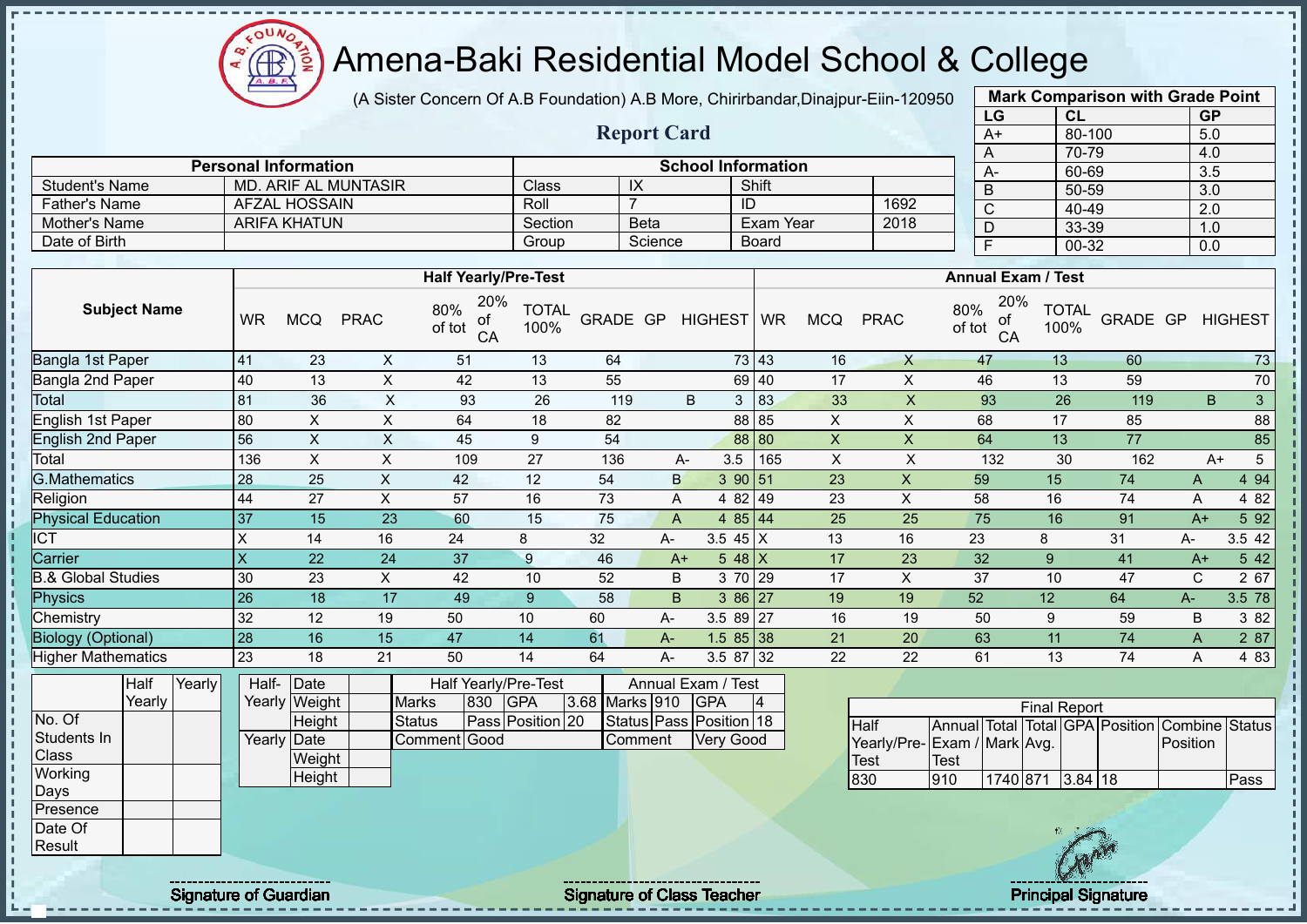# Amena-Baki Residential Model School & College

(A Sister Concern Of A.B Foundation) A.B More, Chirirbandar,Dinajpur-Eiin-120950

## Report Card

| Mark Comparison with Grade Point | | |
|---|---|---|
| LG | CL | GP |
| A+ | 80-100 | 5.0 |
| A | 70-79 | 4.0 |
| A- | 60-69 | 3.5 |
| B | 50-59 | 3.0 |
| C | 40-49 | 2.0 |
| D | 33-39 | 1.0 |
| F | 00-32 | 0.0 |

| Personal Information | | School Information | | | |
|---|---|---|---|---|---|
| Student's Name | MD. ARIF AL MUNTASIR | Class | IX | Shift | |
| Father's Name | AFZAL HOSSAIN | Roll | 7 | ID | 1692 |
| Mother's Name | ARIFA KHATUN | Section | Beta | Exam Year | 2018 |
| Date of Birth | | Group | Science | Board | |

| Subject Name | Half Yearly/Pre-Test | | | | | | | | | Annual Exam / Test | | | | | | | | |
|---|---|---|---|---|---|---|---|---|---|---|---|---|---|---|---|---|---|---|
| | WR | MCQ | PRAC | 80% of tot | 20% of CA | TOTAL 100% | GRADE | GP | HIGHEST | WR | MCQ | PRAC | 80% of tot | 20% of CA | TOTAL 100% | GRADE | GP | HIGHEST |
| Bangla 1st Paper | 41 | 23 | X | 51 | 13 | 64 | | | 73 | 43 | 16 | X | 47 | 13 | 60 | | | 73 |
| Bangla 2nd Paper | 40 | 13 | X | 42 | 13 | 55 | | | 69 | 40 | 17 | X | 46 | 13 | 59 | | | 70 |
| Total | 81 | 36 | X | 93 | 26 | 119 | B | 3 | | 83 | 33 | X | 93 | 26 | 119 | B | 3 | |
| English 1st Paper | 80 | X | X | 64 | 18 | 82 | | | 88 | 85 | X | X | 68 | 17 | 85 | | | 88 |
| English 2nd Paper | 56 | X | X | 45 | 9 | 54 | | | 88 | 80 | X | X | 64 | 13 | 77 | | | 85 |
| Total | 136 | X | X | 109 | 27 | 136 | A- | 3.5 | | 165 | X | X | 132 | 30 | 162 | A+ | 5 | |
| G.Mathematics | 28 | 25 | X | 42 | 12 | 54 | B | 3 | 90 | 51 | 23 | X | 59 | 15 | 74 | A | 4 | 94 |
| Religion | 44 | 27 | X | 57 | 16 | 73 | A | 4 | 82 | 49 | 23 | X | 58 | 16 | 74 | A | 4 | 82 |
| Physical Education | 37 | 15 | 23 | 60 | 15 | 75 | A | 4 | 85 | 44 | 25 | 25 | 75 | 16 | 91 | A+ | 5 | 92 |
| ICT | X | 14 | 16 | 24 | 8 | 32 | A- | 3.5 | 45 | X | 13 | 16 | 23 | 8 | 31 | A- | 3.5 | 42 |
| Carrier | X | 22 | 24 | 37 | 9 | 46 | A+ | 5 | 48 | X | 17 | 23 | 32 | 9 | 41 | A+ | 5 | 42 |
| B.& Global Studies | 30 | 23 | X | 42 | 10 | 52 | B | 3 | 70 | 29 | 17 | X | 37 | 10 | 47 | C | 2 | 67 |
| Physics | 26 | 18 | 17 | 49 | 9 | 58 | B | 3 | 86 | 27 | 19 | 19 | 52 | 12 | 64 | A- | 3.5 | 78 |
| Chemistry | 32 | 12 | 19 | 50 | 10 | 60 | A- | 3.5 | 89 | 27 | 16 | 19 | 50 | 9 | 59 | B | 3 | 82 |
| Biology (Optional) | 28 | 16 | 15 | 47 | 14 | 61 | A- | 1.5 | 85 | 38 | 21 | 20 | 63 | 11 | 74 | A | 2 | 87 |
| Higher Mathematics | 23 | 18 | 21 | 50 | 14 | 64 | A- | 3.5 | 87 | 32 | 22 | 22 | 61 | 13 | 74 | A | 4 | 83 |

| | Half Yearly | Yearly |
|---|---|---|
| No. Of Students In Class | | |
| Working Days | | |
| Presence | | |
| Date Of Result | | |

| | | |
|---|---|---|
| Half-Yearly | Date | |
| | Weight | |
| | Height | |
| Yearly | Date | |
| | Weight | |
| | Height | |

| Half Yearly/Pre-Test | | | | Annual Exam / Test | | | |
|---|---|---|---|---|---|---|---|
| Marks | 830 | GPA | 3.68 | Marks | 910 | GPA | 4 |
| Status | Pass | Position | 20 | Status | Pass | Position | 18 |
| Comment | Good | | | Comment | Very Good | | |

| Final Report | | | | | | | |
|---|---|---|---|---|---|---|---|
| Half Yearly/Pre-Test | Annual Exam / Test | Total Mark | Total Avg. | GPA | Position | Combine Position | Status |
| 830 | 910 | 1740 | 871 | 3.84 | 18 | | Pass |

Signature of Guardian

Signature of Class Teacher

Principal Signature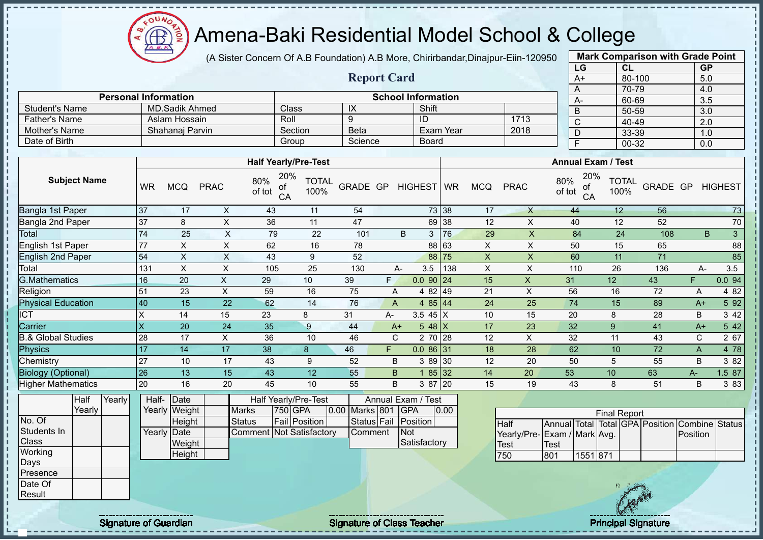# Amena-Baki Residential Model School & College

(A Sister Concern Of A.B Foundation) A.B More, Chirirbandar,Dinajpur-Eiin-120950

## Report Card

| Mark Comparison with Grade Point | | |
|---|---|---|
| LG | CL | GP |
| A+ | 80-100 | 5.0 |
| A | 70-79 | 4.0 |
| A- | 60-69 | 3.5 |
| B | 50-59 | 3.0 |
| C | 40-49 | 2.0 |
| D | 33-39 | 1.0 |
| F | 00-32 | 0.0 |

| Personal Information | | School Information | | | |
|---|---|---|---|---|---|
| Student's Name | MD.Sadik Ahmed | Class | IX | Shift | |
| Father's Name | Aslam Hossain | Roll | 9 | ID | 1713 |
| Mother's Name | Shahanaj Parvin | Section | Beta | Exam Year | 2018 |
| Date of Birth | | Group | Science | Board | |

| Subject Name | Half Yearly/Pre-Test | | | | | | | | | Annual Exam / Test | | | | | | | | |
|---|---|---|---|---|---|---|---|---|---|---|---|---|---|---|---|---|---|---|
| | WR | MCQ | PRAC | 80% of tot | 20% of CA | TOTAL 100% | GRADE | GP | HIGHEST | WR | MCQ | PRAC | 80% of tot | 20% of CA | TOTAL 100% | GRADE | GP | HIGHEST |
| Bangla 1st Paper | 37 | 17 | X | 43 | 11 | 54 | | | 73 | 38 | 17 | X | 44 | 12 | 56 | | | 73 |
| Bangla 2nd Paper | 37 | 8 | X | 36 | 11 | 47 | | | 69 | 38 | 12 | X | 40 | 12 | 52 | | | 70 |
| Total | 74 | 25 | X | 79 | 22 | 101 | B | 3 | | 76 | 29 | X | 84 | 24 | 108 | B | 3 | |
| English 1st Paper | 77 | X | X | 62 | 16 | 78 | | | 88 | 63 | X | X | 50 | 15 | 65 | | | 88 |
| English 2nd Paper | 54 | X | X | 43 | 9 | 52 | | | 88 | 75 | X | X | 60 | 11 | 71 | | | 85 |
| Total | 131 | X | X | 105 | 25 | 130 | A- | 3.5 | | 138 | X | X | 110 | 26 | 136 | A- | 3.5 | |
| G.Mathematics | 16 | 20 | X | 29 | 10 | 39 | F | 0.0 | 90 | 24 | 15 | X | 31 | 12 | 43 | F | 0.0 | 94 |
| Religion | 51 | 23 | X | 59 | 16 | 75 | A | 4 | 82 | 49 | 21 | X | 56 | 16 | 72 | A | 4 | 82 |
| Physical Education | 40 | 15 | 22 | 62 | 14 | 76 | A | 4 | 85 | 44 | 24 | 25 | 74 | 15 | 89 | A+ | 5 | 92 |
| ICT | X | 14 | 15 | 23 | 8 | 31 | A- | 3.5 | 45 | X | 10 | 15 | 20 | 8 | 28 | B | 3 | 42 |
| Carrier | X | 20 | 24 | 35 | 9 | 44 | A+ | 5 | 48 | X | 17 | 23 | 32 | 9 | 41 | A+ | 5 | 42 |
| B.& Global Studies | 28 | 17 | X | 36 | 10 | 46 | C | 2 | 70 | 28 | 12 | X | 32 | 11 | 43 | C | 2 | 67 |
| Physics | 17 | 14 | 17 | 38 | 8 | 46 | F | 0.0 | 86 | 31 | 18 | 28 | 62 | 10 | 72 | A | 4 | 78 |
| Chemistry | 27 | 10 | 17 | 43 | 9 | 52 | B | 3 | 89 | 30 | 12 | 20 | 50 | 5 | 55 | B | 3 | 82 |
| Biology (Optional) | 26 | 13 | 15 | 43 | 12 | 55 | B | 1 | 85 | 32 | 14 | 20 | 53 | 10 | 63 | A- | 1.5 | 87 |
| Higher Mathematics | 20 | 16 | 20 | 45 | 10 | 55 | B | 3 | 87 | 20 | 15 | 19 | 43 | 8 | 51 | B | 3 | 83 |

| | Half Yearly | Yearly |
|---|---|---|
| No. Of Students In Class | | |
| Working Days | | |
| Presence | | |
| Date Of Result | | |

| | | |
|---|---|---|
| Half-Yearly | Date | |
| | Weight | |
| | Height | |
| Yearly | Date | |
| | Weight | |
| | Height | |

| Half Yearly/Pre-Test | | | | Annual Exam / Test | | | |
|---|---|---|---|---|---|---|---|
| Marks | 750 | GPA | 0.00 | Marks | 801 | GPA | 0.00 |
| Status | Fail | Position | | Status | Fail | Position | |
| Comment | Not Satisfactory | | | Comment | Not Satisfactory | | |

| Final Report | | | | | | | |
|---|---|---|---|---|---|---|---|
| Half Yearly/Pre-Test | Annual Exam / Test | Total Mark | Total Avg. | GPA | Position | Combine Position | Status |
| 750 | 801 | 1551 | 871 | | | | |

Signature of Guardian

Signature of Class Teacher

Principal Signature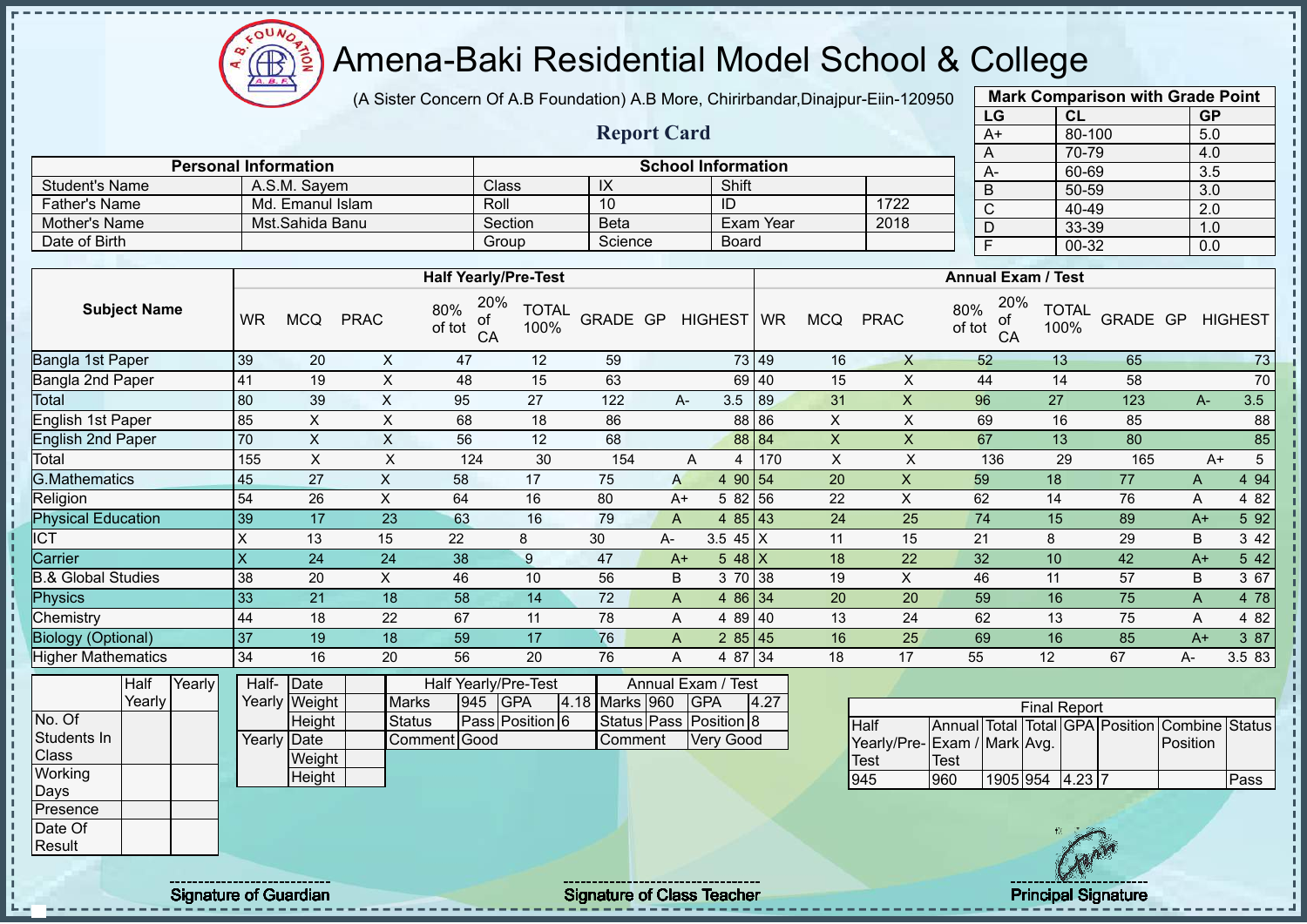# Amena-Baki Residential Model School & College

(A Sister Concern Of A.B Foundation) A.B More, Chirirbandar,Dinajpur-Eiin-120950

## Report Card

| Mark Comparison with Grade Point | | |
|---|---|---|
| LG | CL | GP |
| A+ | 80-100 | 5.0 |
| A | 70-79 | 4.0 |
| A- | 60-69 | 3.5 |
| B | 50-59 | 3.0 |
| C | 40-49 | 2.0 |
| D | 33-39 | 1.0 |
| F | 00-32 | 0.0 |

| Personal Information | | School Information | | | |
|---|---|---|---|---|---|
| Student's Name | A.S.M. Sayem | Class | IX | Shift | |
| Father's Name | Md. Emanul Islam | Roll | 10 | ID | 1722 |
| Mother's Name | Mst.Sahida Banu | Section | Beta | Exam Year | 2018 |
| Date of Birth | | Group | Science | Board | |

| Subject Name | Half Yearly/Pre-Test | | | | | | | | | Annual Exam / Test | | | | | | | | |
|---|---|---|---|---|---|---|---|---|---|---|---|---|---|---|---|---|---|---|
| | WR | MCQ | PRAC | 80% of tot | 20% of CA | TOTAL 100% | GRADE | GP | HIGHEST | WR | MCQ | PRAC | 80% of tot | 20% of CA | TOTAL 100% | GRADE | GP | HIGHEST |
| Bangla 1st Paper | 39 | 20 | X | 47 | 12 | 59 | | | 73 | 49 | 16 | X | 52 | 13 | 65 | | | 73 |
| Bangla 2nd Paper | 41 | 19 | X | 48 | 15 | 63 | | | 69 | 40 | 15 | X | 44 | 14 | 58 | | | 70 |
| Total | 80 | 39 | X | 95 | 27 | 122 | A- | 3.5 | | 89 | 31 | X | 96 | 27 | 123 | A- | 3.5 | |
| English 1st Paper | 85 | X | X | 68 | 18 | 86 | | | 88 | 86 | X | X | 69 | 16 | 85 | | | 88 |
| English 2nd Paper | 70 | X | X | 56 | 12 | 68 | | | 88 | 84 | X | X | 67 | 13 | 80 | | | 85 |
| Total | 155 | X | X | 124 | 30 | 154 | A | 4 | | 170 | X | X | 136 | 29 | 165 | A+ | 5 | |
| G.Mathematics | 45 | 27 | X | 58 | 17 | 75 | A | 4 | 90 | 54 | 20 | X | 59 | 18 | 77 | A | 4 | 94 |
| Religion | 54 | 26 | X | 64 | 16 | 80 | A+ | 5 | 82 | 56 | 22 | X | 62 | 14 | 76 | A | 4 | 82 |
| Physical Education | 39 | 17 | 23 | 63 | 16 | 79 | A | 4 | 85 | 43 | 24 | 25 | 74 | 15 | 89 | A+ | 5 | 92 |
| ICT | X | 13 | 15 | 22 | 8 | 30 | A- | 3.5 | 45 | X | 11 | 15 | 21 | 8 | 29 | B | 3 | 42 |
| Carrier | X | 24 | 24 | 38 | 9 | 47 | A+ | 5 | 48 | X | 18 | 22 | 32 | 10 | 42 | A+ | 5 | 42 |
| B.& Global Studies | 38 | 20 | X | 46 | 10 | 56 | B | 3 | 70 | 38 | 19 | X | 46 | 11 | 57 | B | 3 | 67 |
| Physics | 33 | 21 | 18 | 58 | 14 | 72 | A | 4 | 86 | 34 | 20 | 20 | 59 | 16 | 75 | A | 4 | 78 |
| Chemistry | 44 | 18 | 22 | 67 | 11 | 78 | A | 4 | 89 | 40 | 13 | 24 | 62 | 13 | 75 | A | 4 | 82 |
| Biology (Optional) | 37 | 19 | 18 | 59 | 17 | 76 | A | 2 | 85 | 45 | 16 | 25 | 69 | 16 | 85 | A+ | 3 | 87 |
| Higher Mathematics | 34 | 16 | 20 | 56 | 20 | 76 | A | 4 | 87 | 34 | 18 | 17 | 55 | 12 | 67 | A- | 3.5 | 83 |

| | Half Yearly | Yearly |
|---|---|---|
| No. Of Students In Class | | |
| Working Days | | |
| Presence | | |
| Date Of Result | | |

| | | |
|---|---|---|
| Half-Yearly | Date | |
| | Weight | |
| | Height | |
| Yearly | Date | |
| | Weight | |
| | Height | |

| Half Yearly/Pre-Test | | | | Annual Exam / Test | | | |
|---|---|---|---|---|---|---|---|
| Marks | 945 | GPA | 4.18 | Marks | 960 | GPA | 4.27 |
| Status | Pass | Position | 6 | Status | Pass | Position | 8 |
| Comment | Good | | | Comment | Very Good | | |

| Final Report | | | | | | | |
|---|---|---|---|---|---|---|---|
| Half Yearly/Pre-Test | Annual Exam / Test | Total Mark | Total Avg. | GPA | Position | Combine Position | Status |
| 945 | 960 | 1905 | 954 | 4.23 | 7 | | Pass |

Signature of Guardian | Signature of Class Teacher | Principal Signature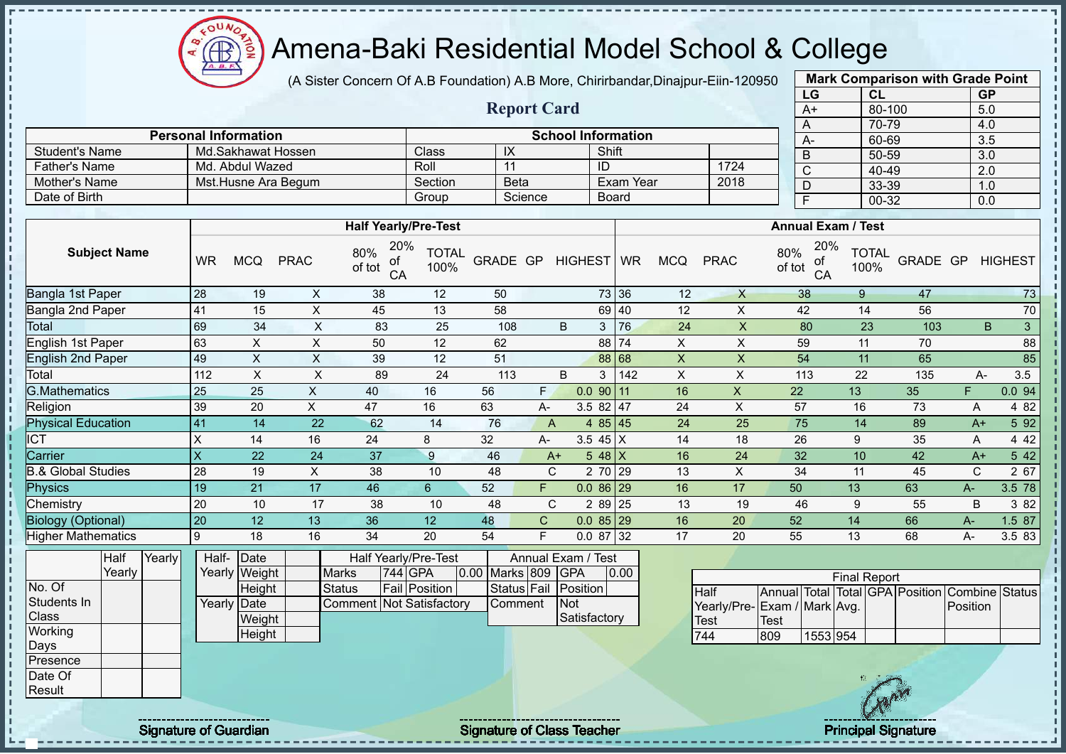# Amena-Baki Residential Model School & College

(A Sister Concern Of A.B Foundation) A.B More, Chirirbandar,Dinajpur-Eiin-120950

**Report Card**

| Mark Comparison with Grade Point | | |
|---|---|---|
| LG | CL | GP |
| A+ | 80-100 | 5.0 |
| A | 70-79 | 4.0 |
| A- | 60-69 | 3.5 |
| B | 50-59 | 3.0 |
| C | 40-49 | 2.0 |
| D | 33-39 | 1.0 |
| F | 00-32 | 0.0 |

| Personal Information | | School Information | | | |
|---|---|---|---|---|---|
| Student's Name | Md.Sakhawat Hossen | Class | IX | Shift | |
| Father's Name | Md. Abdul Wazed | Roll | 11 | ID | 1724 |
| Mother's Name | Mst.Husne Ara Begum | Section | Beta | Exam Year | 2018 |
| Date of Birth | | Group | Science | Board | |

| Subject Name | Half Yearly/Pre-Test | | | | | | | | | Annual Exam / Test | | | | | | | | |
|---|---|---|---|---|---|---|---|---|---|---|---|---|---|---|---|---|---|---|
| | WR | MCQ | PRAC | 80% of tot | 20% of CA | TOTAL 100% | GRADE | GP | HIGHEST | WR | MCQ | PRAC | 80% of tot | 20% of CA | TOTAL 100% | GRADE | GP | HIGHEST |
| Bangla 1st Paper | 28 | 19 | X | 38 | 12 | 50 | | | 73 | 36 | 12 | X | 38 | 9 | 47 | | | 73 |
| Bangla 2nd Paper | 41 | 15 | X | 45 | 13 | 58 | | | 69 | 40 | 12 | X | 42 | 14 | 56 | | | 70 |
| Total | 69 | 34 | X | 83 | 25 | 108 | B | 3 | | 76 | 24 | X | 80 | 23 | 103 | B | 3 | |
| English 1st Paper | 63 | X | X | 50 | 12 | 62 | | | 88 | 74 | X | X | 59 | 11 | 70 | | | 88 |
| English 2nd Paper | 49 | X | X | 39 | 12 | 51 | | | 88 | 68 | X | X | 54 | 11 | 65 | | | 85 |
| Total | 112 | X | X | 89 | 24 | 113 | B | 3 | | 142 | X | X | 113 | 22 | 135 | A- | 3.5 | |
| G.Mathematics | 25 | 25 | X | 40 | 16 | 56 | F | 0.0 | 90 | 11 | 16 | X | 22 | 13 | 35 | F | 0.0 | 94 |
| Religion | 39 | 20 | X | 47 | 16 | 63 | A- | 3.5 | 82 | 47 | 24 | X | 57 | 16 | 73 | A | 4 | 82 |
| Physical Education | 41 | 14 | 22 | 62 | 14 | 76 | A | 4 | 85 | 45 | 24 | 25 | 75 | 14 | 89 | A+ | 5 | 92 |
| ICT | X | 14 | 16 | 24 | 8 | 32 | A- | 3.5 | 45 | X | 14 | 18 | 26 | 9 | 35 | A | 4 | 42 |
| Carrier | X | 22 | 24 | 37 | 9 | 46 | A+ | 5 | 48 | X | 16 | 24 | 32 | 10 | 42 | A+ | 5 | 42 |
| B.& Global Studies | 28 | 19 | X | 38 | 10 | 48 | C | 2 | 70 | 29 | 13 | X | 34 | 11 | 45 | C | 2 | 67 |
| Physics | 19 | 21 | 17 | 46 | 6 | 52 | F | 0.0 | 86 | 29 | 16 | 17 | 50 | 13 | 63 | A- | 3.5 | 78 |
| Chemistry | 20 | 10 | 17 | 38 | 10 | 48 | C | 2 | 89 | 25 | 13 | 19 | 46 | 9 | 55 | B | 3 | 82 |
| Biology (Optional) | 20 | 12 | 13 | 36 | 12 | 48 | C | 0.0 | 85 | 29 | 16 | 20 | 52 | 14 | 66 | A- | 1.5 | 87 |
| Higher Mathematics | 9 | 18 | 16 | 34 | 20 | 54 | F | 0.0 | 87 | 32 | 17 | 20 | 55 | 13 | 68 | A- | 3.5 | 83 |

| | Half Yearly | Yearly |
|---|---|---|
| No. Of Students In Class | | |
| Working Days | | |
| Presence | | |
| Date Of Result | | |

| | | |
|---|---|---|
| Half-Yearly | Date | |
| | Weight | |
| | Height | |
| Yearly | Date | |
| | Weight | |
| | Height | |

| Half Yearly/Pre-Test | | | | Annual Exam / Test | | | |
|---|---|---|---|---|---|---|---|
| Marks | 744 | GPA | 0.00 | Marks | 809 | GPA | 0.00 |
| Status | Fail | Position | | Status | Fail | Position | |
| Comment | Not Satisfactory | | | Comment | Not Satisfactory | | |

| Final Report | | | | | | | |
|---|---|---|---|---|---|---|---|
| Half Yearly/Pre-Test | Annual Exam / Test | Total Mark | Total Avg. | GPA | Position | Combine Position | Status |
| 744 | 809 | 1553 | 954 | | | | |

Signature of Guardian — Signature of Class Teacher — Principal Signature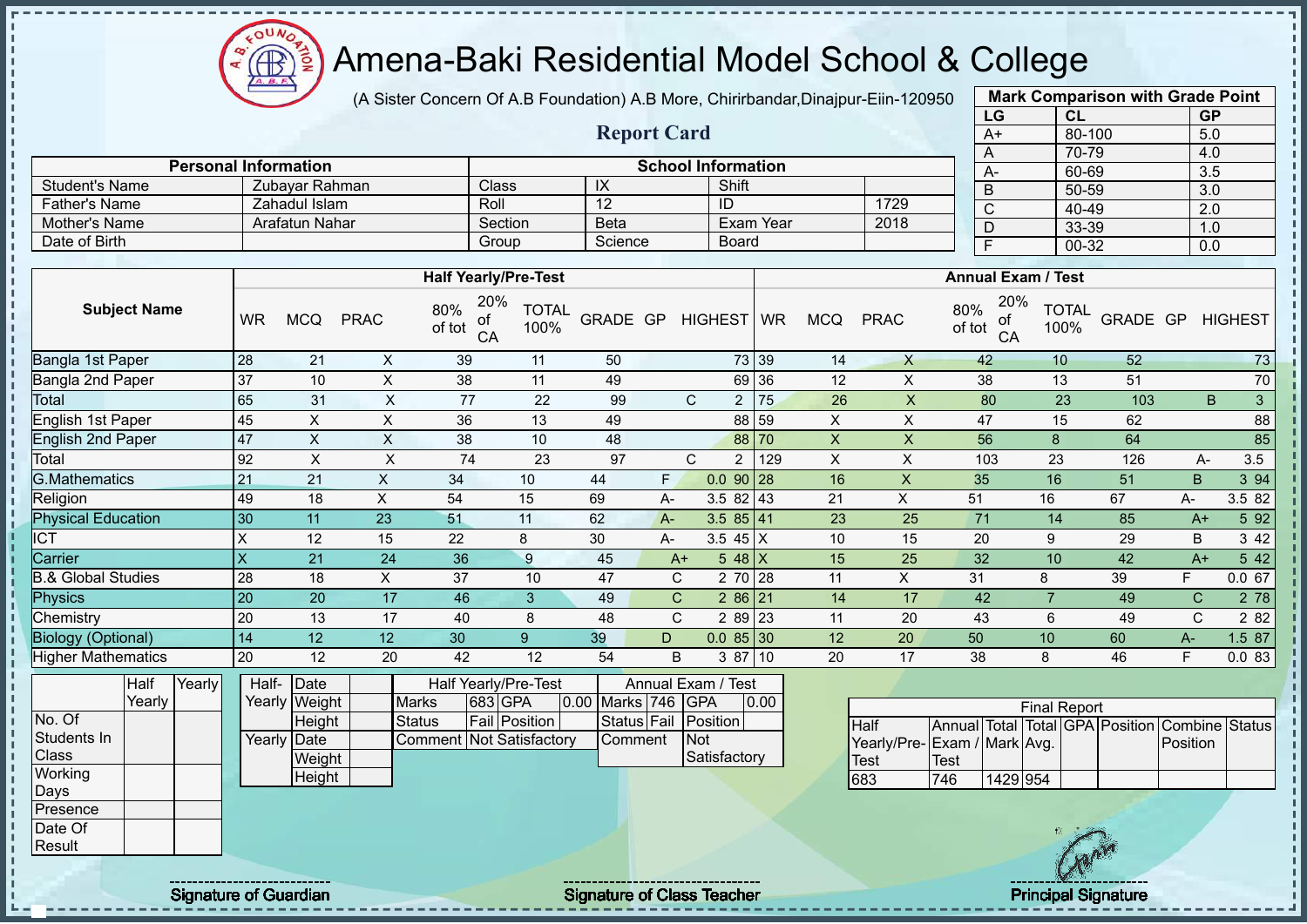# Amena-Baki Residential Model School & College

(A Sister Concern Of A.B Foundation) A.B More, Chirirbandar,Dinajpur-Eiin-120950

## Report Card

| Mark Comparison with Grade Point | | |
|---|---|---|
| LG | CL | GP |
| A+ | 80-100 | 5.0 |
| A | 70-79 | 4.0 |
| A- | 60-69 | 3.5 |
| B | 50-59 | 3.0 |
| C | 40-49 | 2.0 |
| D | 33-39 | 1.0 |
| F | 00-32 | 0.0 |

| Personal Information | | School Information | | | |
|---|---|---|---|---|---|
| Student's Name | Zubayar Rahman | Class | IX | Shift | |
| Father's Name | Zahadul Islam | Roll | 12 | ID | 1729 |
| Mother's Name | Arafatun Nahar | Section | Beta | Exam Year | 2018 |
| Date of Birth | | Group | Science | Board | |

| Subject Name | Half Yearly/Pre-Test | | | | | | | | | Annual Exam / Test | | | | | | | | |
|---|---|---|---|---|---|---|---|---|---|---|---|---|---|---|---|---|---|---|
| | WR | MCQ | PRAC | 80% of tot | 20% of CA | TOTAL 100% | GRADE | GP | HIGHEST | WR | MCQ | PRAC | 80% of tot | 20% of CA | TOTAL 100% | GRADE | GP | HIGHEST |
| Bangla 1st Paper | 28 | 21 | X | 39 | 11 | 50 | | | 73 | 39 | 14 | X | 42 | 10 | 52 | | | 73 |
| Bangla 2nd Paper | 37 | 10 | X | 38 | 11 | 49 | | | 69 | 36 | 12 | X | 38 | 13 | 51 | | | 70 |
| Total | 65 | 31 | X | 77 | 22 | 99 | C | 2 | | 75 | 26 | X | 80 | 23 | 103 | B | 3 | |
| English 1st Paper | 45 | X | X | 36 | 13 | 49 | | | 88 | 59 | X | X | 47 | 15 | 62 | | | 88 |
| English 2nd Paper | 47 | X | X | 38 | 10 | 48 | | | 88 | 70 | X | X | 56 | 8 | 64 | | | 85 |
| Total | 92 | X | X | 74 | 23 | 97 | C | 2 | | 129 | X | X | 103 | 23 | 126 | A- | 3.5 | |
| G.Mathematics | 21 | 21 | X | 34 | 10 | 44 | F | 0.0 | 90 | 28 | 16 | X | 35 | 16 | 51 | B | 3 | 94 |
| Religion | 49 | 18 | X | 54 | 15 | 69 | A- | 3.5 | 82 | 43 | 21 | X | 51 | 16 | 67 | A- | 3.5 | 82 |
| Physical Education | 30 | 11 | 23 | 51 | 11 | 62 | A- | 3.5 | 85 | 41 | 23 | 25 | 71 | 14 | 85 | A+ | 5 | 92 |
| ICT | X | 12 | 15 | 22 | 8 | 30 | A- | 3.5 | 45 | X | 10 | 15 | 20 | 9 | 29 | B | 3 | 42 |
| Carrier | X | 21 | 24 | 36 | 9 | 45 | A+ | 5 | 48 | X | 15 | 25 | 32 | 10 | 42 | A+ | 5 | 42 |
| B.& Global Studies | 28 | 18 | X | 37 | 10 | 47 | C | 2 | 70 | 28 | 11 | X | 31 | 8 | 39 | F | 0.0 | 67 |
| Physics | 20 | 20 | 17 | 46 | 3 | 49 | C | 2 | 86 | 21 | 14 | 17 | 42 | 7 | 49 | C | 2 | 78 |
| Chemistry | 20 | 13 | 17 | 40 | 8 | 48 | C | 2 | 89 | 23 | 11 | 20 | 43 | 6 | 49 | C | 2 | 82 |
| Biology (Optional) | 14 | 12 | 12 | 30 | 9 | 39 | D | 0.0 | 85 | 30 | 12 | 20 | 50 | 10 | 60 | A- | 1.5 | 87 |
| Higher Mathematics | 20 | 12 | 20 | 42 | 12 | 54 | B | 3 | 87 | 10 | 20 | 17 | 38 | 8 | 46 | F | 0.0 | 83 |

| | Half Yearly | Yearly |
|---|---|---|
| No. Of Students In Class | | |
| Working Days | | |
| Presence | | |
| Date Of Result | | |

| | | |
|---|---|---|
| Half-Yearly | Date | |
| | Weight | |
| | Height | |
| Yearly | Date | |
| | Weight | |
| | Height | |

| Half Yearly/Pre-Test | | | | Annual Exam / Test | | | |
|---|---|---|---|---|---|---|---|
| Marks | 683 | GPA | 0.00 | Marks | 746 | GPA | 0.00 |
| Status | Fail | Position | | Status | Fail | Position | |
| Comment | Not Satisfactory | | | Comment | Not Satisfactory | | |

| Final Report | | | | | | | |
|---|---|---|---|---|---|---|---|
| Half Yearly/Pre-Test | Annual Exam / Test | Total Mark | Total Avg. | GPA | Position | Combine Position | Status |
| 683 | 746 | 1429 | 954 | | | | |

Signature of Guardian

Signature of Class Teacher

Principal Signature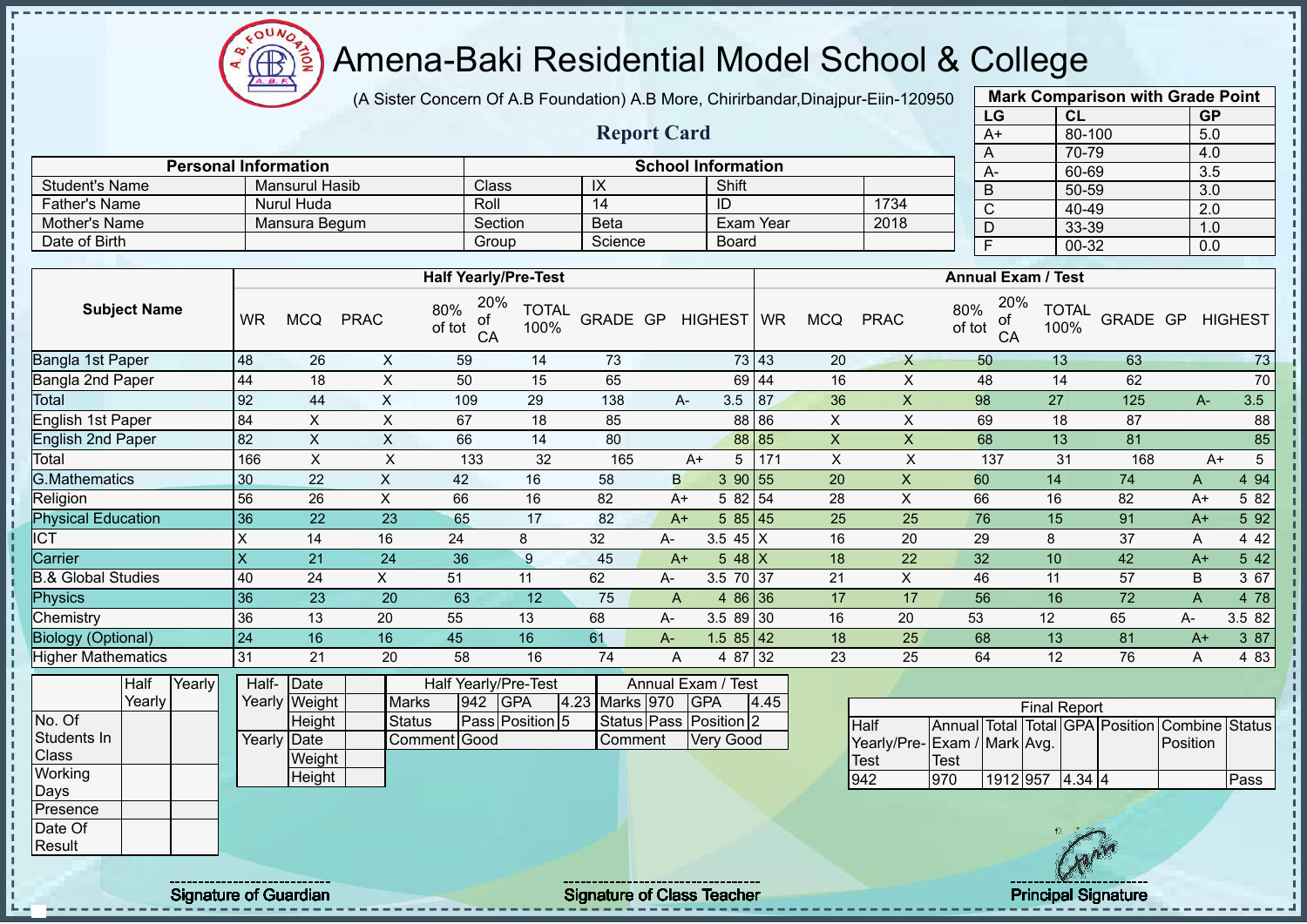# Amena-Baki Residential Model School & College

(A Sister Concern Of A.B Foundation) A.B More, Chirirbandar,Dinajpur-Eiin-120950

## Report Card

| Mark Comparison with Grade Point | | |
|---|---|---|
| **LG** | **CL** | **GP** |
| A+ | 80-100 | 5.0 |
| A | 70-79 | 4.0 |
| A- | 60-69 | 3.5 |
| B | 50-59 | 3.0 |
| C | 40-49 | 2.0 |
| D | 33-39 | 1.0 |
| F | 00-32 | 0.0 |

| Personal Information | | School Information | | | |
|---|---|---|---|---|---|
| Student's Name | Mansurul Hasib | Class | IX | Shift | |
| Father's Name | Nurul Huda | Roll | 14 | ID | 1734 |
| Mother's Name | Mansura Begum | Section | Beta | Exam Year | 2018 |
| Date of Birth | | Group | Science | Board | |

| Subject Name | Half Yearly/Pre-Test | | | | | | | | | Annual Exam / Test | | | | | | | | |
|---|---|---|---|---|---|---|---|---|---|---|---|---|---|---|---|---|---|---|
| | WR | MCQ | PRAC | 80% of tot | 20% of CA | TOTAL 100% | GRADE | GP | HIGHEST | WR | MCQ | PRAC | 80% of tot | 20% of CA | TOTAL 100% | GRADE | GP | HIGHEST |
| Bangla 1st Paper | 48 | 26 | X | 59 | 14 | 73 | | | 73 | 43 | 20 | X | 50 | 13 | 63 | | | 73 |
| Bangla 2nd Paper | 44 | 18 | X | 50 | 15 | 65 | | | 69 | 44 | 16 | X | 48 | 14 | 62 | | | 70 |
| Total | 92 | 44 | X | 109 | 29 | 138 | A- | 3.5 | | 87 | 36 | X | 98 | 27 | 125 | A- | 3.5 | |
| English 1st Paper | 84 | X | X | 67 | 18 | 85 | | | 88 | 86 | X | X | 69 | 18 | 87 | | | 88 |
| English 2nd Paper | 82 | X | X | 66 | 14 | 80 | | | 88 | 85 | X | X | 68 | 13 | 81 | | | 85 |
| Total | 166 | X | X | 133 | 32 | 165 | A+ | 5 | | 171 | X | X | 137 | 31 | 168 | A+ | 5 | |
| G.Mathematics | 30 | 22 | X | 42 | 16 | 58 | B | 3 | 90 | 55 | 20 | X | 60 | 14 | 74 | A | 4 | 94 |
| Religion | 56 | 26 | X | 66 | 16 | 82 | A+ | 5 | 82 | 54 | 28 | X | 66 | 16 | 82 | A+ | 5 | 82 |
| Physical Education | 36 | 22 | 23 | 65 | 17 | 82 | A+ | 5 | 85 | 45 | 25 | 25 | 76 | 15 | 91 | A+ | 5 | 92 |
| ICT | X | 14 | 16 | 24 | 8 | 32 | A- | 3.5 | 45 | X | 16 | 20 | 29 | 8 | 37 | A | 4 | 42 |
| Carrier | X | 21 | 24 | 36 | 9 | 45 | A+ | 5 | 48 | X | 18 | 22 | 32 | 10 | 42 | A+ | 5 | 42 |
| B.& Global Studies | 40 | 24 | X | 51 | 11 | 62 | A- | 3.5 | 70 | 37 | 21 | X | 46 | 11 | 57 | B | 3 | 67 |
| Physics | 36 | 23 | 20 | 63 | 12 | 75 | A | 4 | 86 | 36 | 17 | 17 | 56 | 16 | 72 | A | 4 | 78 |
| Chemistry | 36 | 13 | 20 | 55 | 13 | 68 | A- | 3.5 | 89 | 30 | 16 | 20 | 53 | 12 | 65 | A- | 3.5 | 82 |
| Biology (Optional) | 24 | 16 | 16 | 45 | 16 | 61 | A- | 1.5 | 85 | 42 | 18 | 25 | 68 | 13 | 81 | A+ | 3 | 87 |
| Higher Mathematics | 31 | 21 | 20 | 58 | 16 | 74 | A | 4 | 87 | 32 | 23 | 25 | 64 | 12 | 76 | A | 4 | 83 |

| | Half Yearly | Yearly |
|---|---|---|
| No. Of Students In Class | | |
| Working Days | | |
| Presence | | |
| Date Of Result | | |

| | | |
|---|---|---|
| Half-Yearly | Date | |
| | Weight | |
| | Height | |
| Yearly | Date | |
| | Weight | |
| | Height | |

| Half Yearly/Pre-Test | | | | Annual Exam / Test | | | |
|---|---|---|---|---|---|---|---|
| Marks | 942 | GPA | 4.23 | Marks | 970 | GPA | 4.45 |
| Status | Pass | Position | 5 | Status | Pass | Position | 2 |
| Comment | Good | | | Comment | Very Good | | |

| Final Report | | | | | | | |
|---|---|---|---|---|---|---|---|
| Half Yearly/Pre-Test | Annual Exam / Test | Total Mark | Total Avg. | GPA | Position | Combine Position | Status |
| 942 | 970 | 1912 | 957 | 4.34 | 4 | | Pass |

Signature of Guardian

Signature of Class Teacher

Principal Signature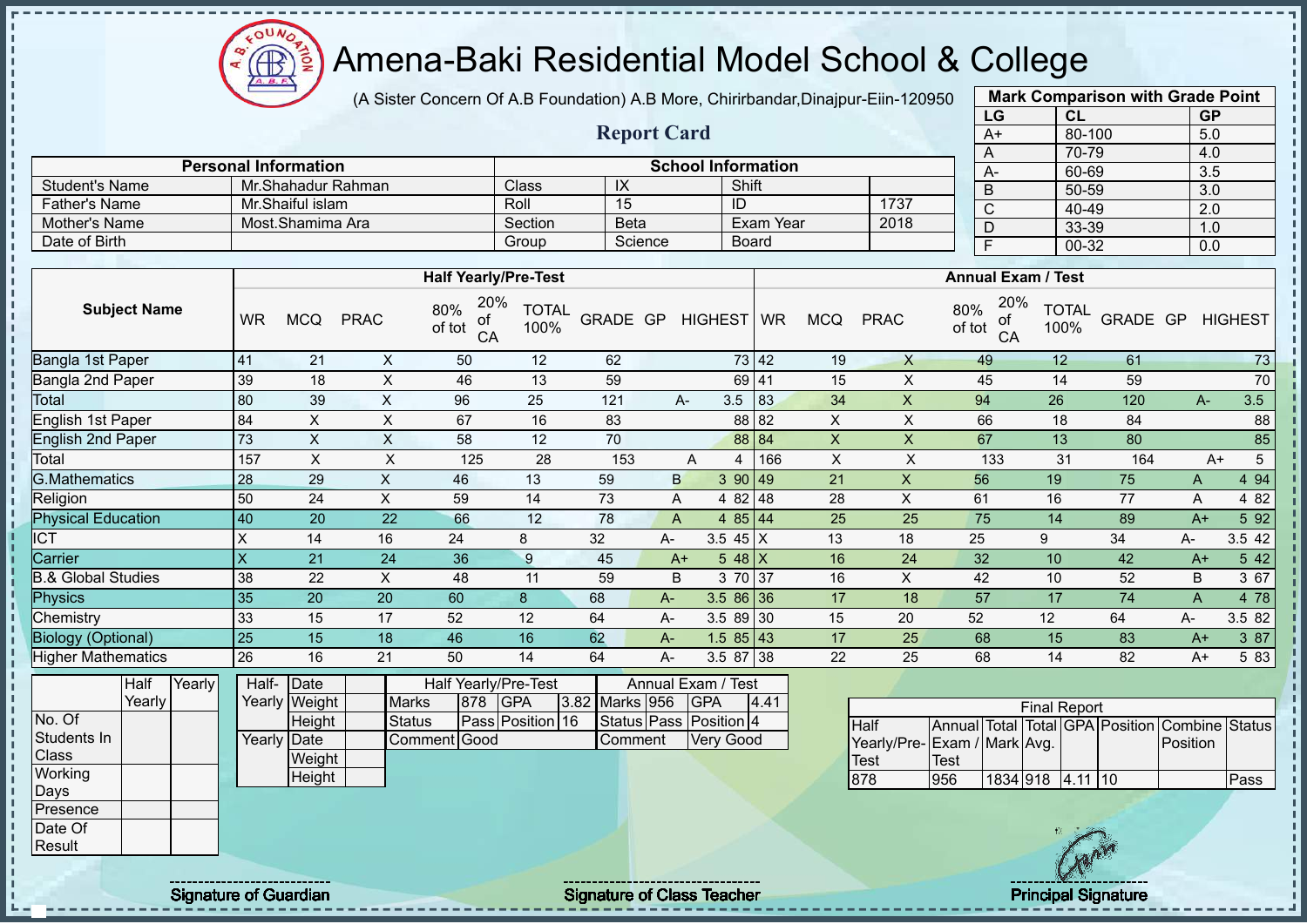# Amena-Baki Residential Model School & College

(A Sister Concern Of A.B Foundation) A.B More, Chirirbandar,Dinajpur-Eiin-120950

**Report Card**

| Mark Comparison with Grade Point | | |
|---|---|---|
| LG | CL | GP |
| A+ | 80-100 | 5.0 |
| A | 70-79 | 4.0 |
| A- | 60-69 | 3.5 |
| B | 50-59 | 3.0 |
| C | 40-49 | 2.0 |
| D | 33-39 | 1.0 |
| F | 00-32 | 0.0 |

| Personal Information | | School Information | | | |
|---|---|---|---|---|---|
| Student's Name | Mr.Shahadur Rahman | Class | IX | Shift | |
| Father's Name | Mr.Shaiful islam | Roll | 15 | ID | 1737 |
| Mother's Name | Most.Shamima Ara | Section | Beta | Exam Year | 2018 |
| Date of Birth | | Group | Science | Board | |

| Subject Name | Half Yearly/Pre-Test | | | | | | | | | Annual Exam / Test | | | | | | | | |
|---|---|---|---|---|---|---|---|---|---|---|---|---|---|---|---|---|---|---|
| | WR | MCQ | PRAC | 80% of tot | 20% of CA | TOTAL 100% | GRADE | GP | HIGHEST | WR | MCQ | PRAC | 80% of tot | 20% of CA | TOTAL 100% | GRADE | GP | HIGHEST |
| Bangla 1st Paper | 41 | 21 | X | 50 | 12 | 62 | | | 73 | 42 | 19 | X | 49 | 12 | 61 | | | 73 |
| Bangla 2nd Paper | 39 | 18 | X | 46 | 13 | 59 | | | 69 | 41 | 15 | X | 45 | 14 | 59 | | | 70 |
| Total | 80 | 39 | X | 96 | 25 | 121 | A- | 3.5 | | 83 | 34 | X | 94 | 26 | 120 | A- | 3.5 | |
| English 1st Paper | 84 | X | X | 67 | 16 | 83 | | | 88 | 82 | X | X | 66 | 18 | 84 | | | 88 |
| English 2nd Paper | 73 | X | X | 58 | 12 | 70 | | | 88 | 84 | X | X | 67 | 13 | 80 | | | 85 |
| Total | 157 | X | X | 125 | 28 | 153 | A | 4 | | 166 | X | X | 133 | 31 | 164 | A+ | 5 | |
| G.Mathematics | 28 | 29 | X | 46 | 13 | 59 | B | 3 | 90 | 49 | 21 | X | 56 | 19 | 75 | A | 4 | 94 |
| Religion | 50 | 24 | X | 59 | 14 | 73 | A | 4 | 82 | 48 | 28 | X | 61 | 16 | 77 | A | 4 | 82 |
| Physical Education | 40 | 20 | 22 | 66 | 12 | 78 | A | 4 | 85 | 44 | 25 | 25 | 75 | 14 | 89 | A+ | 5 | 92 |
| ICT | X | 14 | 16 | 24 | 8 | 32 | A- | 3.5 | 45 | X | 13 | 18 | 25 | 9 | 34 | A- | 3.5 | 42 |
| Carrier | X | 21 | 24 | 36 | 9 | 45 | A+ | 5 | 48 | X | 16 | 24 | 32 | 10 | 42 | A+ | 5 | 42 |
| B.& Global Studies | 38 | 22 | X | 48 | 11 | 59 | B | 3 | 70 | 37 | 16 | X | 42 | 10 | 52 | B | 3 | 67 |
| Physics | 35 | 20 | 20 | 60 | 8 | 68 | A- | 3.5 | 86 | 36 | 17 | 18 | 57 | 17 | 74 | A | 4 | 78 |
| Chemistry | 33 | 15 | 17 | 52 | 12 | 64 | A- | 3.5 | 89 | 30 | 15 | 20 | 52 | 12 | 64 | A- | 3.5 | 82 |
| Biology (Optional) | 25 | 15 | 18 | 46 | 16 | 62 | A- | 1.5 | 85 | 43 | 17 | 25 | 68 | 15 | 83 | A+ | 3 | 87 |
| Higher Mathematics | 26 | 16 | 21 | 50 | 14 | 64 | A- | 3.5 | 87 | 38 | 22 | 25 | 68 | 14 | 82 | A+ | 5 | 83 |

| | Half Yearly | Yearly |
|---|---|---|
| No. Of Students In Class | | |
| Working Days | | |
| Presence | | |
| Date Of Result | | |

| | | |
|---|---|---|
| Half-Yearly | Date | |
| | Weight | |
| | Height | |
| Yearly | Date | |
| | Weight | |
| | Height | |

| Half Yearly/Pre-Test | | | | Annual Exam / Test | | | |
|---|---|---|---|---|---|---|---|
| Marks | 878 | GPA | 3.82 | Marks | 956 | GPA | 4.41 |
| Status | Pass | Position | 16 | Status | Pass | Position | 4 |
| Comment | Good | | | Comment | Very Good | | |

| Final Report | | | | | | | |
|---|---|---|---|---|---|---|---|
| Half Yearly/Pre-Test | Annual Exam / Test | Total Mark | Total Avg. | GPA | Position | Combine Position | Status |
| 878 | 956 | 1834 | 918 | 4.11 | 10 | | Pass |

Signature of Guardian | Signature of Class Teacher | Principal Signature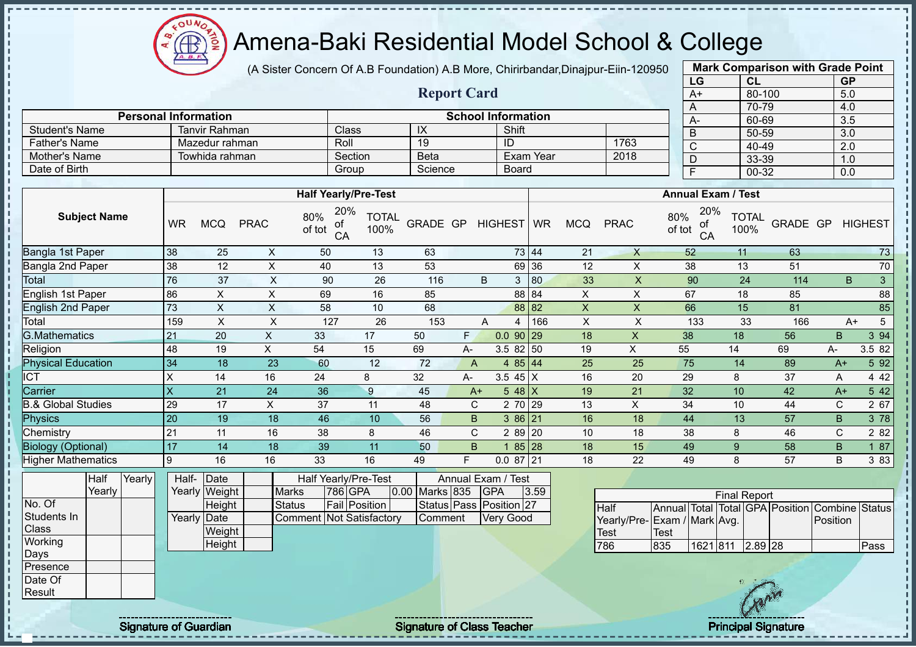# Amena-Baki Residential Model School & College

(A Sister Concern Of A.B Foundation) A.B More, Chirirbandar,Dinajpur-Eiin-120950

## Report Card

| Mark Comparison with Grade Point | | |
|---|---|---|
| LG | CL | GP |
| A+ | 80-100 | 5.0 |
| A | 70-79 | 4.0 |
| A- | 60-69 | 3.5 |
| B | 50-59 | 3.0 |
| C | 40-49 | 2.0 |
| D | 33-39 | 1.0 |
| F | 00-32 | 0.0 |

| Personal Information | | School Information | | | |
|---|---|---|---|---|---|
| Student's Name | Tanvir Rahman | Class | IX | Shift | |
| Father's Name | Mazedur rahman | Roll | 19 | ID | 1763 |
| Mother's Name | Towhida rahman | Section | Beta | Exam Year | 2018 |
| Date of Birth | | Group | Science | Board | |

| Subject Name | Half Yearly/Pre-Test | | | | | | | | | Annual Exam / Test | | | | | | | | |
|---|---|---|---|---|---|---|---|---|---|---|---|---|---|---|---|---|---|---|
| | WR | MCQ | PRAC | 80% of tot | 20% of CA | TOTAL 100% | GRADE | GP | HIGHEST | WR | MCQ | PRAC | 80% of tot | 20% of CA | TOTAL 100% | GRADE | GP | HIGHEST |
| Bangla 1st Paper | 38 | 25 | X | 50 | 13 | 63 | | | 73 | 44 | 21 | X | 52 | 11 | 63 | | | 73 |
| Bangla 2nd Paper | 38 | 12 | X | 40 | 13 | 53 | | | 69 | 36 | 12 | X | 38 | 13 | 51 | | | 70 |
| Total | 76 | 37 | X | 90 | 26 | 116 | B | 3 | | 80 | 33 | X | 90 | 24 | 114 | B | 3 | |
| English 1st Paper | 86 | X | X | 69 | 16 | 85 | | | 88 | 84 | X | X | 67 | 18 | 85 | | | 88 |
| English 2nd Paper | 73 | X | X | 58 | 10 | 68 | | | 88 | 82 | X | X | 66 | 15 | 81 | | | 85 |
| Total | 159 | X | X | 127 | 26 | 153 | A | 4 | | 166 | X | X | 133 | 33 | 166 | A+ | 5 | |
| G.Mathematics | 21 | 20 | X | 33 | 17 | 50 | F | 0.0 | 90 | 29 | 18 | X | 38 | 18 | 56 | B | 3 | 94 |
| Religion | 48 | 19 | X | 54 | 15 | 69 | A- | 3.5 | 82 | 50 | 19 | X | 55 | 14 | 69 | A- | 3.5 | 82 |
| Physical Education | 34 | 18 | 23 | 60 | 12 | 72 | A | 4 | 85 | 44 | 25 | 25 | 75 | 14 | 89 | A+ | 5 | 92 |
| ICT | X | 14 | 16 | 24 | 8 | 32 | A- | 3.5 | 45 | X | 16 | 20 | 29 | 8 | 37 | A | 4 | 42 |
| Carrier | X | 21 | 24 | 36 | 9 | 45 | A+ | 5 | 48 | X | 19 | 21 | 32 | 10 | 42 | A+ | 5 | 42 |
| B.& Global Studies | 29 | 17 | X | 37 | 11 | 48 | C | 2 | 70 | 29 | 13 | X | 34 | 10 | 44 | C | 2 | 67 |
| Physics | 20 | 19 | 18 | 46 | 10 | 56 | B | 3 | 86 | 21 | 16 | 18 | 44 | 13 | 57 | B | 3 | 78 |
| Chemistry | 21 | 11 | 16 | 38 | 8 | 46 | C | 2 | 89 | 20 | 10 | 18 | 38 | 8 | 46 | C | 2 | 82 |
| Biology (Optional) | 17 | 14 | 18 | 39 | 11 | 50 | B | 1 | 85 | 28 | 18 | 15 | 49 | 9 | 58 | B | 1 | 87 |
| Higher Mathematics | 9 | 16 | 16 | 33 | 16 | 49 | F | 0.0 | 87 | 21 | 18 | 22 | 49 | 8 | 57 | B | 3 | 83 |

| | Half Yearly | Yearly |
|---|---|---|
| No. Of Students In Class | | |
| Working Days | | |
| Presence | | |
| Date Of Result | | |

| | | |
|---|---|---|
| Half-Yearly | Date | |
| | Weight | |
| | Height | |
| Yearly | Date | |
| | Weight | |
| | Height | |

| Half Yearly/Pre-Test | | | | Annual Exam / Test | | | |
|---|---|---|---|---|---|---|---|
| Marks | 786 | GPA | 0.00 | Marks | 835 | GPA | 3.59 |
| Status | Fail | Position | | Status | Pass | Position | 27 |
| Comment | Not Satisfactory | | | Comment | Very Good | | |

| Final Report | | | | | | | |
|---|---|---|---|---|---|---|---|
| Half Yearly/Pre-Test | Annual Exam / Test | Total Mark | Total Avg. | GPA | Position | Combine Position | Status |
| 786 | 835 | 1621 | 811 | 2.89 | 28 | | Pass |

Signature of Guardian

Signature of Class Teacher

Principal Signature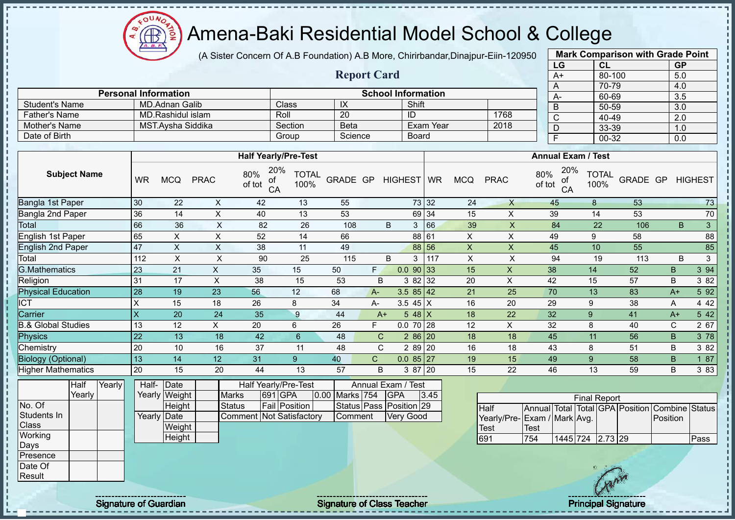# Amena-Baki Residential Model School & College

(A Sister Concern Of A.B Foundation) A.B More, Chirirbandar,Dinajpur-Eiin-120950

## Report Card

| Mark Comparison with Grade Point | | |
|---|---|---|
| LG | CL | GP |
| A+ | 80-100 | 5.0 |
| A | 70-79 | 4.0 |
| A- | 60-69 | 3.5 |
| B | 50-59 | 3.0 |
| C | 40-49 | 2.0 |
| D | 33-39 | 1.0 |
| F | 00-32 | 0.0 |

| Personal Information | | School Information | | | |
|---|---|---|---|---|---|
| Student's Name | MD.Adnan Galib | Class | IX | Shift | |
| Father's Name | MD.Rashidul islam | Roll | 20 | ID | 1768 |
| Mother's Name | MST.Aysha Siddika | Section | Beta | Exam Year | 2018 |
| Date of Birth | | Group | Science | Board | |

| Subject Name | Half Yearly/Pre-Test | | | | | | | | | Annual Exam / Test | | | | | | | | |
|---|---|---|---|---|---|---|---|---|---|---|---|---|---|---|---|---|---|---|
| | WR | MCQ | PRAC | 80% of tot | 20% of CA | TOTAL 100% | GRADE | GP | HIGHEST | WR | MCQ | PRAC | 80% of tot | 20% of CA | TOTAL 100% | GRADE | GP | HIGHEST |
| Bangla 1st Paper | 30 | 22 | X | 42 | 13 | 55 | | | 73 | 32 | 24 | X | 45 | 8 | 53 | | | 73 |
| Bangla 2nd Paper | 36 | 14 | X | 40 | 13 | 53 | | | 69 | 34 | 15 | X | 39 | 14 | 53 | | | 70 |
| Total | 66 | 36 | X | 82 | 26 | 108 | B | 3 | | 66 | 39 | X | 84 | 22 | 106 | B | 3 | |
| English 1st Paper | 65 | X | X | 52 | 14 | 66 | | | 88 | 61 | X | X | 49 | 9 | 58 | | | 88 |
| English 2nd Paper | 47 | X | X | 38 | 11 | 49 | | | 88 | 56 | X | X | 45 | 10 | 55 | | | 85 |
| Total | 112 | X | X | 90 | 25 | 115 | B | 3 | | 117 | X | X | 94 | 19 | 113 | B | 3 | |
| G.Mathematics | 23 | 21 | X | 35 | 15 | 50 | F | 0.0 | 90 | 33 | 15 | X | 38 | 14 | 52 | B | 3 | 94 |
| Religion | 31 | 17 | X | 38 | 15 | 53 | B | 3 | 82 | 32 | 20 | X | 42 | 15 | 57 | B | 3 | 82 |
| Physical Education | 28 | 19 | 23 | 56 | 12 | 68 | A- | 3.5 | 85 | 42 | 21 | 25 | 70 | 13 | 83 | A+ | 5 | 92 |
| ICT | X | 15 | 18 | 26 | 8 | 34 | A- | 3.5 | 45 | X | 16 | 20 | 29 | 9 | 38 | A | 4 | 42 |
| Carrier | X | 20 | 24 | 35 | 9 | 44 | A+ | 5 | 48 | X | 18 | 22 | 32 | 9 | 41 | A+ | 5 | 42 |
| B.& Global Studies | 13 | 12 | X | 20 | 6 | 26 | F | 0.0 | 70 | 28 | 12 | X | 32 | 8 | 40 | C | 2 | 67 |
| Physics | 22 | 13 | 18 | 42 | 6 | 48 | C | 2 | 86 | 20 | 18 | 18 | 45 | 11 | 56 | B | 3 | 78 |
| Chemistry | 20 | 10 | 16 | 37 | 11 | 48 | C | 2 | 89 | 20 | 16 | 18 | 43 | 8 | 51 | B | 3 | 82 |
| Biology (Optional) | 13 | 14 | 12 | 31 | 9 | 40 | C | 0.0 | 85 | 27 | 19 | 15 | 49 | 9 | 58 | B | 1 | 87 |
| Higher Mathematics | 20 | 15 | 20 | 44 | 13 | 57 | B | 3 | 87 | 20 | 15 | 22 | 46 | 13 | 59 | B | 3 | 83 |

| | Half Yearly | Yearly |
|---|---|---|
| No. Of Students In Class | | |
| Working Days | | |
| Presence | | |
| Date Of Result | | |

| | | |
|---|---|---|
| Half-Yearly | Date | |
| | Weight | |
| | Height | |
| Yearly | Date | |
| | Weight | |
| | Height | |

| Half Yearly/Pre-Test | | | | Annual Exam / Test | | | |
|---|---|---|---|---|---|---|---|
| Marks | 691 | GPA | 0.00 | Marks | 754 | GPA | 3.45 |
| Status | Fail | Position | | Status | Pass | Position | 29 |
| Comment | Not Satisfactory | | | Comment | Very Good | | |

| Final Report | | | | | | | |
|---|---|---|---|---|---|---|---|
| Half Yearly/Pre-Test | Annual Exam / Test | Total Mark | Total Avg. | GPA | Position | Combine Position | Status |
| 691 | 754 | 1445 | 724 | 2.73 | 29 | | Pass |

Signature of Guardian

Signature of Class Teacher

Principal Signature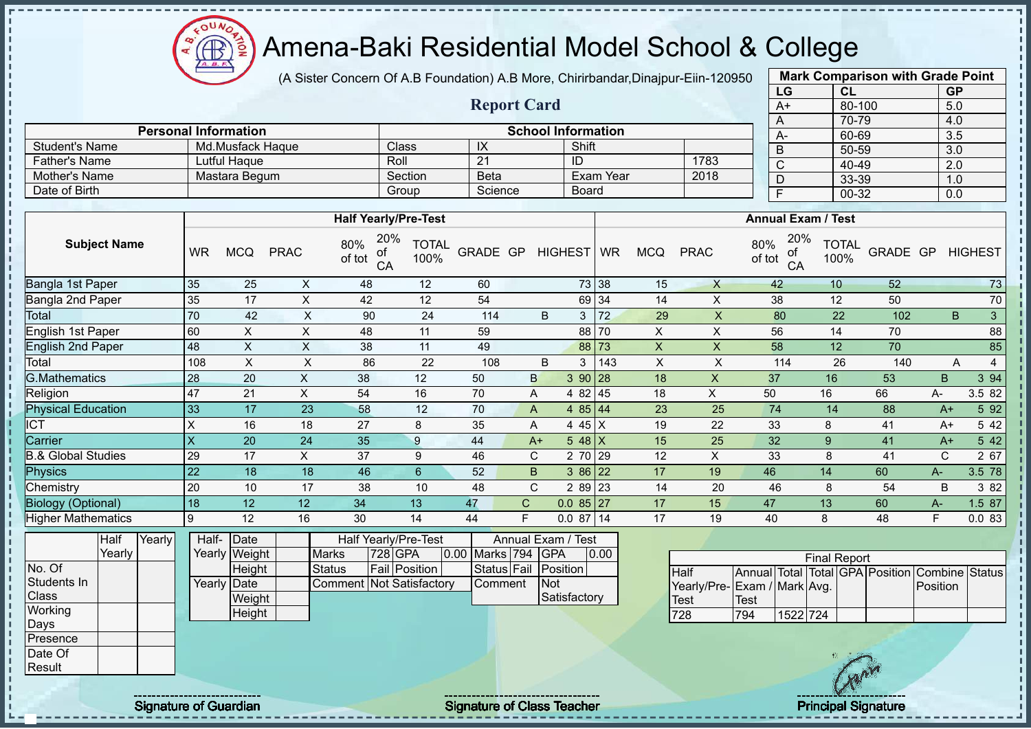# Amena-Baki Residential Model School & College

(A Sister Concern Of A.B Foundation) A.B More, Chirirbandar,Dinajpur-Eiin-120950

## Report Card

| Mark Comparison with Grade Point | | |
|---|---|---|
| LG | CL | GP |
| A+ | 80-100 | 5.0 |
| A | 70-79 | 4.0 |
| A- | 60-69 | 3.5 |
| B | 50-59 | 3.0 |
| C | 40-49 | 2.0 |
| D | 33-39 | 1.0 |
| F | 00-32 | 0.0 |

| Personal Information | | School Information | | | |
|---|---|---|---|---|---|
| Student's Name | Md.Musfack Haque | Class | IX | Shift | |
| Father's Name | Lutful Haque | Roll | 21 | ID | 1783 |
| Mother's Name | Mastara Begum | Section | Beta | Exam Year | 2018 |
| Date of Birth | | Group | Science | Board | |

| Subject Name | Half Yearly/Pre-Test | | | | | | | | | Annual Exam / Test | | | | | | | | |
|---|---|---|---|---|---|---|---|---|---|---|---|---|---|---|---|---|---|---|
| | WR | MCQ | PRAC | 80% of tot | 20% of CA | TOTAL 100% | GRADE | GP | HIGHEST | WR | MCQ | PRAC | 80% of tot | 20% of CA | TOTAL 100% | GRADE | GP | HIGHEST |
| Bangla 1st Paper | 35 | 25 | X | 48 | 12 | 60 | | | 73 | 38 | 15 | X | 42 | 10 | 52 | | | 73 |
| Bangla 2nd Paper | 35 | 17 | X | 42 | 12 | 54 | | | 69 | 34 | 14 | X | 38 | 12 | 50 | | | 70 |
| Total | 70 | 42 | X | 90 | 24 | 114 | B | 3 | | 72 | 29 | X | 80 | 22 | 102 | B | 3 | |
| English 1st Paper | 60 | X | X | 48 | 11 | 59 | | | 88 | 70 | X | X | 56 | 14 | 70 | | | 88 |
| English 2nd Paper | 48 | X | X | 38 | 11 | 49 | | | 88 | 73 | X | X | 58 | 12 | 70 | | | 85 |
| Total | 108 | X | X | 86 | 22 | 108 | B | 3 | | 143 | X | X | 114 | 26 | 140 | A | 4 | |
| G.Mathematics | 28 | 20 | X | 38 | 12 | 50 | B | 3 | 90 | 28 | 18 | X | 37 | 16 | 53 | B | 3 | 94 |
| Religion | 47 | 21 | X | 54 | 16 | 70 | A | 4 | 82 | 45 | 18 | X | 50 | 16 | 66 | A- | 3.5 | 82 |
| Physical Education | 33 | 17 | 23 | 58 | 12 | 70 | A | 4 | 85 | 44 | 23 | 25 | 74 | 14 | 88 | A+ | 5 | 92 |
| ICT | X | 16 | 18 | 27 | 8 | 35 | A | 4 | 45 | X | 19 | 22 | 33 | 8 | 41 | A+ | 5 | 42 |
| Carrier | X | 20 | 24 | 35 | 9 | 44 | A+ | 5 | 48 | X | 15 | 25 | 32 | 9 | 41 | A+ | 5 | 42 |
| B.& Global Studies | 29 | 17 | X | 37 | 9 | 46 | C | 2 | 70 | 29 | 12 | X | 33 | 8 | 41 | C | 2 | 67 |
| Physics | 22 | 18 | 18 | 46 | 6 | 52 | B | 3 | 86 | 22 | 17 | 19 | 46 | 14 | 60 | A- | 3.5 | 78 |
| Chemistry | 20 | 10 | 17 | 38 | 10 | 48 | C | 2 | 89 | 23 | 14 | 20 | 46 | 8 | 54 | B | 3 | 82 |
| Biology (Optional) | 18 | 12 | 12 | 34 | 13 | 47 | C | 0.0 | 85 | 27 | 17 | 15 | 47 | 13 | 60 | A- | 1.5 | 87 |
| Higher Mathematics | 9 | 12 | 16 | 30 | 14 | 44 | F | 0.0 | 87 | 14 | 17 | 19 | 40 | 8 | 48 | F | 0.0 | 83 |

| | Half Yearly | Yearly |
|---|---|---|
| No. Of Students In Class | | |
| Working Days | | |
| Presence | | |
| Date Of Result | | |

| | | |
|---|---|---|
| Half-Yearly | Date | |
| | Weight | |
| | Height | |
| Yearly | Date | |
| | Weight | |
| | Height | |

| Half Yearly/Pre-Test | | | | Annual Exam / Test | | | |
|---|---|---|---|---|---|---|---|
| Marks | 728 | GPA | 0.00 | Marks | 794 | GPA | 0.00 |
| Status | Fail | Position | | Status | Fail | Position | |
| Comment | Not Satisfactory | | | Comment | Not Satisfactory | | |

| Final Report | | | | | | | |
|---|---|---|---|---|---|---|---|
| Half Yearly/Pre-Test | Annual Exam / Test | Total Mark | Total Avg. | GPA | Position | Combine Position | Status |
| 728 | 794 | 1522 | 724 | | | | |

Signature of Guardian | Signature of Class Teacher | Principal Signature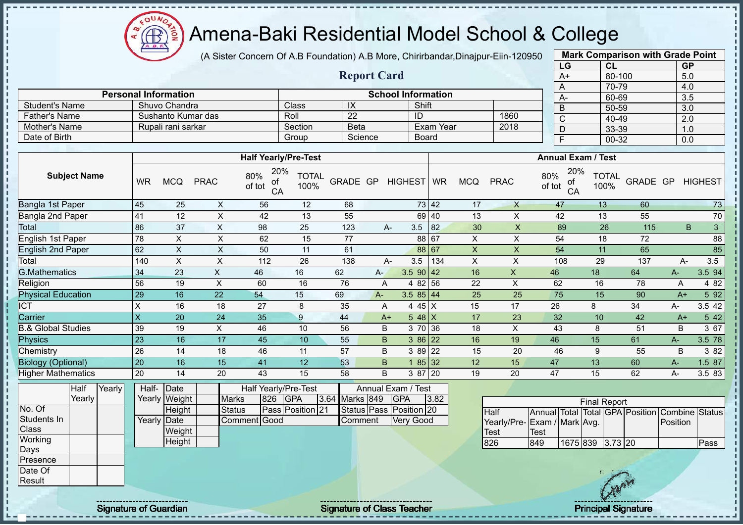# Amena-Baki Residential Model School & College

(A Sister Concern Of A.B Foundation) A.B More, Chirirbandar,Dinajpur-Eiin-120950

## Report Card

| Mark Comparison with Grade Point | | |
|---|---|---|
| LG | CL | GP |
| A+ | 80-100 | 5.0 |
| A | 70-79 | 4.0 |
| A- | 60-69 | 3.5 |
| B | 50-59 | 3.0 |
| C | 40-49 | 2.0 |
| D | 33-39 | 1.0 |
| F | 00-32 | 0.0 |

| Personal Information | | School Information | | | |
|---|---|---|---|---|---|
| Student's Name | Shuvo Chandra | Class | IX | Shift | |
| Father's Name | Sushanto Kumar das | Roll | 22 | ID | 1860 |
| Mother's Name | Rupali rani sarkar | Section | Beta | Exam Year | 2018 |
| Date of Birth | | Group | Science | Board | |

| Subject Name | Half Yearly/Pre-Test | | | | | | | | | Annual Exam / Test | | | | | | | | |
|---|---|---|---|---|---|---|---|---|---|---|---|---|---|---|---|---|---|---|
| | WR | MCQ | PRAC | 80% of tot | 20% of CA | TOTAL 100% | GRADE | GP | HIGHEST | WR | MCQ | PRAC | 80% of tot | 20% of CA | TOTAL 100% | GRADE | GP | HIGHEST |
| Bangla 1st Paper | 45 | 25 | X | 56 | 12 | 68 | | | 73 | 42 | 17 | X | 47 | 13 | 60 | | | 73 |
| Bangla 2nd Paper | 41 | 12 | X | 42 | 13 | 55 | | | 69 | 40 | 13 | X | 42 | 13 | 55 | | | 70 |
| Total | 86 | 37 | X | 98 | 25 | 123 | A- | 3.5 | | 82 | 30 | X | 89 | 26 | 115 | B | 3 | |
| English 1st Paper | 78 | X | X | 62 | 15 | 77 | | | 88 | 67 | X | X | 54 | 18 | 72 | | | 88 |
| English 2nd Paper | 62 | X | X | 50 | 11 | 61 | | | 88 | 67 | X | X | 54 | 11 | 65 | | | 85 |
| Total | 140 | X | X | 112 | 26 | 138 | A- | 3.5 | | 134 | X | X | 108 | 29 | 137 | A- | 3.5 | |
| G.Mathematics | 34 | 23 | X | 46 | 16 | 62 | A- | 3.5 | 90 | 42 | 16 | X | 46 | 18 | 64 | A- | 3.5 | 94 |
| Religion | 56 | 19 | X | 60 | 16 | 76 | A | 4 | 82 | 56 | 22 | X | 62 | 16 | 78 | A | 4 | 82 |
| Physical Education | 29 | 16 | 22 | 54 | 15 | 69 | A- | 3.5 | 85 | 44 | 25 | 25 | 75 | 15 | 90 | A+ | 5 | 92 |
| ICT | X | 16 | 18 | 27 | 8 | 35 | A | 4 | 45 | X | 15 | 17 | 26 | 8 | 34 | A- | 3.5 | 42 |
| Carrier | X | 20 | 24 | 35 | 9 | 44 | A+ | 5 | 48 | X | 17 | 23 | 32 | 10 | 42 | A+ | 5 | 42 |
| B.& Global Studies | 39 | 19 | X | 46 | 10 | 56 | B | 3 | 70 | 36 | 18 | X | 43 | 8 | 51 | B | 3 | 67 |
| Physics | 23 | 16 | 17 | 45 | 10 | 55 | B | 3 | 86 | 22 | 16 | 19 | 46 | 15 | 61 | A- | 3.5 | 78 |
| Chemistry | 26 | 14 | 18 | 46 | 11 | 57 | B | 3 | 89 | 22 | 15 | 20 | 46 | 9 | 55 | B | 3 | 82 |
| Biology (Optional) | 20 | 16 | 15 | 41 | 12 | 53 | B | 1 | 85 | 32 | 12 | 15 | 47 | 13 | 60 | A- | 1.5 | 87 |
| Higher Mathematics | 20 | 14 | 20 | 43 | 15 | 58 | B | 3 | 87 | 20 | 19 | 20 | 47 | 15 | 62 | A- | 3.5 | 83 |

| | Half Yearly | Yearly |
|---|---|---|
| No. Of Students In Class | | |
| Working Days | | |
| Presence | | |
| Date Of Result | | |

| | | |
|---|---|---|
| Half-Yearly | Date | |
| | Weight | |
| | Height | |
| Yearly | Date | |
| | Weight | |
| | Height | |

| Half Yearly/Pre-Test | | | | Annual Exam / Test | | | |
|---|---|---|---|---|---|---|---|
| Marks | 826 | GPA | 3.64 | Marks | 849 | GPA | 3.82 |
| Status | Pass | Position | 21 | Status | Pass | Position | 20 |
| Comment | Good | | | Comment | Very Good | | |

| Final Report | | | | | | | |
|---|---|---|---|---|---|---|---|
| Half Yearly/Pre-Test | Annual Exam / Test | Total Mark | Total Avg. | GPA | Position | Combine Position | Status |
| 826 | 849 | 1675 | 839 | 3.73 | 20 | | Pass |

Signature of Guardian

Signature of Class Teacher

Principal Signature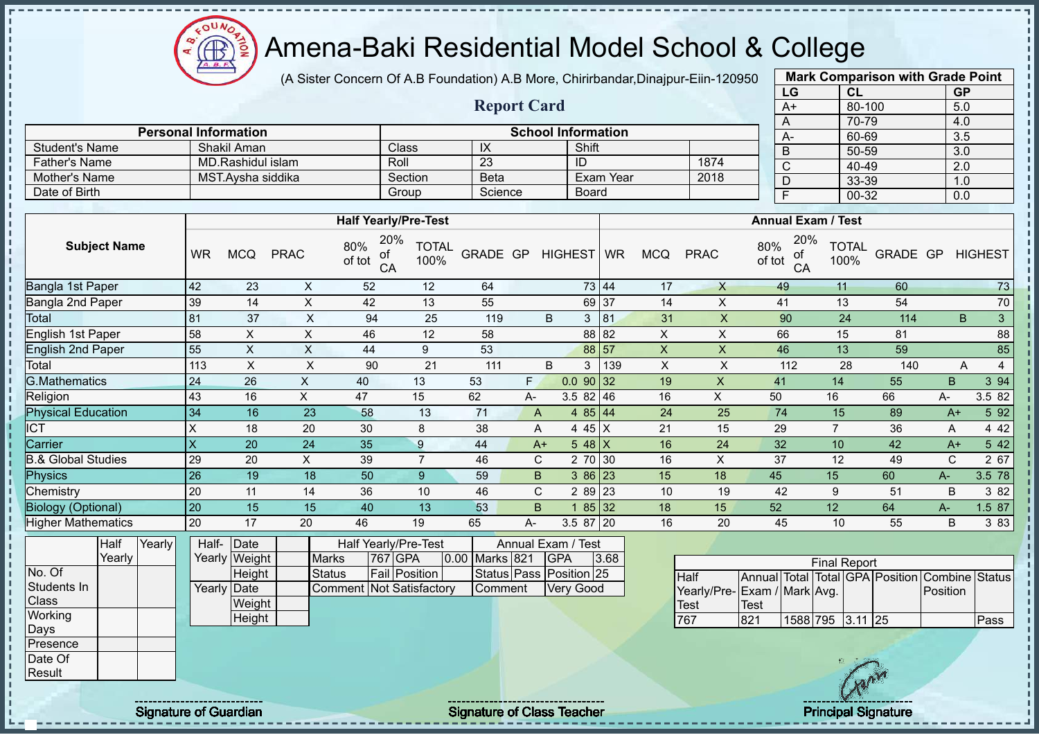# Amena-Baki Residential Model School & College

(A Sister Concern Of A.B Foundation) A.B More, Chirirbandar,Dinajpur-Eiin-120950

## Report Card

| Mark Comparison with Grade Point | | |
|---|---|---|
| LG | CL | GP |
| A+ | 80-100 | 5.0 |
| A | 70-79 | 4.0 |
| A- | 60-69 | 3.5 |
| B | 50-59 | 3.0 |
| C | 40-49 | 2.0 |
| D | 33-39 | 1.0 |
| F | 00-32 | 0.0 |

| Personal Information | | School Information | | | |
|---|---|---|---|---|---|
| Student's Name | Shakil Aman | Class | IX | Shift | |
| Father's Name | MD.Rashidul islam | Roll | 23 | ID | 1874 |
| Mother's Name | MST.Aysha siddika | Section | Beta | Exam Year | 2018 |
| Date of Birth | | Group | Science | Board | |

| Subject Name | Half Yearly/Pre-Test | | | | | | | | | Annual Exam / Test | | | | | | | | |
|---|---|---|---|---|---|---|---|---|---|---|---|---|---|---|---|---|---|---|
| | WR | MCQ | PRAC | 80% of tot | 20% of CA | TOTAL 100% | GRADE | GP | HIGHEST | WR | MCQ | PRAC | 80% of tot | 20% of CA | TOTAL 100% | GRADE | GP | HIGHEST |
| Bangla 1st Paper | 42 | 23 | X | 52 | 12 | 64 | | | 73 | 44 | 17 | X | 49 | 11 | 60 | | | 73 |
| Bangla 2nd Paper | 39 | 14 | X | 42 | 13 | 55 | | | 69 | 37 | 14 | X | 41 | 13 | 54 | | | 70 |
| Total | 81 | 37 | X | 94 | 25 | 119 | B | 3 | | 81 | 31 | X | 90 | 24 | 114 | B | 3 | |
| English 1st Paper | 58 | X | X | 46 | 12 | 58 | | | 88 | 82 | X | X | 66 | 15 | 81 | | | 88 |
| English 2nd Paper | 55 | X | X | 44 | 9 | 53 | | | 88 | 57 | X | X | 46 | 13 | 59 | | | 85 |
| Total | 113 | X | X | 90 | 21 | 111 | B | 3 | | 139 | X | X | 112 | 28 | 140 | A | 4 | |
| G.Mathematics | 24 | 26 | X | 40 | 13 | 53 | F | 0.0 | 90 | 32 | 19 | X | 41 | 14 | 55 | B | 3 | 94 |
| Religion | 43 | 16 | X | 47 | 15 | 62 | A- | 3.5 | 82 | 46 | 16 | X | 50 | 16 | 66 | A- | 3.5 | 82 |
| Physical Education | 34 | 16 | 23 | 58 | 13 | 71 | A | 4 | 85 | 44 | 24 | 25 | 74 | 15 | 89 | A+ | 5 | 92 |
| ICT | X | 18 | 20 | 30 | 8 | 38 | A | 4 | 45 | X | 21 | 15 | 29 | 7 | 36 | A | 4 | 42 |
| Carrier | X | 20 | 24 | 35 | 9 | 44 | A+ | 5 | 48 | X | 16 | 24 | 32 | 10 | 42 | A+ | 5 | 42 |
| B.& Global Studies | 29 | 20 | X | 39 | 7 | 46 | C | 2 | 70 | 30 | 16 | X | 37 | 12 | 49 | C | 2 | 67 |
| Physics | 26 | 19 | 18 | 50 | 9 | 59 | B | 3 | 86 | 23 | 15 | 18 | 45 | 15 | 60 | A- | 3.5 | 78 |
| Chemistry | 20 | 11 | 14 | 36 | 10 | 46 | C | 2 | 89 | 23 | 10 | 19 | 42 | 9 | 51 | B | 3 | 82 |
| Biology (Optional) | 20 | 15 | 15 | 40 | 13 | 53 | B | 1 | 85 | 32 | 18 | 15 | 52 | 12 | 64 | A- | 1.5 | 87 |
| Higher Mathematics | 20 | 17 | 20 | 46 | 19 | 65 | A- | 3.5 | 87 | 20 | 16 | 20 | 45 | 10 | 55 | B | 3 | 83 |

| | Half Yearly | Yearly |
|---|---|---|
| No. Of Students In Class | | |
| Working Days | | |
| Presence | | |
| Date Of Result | | |

| | | |
|---|---|---|
| Half-Yearly | Date | |
| | Weight | |
| | Height | |
| Yearly | Date | |
| | Weight | |
| | Height | |

| Half Yearly/Pre-Test | | | | Annual Exam / Test | | | |
|---|---|---|---|---|---|---|---|
| Marks | 767 | GPA | 0.00 | Marks | 821 | GPA | 3.68 |
| Status | Fail | Position | | Status | Pass | Position | 25 |
| Comment | Not Satisfactory | | | Comment | Very Good | | |

| Final Report | | | | | | | |
|---|---|---|---|---|---|---|---|
| Half Yearly/Pre-Test | Annual Exam / Test | Total Mark | Total Avg. | GPA | Position | Combine Position | Status |
| 767 | 821 | 1588 | 795 | 3.11 | 25 | | Pass |

Signature of Guardian | Signature of Class Teacher | Principal Signature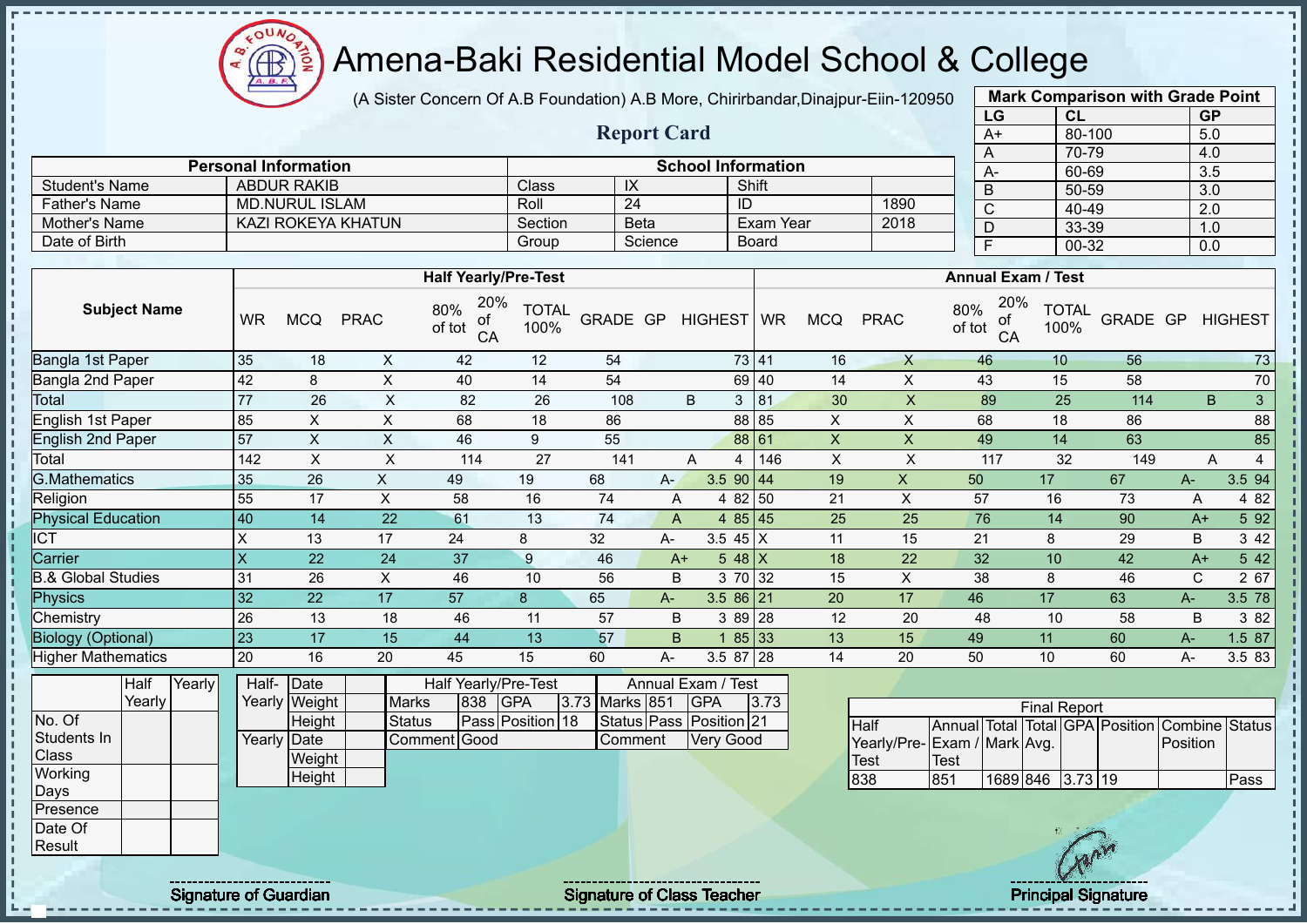# Amena-Baki Residential Model School & College

(A Sister Concern Of A.B Foundation) A.B More, Chirirbandar,Dinajpur-Eiin-120950

## Report Card

| Mark Comparison with Grade Point | | |
|---|---|---|
| LG | CL | GP |
| A+ | 80-100 | 5.0 |
| A | 70-79 | 4.0 |
| A- | 60-69 | 3.5 |
| B | 50-59 | 3.0 |
| C | 40-49 | 2.0 |
| D | 33-39 | 1.0 |
| F | 00-32 | 0.0 |

| Personal Information | | School Information | | | |
|---|---|---|---|---|---|
| Student's Name | ABDUR RAKIB | Class | IX | Shift | |
| Father's Name | MD.NURUL ISLAM | Roll | 24 | ID | 1890 |
| Mother's Name | KAZI ROKEYA KHATUN | Section | Beta | Exam Year | 2018 |
| Date of Birth | | Group | Science | Board | |

| Subject Name | Half Yearly/Pre-Test | | | | | | | | | Annual Exam / Test | | | | | | | | |
|---|---|---|---|---|---|---|---|---|---|---|---|---|---|---|---|---|---|---|
| | WR | MCQ | PRAC | 80% of tot | 20% of CA | TOTAL 100% | GRADE | GP | HIGHEST | WR | MCQ | PRAC | 80% of tot | 20% of CA | TOTAL 100% | GRADE | GP | HIGHEST |
| Bangla 1st Paper | 35 | 18 | X | 42 | 12 | 54 | | | 73 | 41 | 16 | X | 46 | 10 | 56 | | | 73 |
| Bangla 2nd Paper | 42 | 8 | X | 40 | 14 | 54 | | | 69 | 40 | 14 | X | 43 | 15 | 58 | | | 70 |
| Total | 77 | 26 | X | 82 | 26 | 108 | B | 3 | | 81 | 30 | X | 89 | 25 | 114 | B | 3 | |
| English 1st Paper | 85 | X | X | 68 | 18 | 86 | | | 88 | 85 | X | X | 68 | 18 | 86 | | | 88 |
| English 2nd Paper | 57 | X | X | 46 | 9 | 55 | | | 88 | 61 | X | X | 49 | 14 | 63 | | | 85 |
| Total | 142 | X | X | 114 | 27 | 141 | A | 4 | | 146 | X | X | 117 | 32 | 149 | A | 4 | |
| G.Mathematics | 35 | 26 | X | 49 | 19 | 68 | A- | 3.5 | 90 | 44 | 19 | X | 50 | 17 | 67 | A- | 3.5 | 94 |
| Religion | 55 | 17 | X | 58 | 16 | 74 | A | 4 | 82 | 50 | 21 | X | 57 | 16 | 73 | A | 4 | 82 |
| Physical Education | 40 | 14 | 22 | 61 | 13 | 74 | A | 4 | 85 | 45 | 25 | 25 | 76 | 14 | 90 | A+ | 5 | 92 |
| ICT | X | 13 | 17 | 24 | 8 | 32 | A- | 3.5 | 45 | X | 11 | 15 | 21 | 8 | 29 | B | 3 | 42 |
| Carrier | X | 22 | 24 | 37 | 9 | 46 | A+ | 5 | 48 | X | 18 | 22 | 32 | 10 | 42 | A+ | 5 | 42 |
| B.& Global Studies | 31 | 26 | X | 46 | 10 | 56 | B | 3 | 70 | 32 | 15 | X | 38 | 8 | 46 | C | 2 | 67 |
| Physics | 32 | 22 | 17 | 57 | 8 | 65 | A- | 3.5 | 86 | 21 | 20 | 17 | 46 | 17 | 63 | A- | 3.5 | 78 |
| Chemistry | 26 | 13 | 18 | 46 | 11 | 57 | B | 3 | 89 | 28 | 12 | 20 | 48 | 10 | 58 | B | 3 | 82 |
| Biology (Optional) | 23 | 17 | 15 | 44 | 13 | 57 | B | 1 | 85 | 33 | 13 | 15 | 49 | 11 | 60 | A- | 1.5 | 87 |
| Higher Mathematics | 20 | 16 | 20 | 45 | 15 | 60 | A- | 3.5 | 87 | 28 | 14 | 20 | 50 | 10 | 60 | A- | 3.5 | 83 |

| | Half Yearly | Yearly |
|---|---|---|
| No. Of Students In Class | | |
| Working Days | | |
| Presence | | |
| Date Of Result | | |

| | | |
|---|---|---|
| Half-Yearly | Date | |
| | Weight | |
| | Height | |
| Yearly | Date | |
| | Weight | |
| | Height | |

| Half Yearly/Pre-Test | | | | Annual Exam / Test | | | |
|---|---|---|---|---|---|---|---|
| Marks | 838 | GPA | 3.73 | Marks | 851 | GPA | 3.73 |
| Status | Pass | Position | 18 | Status | Pass | Position | 21 |
| Comment | Good | | | Comment | Very Good | | |

| Final Report | | | | | | | |
|---|---|---|---|---|---|---|---|
| Half Yearly/Pre-Test | Annual Exam / Test | Total Mark | Total Avg. | GPA | Position | Combine Position | Status |
| 838 | 851 | 1689 | 846 | 3.73 | 19 | | Pass |

Signature of Guardian

Signature of Class Teacher

Principal Signature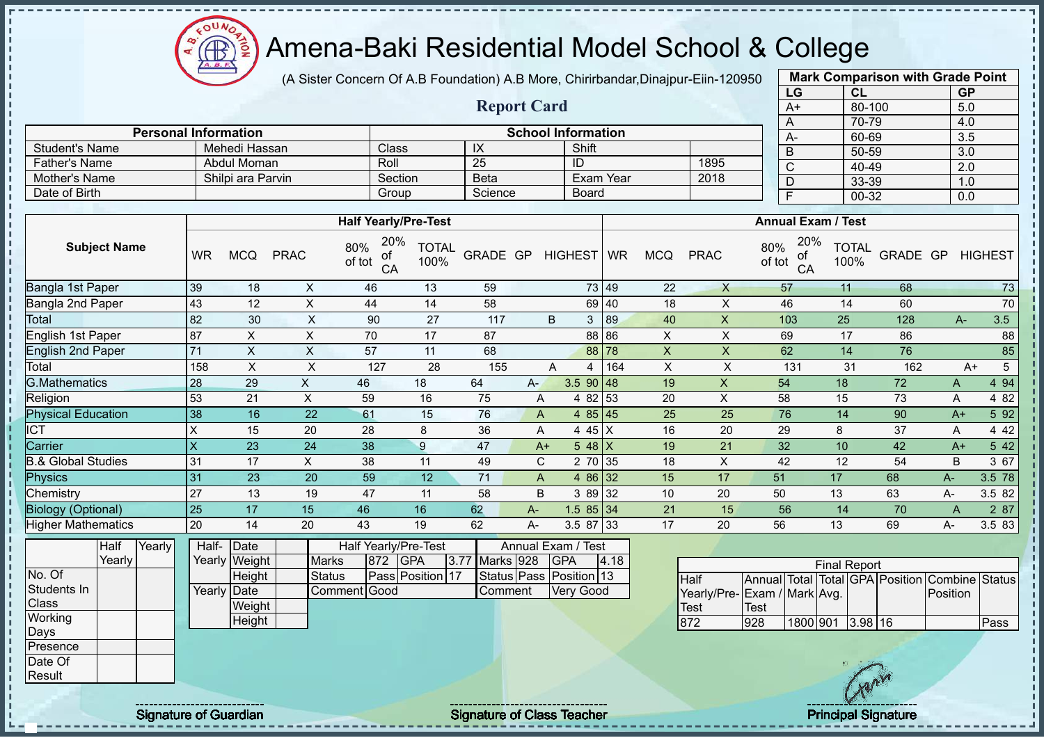# Amena-Baki Residential Model School & College

(A Sister Concern Of A.B Foundation) A.B More, Chirirbandar,Dinajpur-Eiin-120950

## Report Card

| Mark Comparison with Grade Point | | |
|---|---|---|
| LG | CL | GP |
| A+ | 80-100 | 5.0 |
| A | 70-79 | 4.0 |
| A- | 60-69 | 3.5 |
| B | 50-59 | 3.0 |
| C | 40-49 | 2.0 |
| D | 33-39 | 1.0 |
| F | 00-32 | 0.0 |

| Personal Information | | School Information | | | |
|---|---|---|---|---|---|
| Student's Name | Mehedi Hassan | Class | IX | Shift | |
| Father's Name | Abdul Moman | Roll | 25 | ID | 1895 |
| Mother's Name | Shilpi ara Parvin | Section | Beta | Exam Year | 2018 |
| Date of Birth | | Group | Science | Board | |

| Subject Name | Half Yearly/Pre-Test | | | | | | | | | Annual Exam / Test | | | | | | | | |
|---|---|---|---|---|---|---|---|---|---|---|---|---|---|---|---|---|---|---|
| | WR | MCQ | PRAC | 80% of tot | 20% of CA | TOTAL 100% | GRADE | GP | HIGHEST | WR | MCQ | PRAC | 80% of tot | 20% of CA | TOTAL 100% | GRADE | GP | HIGHEST |
| Bangla 1st Paper | 39 | 18 | X | 46 | 13 | 59 | | | 73 | 49 | 22 | X | 57 | 11 | 68 | | | 73 |
| Bangla 2nd Paper | 43 | 12 | X | 44 | 14 | 58 | | | 69 | 40 | 18 | X | 46 | 14 | 60 | | | 70 |
| Total | 82 | 30 | X | 90 | 27 | 117 | B | 3 | | 89 | 40 | X | 103 | 25 | 128 | A- | 3.5 | |
| English 1st Paper | 87 | X | X | 70 | 17 | 87 | | | 88 | 86 | X | X | 69 | 17 | 86 | | | 88 |
| English 2nd Paper | 71 | X | X | 57 | 11 | 68 | | | 88 | 78 | X | X | 62 | 14 | 76 | | | 85 |
| Total | 158 | X | X | 127 | 28 | 155 | A | 4 | | 164 | X | X | 131 | 31 | 162 | A+ | 5 | |
| G.Mathematics | 28 | 29 | X | 46 | 18 | 64 | A- | 3.5 | 90 | 48 | 19 | X | 54 | 18 | 72 | A | 4 | 94 |
| Religion | 53 | 21 | X | 59 | 16 | 75 | A | 4 | 82 | 53 | 20 | X | 58 | 15 | 73 | A | 4 | 82 |
| Physical Education | 38 | 16 | 22 | 61 | 15 | 76 | A | 4 | 85 | 45 | 25 | 25 | 76 | 14 | 90 | A+ | 5 | 92 |
| ICT | X | 15 | 20 | 28 | 8 | 36 | A | 4 | 45 | X | 16 | 20 | 29 | 8 | 37 | A | 4 | 42 |
| Carrier | X | 23 | 24 | 38 | 9 | 47 | A+ | 5 | 48 | X | 19 | 21 | 32 | 10 | 42 | A+ | 5 | 42 |
| B.& Global Studies | 31 | 17 | X | 38 | 11 | 49 | C | 2 | 70 | 35 | 18 | X | 42 | 12 | 54 | B | 3 | 67 |
| Physics | 31 | 23 | 20 | 59 | 12 | 71 | A | 4 | 86 | 32 | 15 | 17 | 51 | 17 | 68 | A- | 3.5 | 78 |
| Chemistry | 27 | 13 | 19 | 47 | 11 | 58 | B | 3 | 89 | 32 | 10 | 20 | 50 | 13 | 63 | A- | 3.5 | 82 |
| Biology (Optional) | 25 | 17 | 15 | 46 | 16 | 62 | A- | 1.5 | 85 | 34 | 21 | 15 | 56 | 14 | 70 | A | 2 | 87 |
| Higher Mathematics | 20 | 14 | 20 | 43 | 19 | 62 | A- | 3.5 | 87 | 33 | 17 | 20 | 56 | 13 | 69 | A- | 3.5 | 83 |

| | Half Yearly | Yearly |
|---|---|---|
| No. Of Students In Class | | |
| Working Days | | |
| Presence | | |
| Date Of Result | | |

| | | |
|---|---|---|
| Half-Yearly | Date | |
| | Weight | |
| | Height | |
| Yearly | Date | |
| | Weight | |
| | Height | |

| Half Yearly/Pre-Test | | | | Annual Exam / Test | | | |
|---|---|---|---|---|---|---|---|
| Marks | 872 | GPA | 3.77 | Marks | 928 | GPA | 4.18 |
| Status | Pass | Position | 17 | Status | Pass | Position | 13 |
| Comment | Good | | | Comment | Very Good | | |

| Final Report | | | | | | | |
|---|---|---|---|---|---|---|---|
| Half Yearly/Pre-Test | Annual Exam / Test | Total Mark | Total Avg. | GPA | Position | Combine Position | Status |
| 872 | 928 | 1800 | 901 | 3.98 | 16 | | Pass |

Signature of Guardian | Signature of Class Teacher | Principal Signature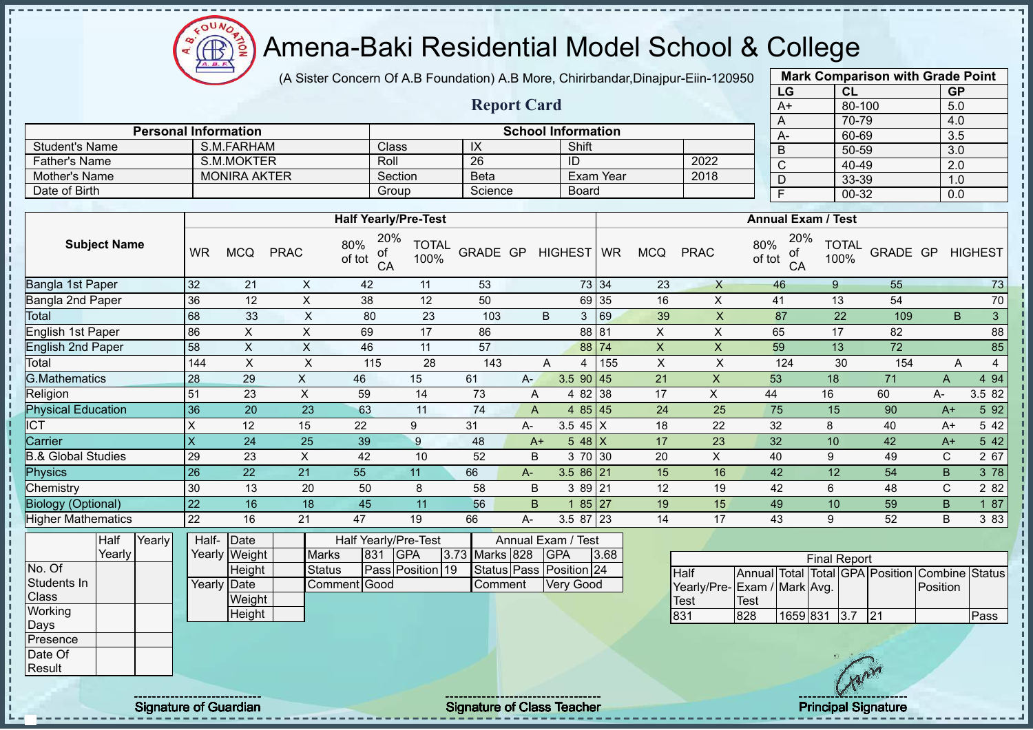# Amena-Baki Residential Model School & College

(A Sister Concern Of A.B Foundation) A.B More, Chirirbandar,Dinajpur-Eiin-120950

## Report Card

| Mark Comparison with Grade Point | | |
|---|---|---|
| LG | CL | GP |
| A+ | 80-100 | 5.0 |
| A | 70-79 | 4.0 |
| A- | 60-69 | 3.5 |
| B | 50-59 | 3.0 |
| C | 40-49 | 2.0 |
| D | 33-39 | 1.0 |
| F | 00-32 | 0.0 |

| Personal Information | | School Information | | | |
|---|---|---|---|---|---|
| Student's Name | S.M.FARHAM | Class | IX | Shift | |
| Father's Name | S.M.MOKTER | Roll | 26 | ID | 2022 |
| Mother's Name | MONIRA AKTER | Section | Beta | Exam Year | 2018 |
| Date of Birth | | Group | Science | Board | |

| Subject Name | Half Yearly/Pre-Test | | | | | | | | | Annual Exam / Test | | | | | | | | |
|---|---|---|---|---|---|---|---|---|---|---|---|---|---|---|---|---|---|---|
| | WR | MCQ | PRAC | 80% of tot | 20% of CA | TOTAL 100% | GRADE | GP | HIGHEST | WR | MCQ | PRAC | 80% of tot | 20% of CA | TOTAL 100% | GRADE | GP | HIGHEST |
| Bangla 1st Paper | 32 | 21 | X | 42 | 11 | 53 | | | 73 | 34 | 23 | X | 46 | 9 | 55 | | | 73 |
| Bangla 2nd Paper | 36 | 12 | X | 38 | 12 | 50 | | | 69 | 35 | 16 | X | 41 | 13 | 54 | | | 70 |
| Total | 68 | 33 | X | 80 | 23 | 103 | B | 3 | | 69 | 39 | X | 87 | 22 | 109 | B | 3 | |
| English 1st Paper | 86 | X | X | 69 | 17 | 86 | | | 88 | 81 | X | X | 65 | 17 | 82 | | | 88 |
| English 2nd Paper | 58 | X | X | 46 | 11 | 57 | | | 88 | 74 | X | X | 59 | 13 | 72 | | | 85 |
| Total | 144 | X | X | 115 | 28 | 143 | A | 4 | | 155 | X | X | 124 | 30 | 154 | A | 4 | |
| G.Mathematics | 28 | 29 | X | 46 | 15 | 61 | A- | 3.5 | 90 | 45 | 21 | X | 53 | 18 | 71 | A | 4 | 94 |
| Religion | 51 | 23 | X | 59 | 14 | 73 | A | 4 | 82 | 38 | 17 | X | 44 | 16 | 60 | A- | 3.5 | 82 |
| Physical Education | 36 | 20 | 23 | 63 | 11 | 74 | A | 4 | 85 | 45 | 24 | 25 | 75 | 15 | 90 | A+ | 5 | 92 |
| ICT | X | 12 | 15 | 22 | 9 | 31 | A- | 3.5 | 45 | X | 18 | 22 | 32 | 8 | 40 | A+ | 5 | 42 |
| Carrier | X | 24 | 25 | 39 | 9 | 48 | A+ | 5 | 48 | X | 17 | 23 | 32 | 10 | 42 | A+ | 5 | 42 |
| B.& Global Studies | 29 | 23 | X | 42 | 10 | 52 | B | 3 | 70 | 30 | 20 | X | 40 | 9 | 49 | C | 2 | 67 |
| Physics | 26 | 22 | 21 | 55 | 11 | 66 | A- | 3.5 | 86 | 21 | 15 | 16 | 42 | 12 | 54 | B | 3 | 78 |
| Chemistry | 30 | 13 | 20 | 50 | 8 | 58 | B | 3 | 89 | 21 | 12 | 19 | 42 | 6 | 48 | C | 2 | 82 |
| Biology (Optional) | 22 | 16 | 18 | 45 | 11 | 56 | B | 1 | 85 | 27 | 19 | 15 | 49 | 10 | 59 | B | 1 | 87 |
| Higher Mathematics | 22 | 16 | 21 | 47 | 19 | 66 | A- | 3.5 | 87 | 23 | 14 | 17 | 43 | 9 | 52 | B | 3 | 83 |

| | Half Yearly | Yearly |
|---|---|---|
| No. Of Students In Class | | |
| Working Days | | |
| Presence | | |
| Date Of Result | | |

| | | |
|---|---|---|
| Half-Yearly | Date | |
| | Weight | |
| | Height | |
| Yearly | Date | |
| | Weight | |
| | Height | |

| Half Yearly/Pre-Test | | | | Annual Exam / Test | | | |
|---|---|---|---|---|---|---|---|
| Marks | 831 | GPA | 3.73 | Marks | 828 | GPA | 3.68 |
| Status | Pass | Position | 19 | Status | Pass | Position | 24 |
| Comment | Good | | | Comment | Very Good | | |

| Final Report | | | | | | | |
|---|---|---|---|---|---|---|---|
| Half Yearly/Pre-Test | Annual Exam / Test | Total Mark | Total Avg. | GPA | Position | Combine Position | Status |
| 831 | 828 | 1659 | 831 | 3.7 | 21 | | Pass |

Signature of Guardian

Signature of Class Teacher

Principal Signature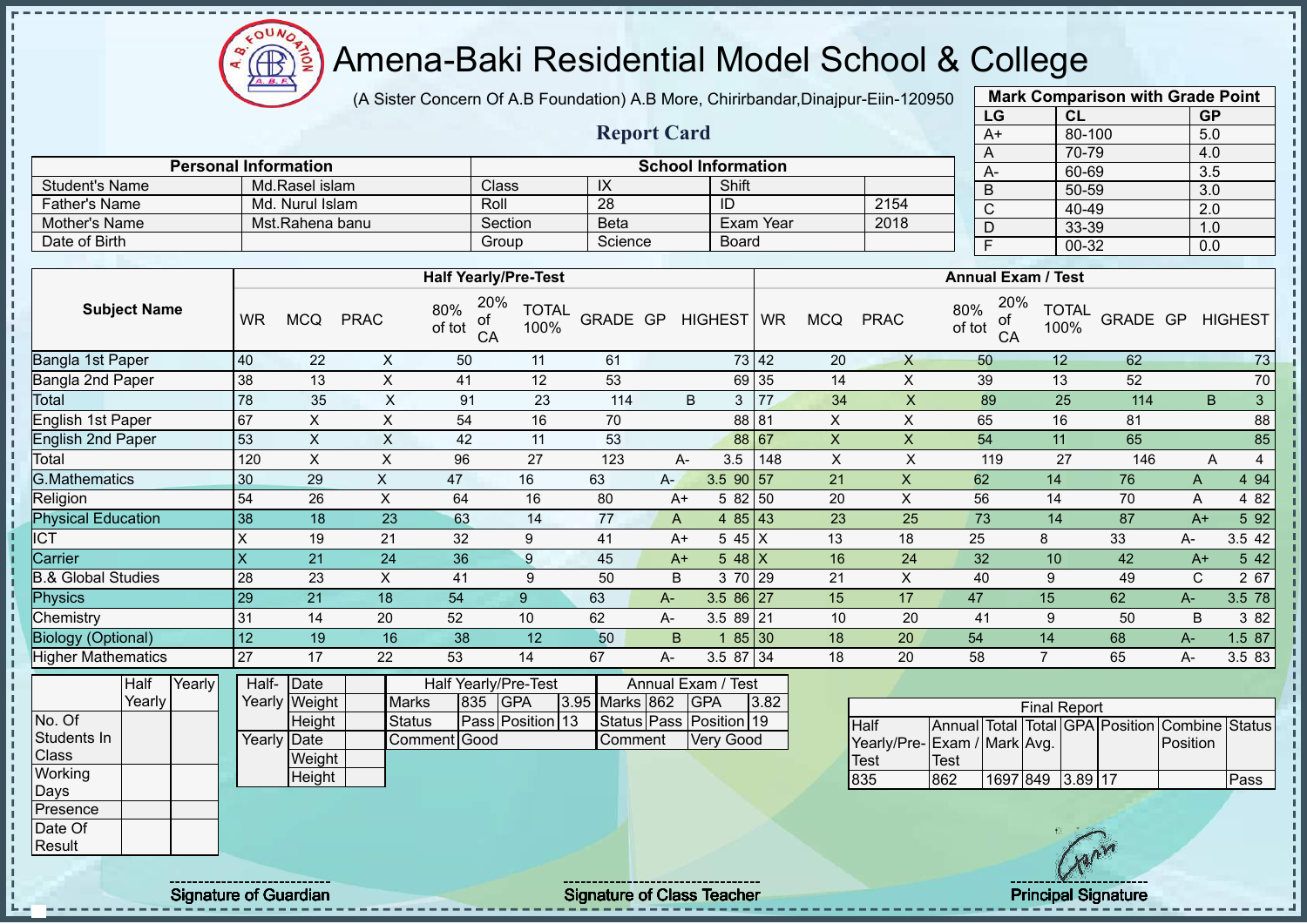# Amena-Baki Residential Model School & College

(A Sister Concern Of A.B Foundation) A.B More, Chirirbandar,Dinajpur-Eiin-120950

**Report Card**

| Mark Comparison with Grade Point | | |
|---|---|---|
| LG | CL | GP |
| A+ | 80-100 | 5.0 |
| A | 70-79 | 4.0 |
| A- | 60-69 | 3.5 |
| B | 50-59 | 3.0 |
| C | 40-49 | 2.0 |
| D | 33-39 | 1.0 |
| F | 00-32 | 0.0 |

| Personal Information | | School Information | | | |
|---|---|---|---|---|---|
| Student's Name | Md.Rasel islam | Class | IX | Shift | |
| Father's Name | Md. Nurul Islam | Roll | 28 | ID | 2154 |
| Mother's Name | Mst.Rahena banu | Section | Beta | Exam Year | 2018 |
| Date of Birth | | Group | Science | Board | |

| Subject Name | Half Yearly/Pre-Test | | | | | | | | | Annual Exam / Test | | | | | | | | |
|---|---|---|---|---|---|---|---|---|---|---|---|---|---|---|---|---|---|---|
| | WR | MCQ | PRAC | 80% of tot | 20% of CA | TOTAL 100% | GRADE | GP | HIGHEST | WR | MCQ | PRAC | 80% of tot | 20% of CA | TOTAL 100% | GRADE | GP | HIGHEST |
| Bangla 1st Paper | 40 | 22 | X | 50 | 11 | 61 | | | 73 | 42 | 20 | X | 50 | 12 | 62 | | | 73 |
| Bangla 2nd Paper | 38 | 13 | X | 41 | 12 | 53 | | | 69 | 35 | 14 | X | 39 | 13 | 52 | | | 70 |
| Total | 78 | 35 | X | 91 | 23 | 114 | B | 3 | | 77 | 34 | X | 89 | 25 | 114 | B | 3 | |
| English 1st Paper | 67 | X | X | 54 | 16 | 70 | | | 88 | 81 | X | X | 65 | 16 | 81 | | | 88 |
| English 2nd Paper | 53 | X | X | 42 | 11 | 53 | | | 88 | 67 | X | X | 54 | 11 | 65 | | | 85 |
| Total | 120 | X | X | 96 | 27 | 123 | A- | 3.5 | | 148 | X | X | 119 | 27 | 146 | A | 4 | |
| G.Mathematics | 30 | 29 | X | 47 | 16 | 63 | A- | 3.5 | 90 | 57 | 21 | X | 62 | 14 | 76 | A | 4 | 94 |
| Religion | 54 | 26 | X | 64 | 16 | 80 | A+ | 5 | 82 | 50 | 20 | X | 56 | 14 | 70 | A | 4 | 82 |
| Physical Education | 38 | 18 | 23 | 63 | 14 | 77 | A | 4 | 85 | 43 | 23 | 25 | 73 | 14 | 87 | A+ | 5 | 92 |
| ICT | X | 19 | 21 | 32 | 9 | 41 | A+ | 5 | 45 | X | 13 | 18 | 25 | 8 | 33 | A- | 3.5 | 42 |
| Carrier | X | 21 | 24 | 36 | 9 | 45 | A+ | 5 | 48 | X | 16 | 24 | 32 | 10 | 42 | A+ | 5 | 42 |
| B.& Global Studies | 28 | 23 | X | 41 | 9 | 50 | B | 3 | 70 | 29 | 21 | X | 40 | 9 | 49 | C | 2 | 67 |
| Physics | 29 | 21 | 18 | 54 | 9 | 63 | A- | 3.5 | 86 | 27 | 15 | 17 | 47 | 15 | 62 | A- | 3.5 | 78 |
| Chemistry | 31 | 14 | 20 | 52 | 10 | 62 | A- | 3.5 | 89 | 21 | 10 | 20 | 41 | 9 | 50 | B | 3 | 82 |
| Biology (Optional) | 12 | 19 | 16 | 38 | 12 | 50 | B | 1 | 85 | 30 | 18 | 20 | 54 | 14 | 68 | A- | 1.5 | 87 |
| Higher Mathematics | 27 | 17 | 22 | 53 | 14 | 67 | A- | 3.5 | 87 | 34 | 18 | 20 | 58 | 7 | 65 | A- | 3.5 | 83 |

| | Half Yearly | Yearly |
|---|---|---|
| No. Of Students In Class | | |
| Working Days | | |
| Presence | | |
| Date Of Result | | |

| | | |
|---|---|---|
| Half-Yearly | Date | |
| | Weight | |
| | Height | |
| Yearly | Date | |
| | Weight | |
| | Height | |

| Half Yearly/Pre-Test | | | | Annual Exam / Test | | | |
|---|---|---|---|---|---|---|---|
| Marks | 835 | GPA | 3.95 | Marks | 862 | GPA | 3.82 |
| Status | Pass | Position | 13 | Status | Pass | Position | 19 |
| Comment | Good | | | Comment | Very Good | | |

| Final Report | | | | | | | |
|---|---|---|---|---|---|---|---|
| Half Yearly/Pre-Test | Annual Exam / Test | Total Mark | Total Avg. | GPA | Position | Combine Position | Status |
| 835 | 862 | 1697 | 849 | 3.89 | 17 | | Pass |

Signature of Guardian

Signature of Class Teacher

Principal Signature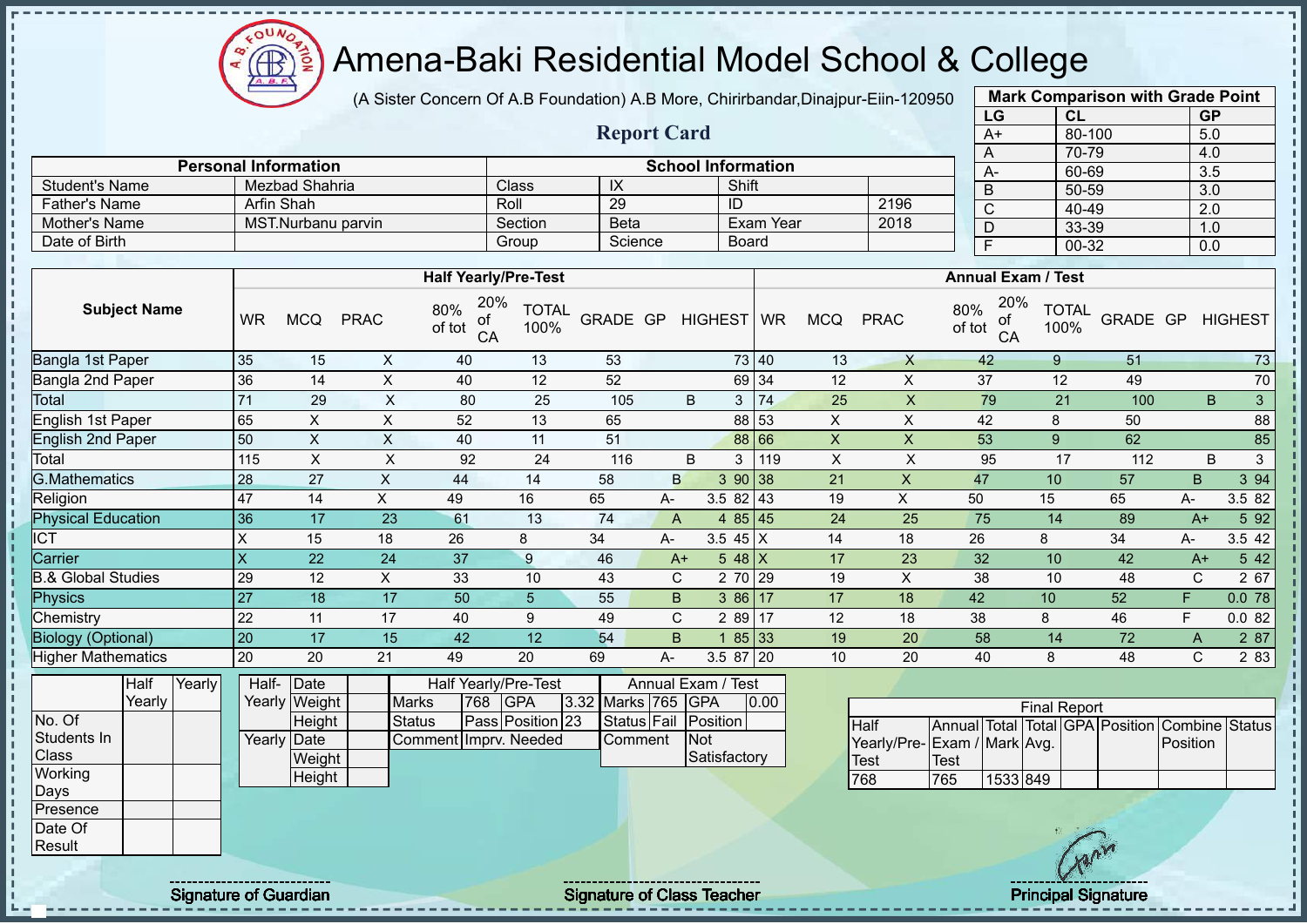# Amena-Baki Residential Model School & College

(A Sister Concern Of A.B Foundation) A.B More, Chirirbandar,Dinajpur-Eiin-120950

## Report Card

| Mark Comparison with Grade Point | | |
|---|---|---|
| LG | CL | GP |
| A+ | 80-100 | 5.0 |
| A | 70-79 | 4.0 |
| A- | 60-69 | 3.5 |
| B | 50-59 | 3.0 |
| C | 40-49 | 2.0 |
| D | 33-39 | 1.0 |
| F | 00-32 | 0.0 |

| Personal Information | | School Information | | | |
|---|---|---|---|---|---|
| Student's Name | Mezbad Shahria | Class | IX | Shift | |
| Father's Name | Arfin Shah | Roll | 29 | ID | 2196 |
| Mother's Name | MST.Nurbanu parvin | Section | Beta | Exam Year | 2018 |
| Date of Birth | | Group | Science | Board | |

| Subject Name | Half Yearly/Pre-Test | | | | | | | | | Annual Exam / Test | | | | | | | | |
|---|---|---|---|---|---|---|---|---|---|---|---|---|---|---|---|---|---|---|
| | WR | MCQ | PRAC | 80% of tot | 20% of CA | TOTAL 100% | GRADE | GP | HIGHEST | WR | MCQ | PRAC | 80% of tot | 20% of CA | TOTAL 100% | GRADE | GP | HIGHEST |
| Bangla 1st Paper | 35 | 15 | X | 40 | 13 | 53 | | | 73 | 40 | 13 | X | 42 | 9 | 51 | | | 73 |
| Bangla 2nd Paper | 36 | 14 | X | 40 | 12 | 52 | | | 69 | 34 | 12 | X | 37 | 12 | 49 | | | 70 |
| Total | 71 | 29 | X | 80 | 25 | 105 | B | 3 | | 74 | 25 | X | 79 | 21 | 100 | B | 3 | |
| English 1st Paper | 65 | X | X | 52 | 13 | 65 | | | 88 | 53 | X | X | 42 | 8 | 50 | | | 88 |
| English 2nd Paper | 50 | X | X | 40 | 11 | 51 | | | 88 | 66 | X | X | 53 | 9 | 62 | | | 85 |
| Total | 115 | X | X | 92 | 24 | 116 | B | 3 | | 119 | X | X | 95 | 17 | 112 | B | 3 | |
| G.Mathematics | 28 | 27 | X | 44 | 14 | 58 | B | 3 | 90 | 38 | 21 | X | 47 | 10 | 57 | B | 3 | 94 |
| Religion | 47 | 14 | X | 49 | 16 | 65 | A- | 3.5 | 82 | 43 | 19 | X | 50 | 15 | 65 | A- | 3.5 | 82 |
| Physical Education | 36 | 17 | 23 | 61 | 13 | 74 | A | 4 | 85 | 45 | 24 | 25 | 75 | 14 | 89 | A+ | 5 | 92 |
| ICT | X | 15 | 18 | 26 | 8 | 34 | A- | 3.5 | 45 | X | 14 | 18 | 26 | 8 | 34 | A- | 3.5 | 42 |
| Carrier | X | 22 | 24 | 37 | 9 | 46 | A+ | 5 | 48 | X | 17 | 23 | 32 | 10 | 42 | A+ | 5 | 42 |
| B.& Global Studies | 29 | 12 | X | 33 | 10 | 43 | C | 2 | 70 | 29 | 19 | X | 38 | 10 | 48 | C | 2 | 67 |
| Physics | 27 | 18 | 17 | 50 | 5 | 55 | B | 3 | 86 | 17 | 17 | 18 | 42 | 10 | 52 | F | 0.0 | 78 |
| Chemistry | 22 | 11 | 17 | 40 | 9 | 49 | C | 2 | 89 | 17 | 12 | 18 | 38 | 8 | 46 | F | 0.0 | 82 |
| Biology (Optional) | 20 | 17 | 15 | 42 | 12 | 54 | B | 1 | 85 | 33 | 19 | 20 | 58 | 14 | 72 | A | 2 | 87 |
| Higher Mathematics | 20 | 20 | 21 | 49 | 20 | 69 | A- | 3.5 | 87 | 20 | 10 | 20 | 40 | 8 | 48 | C | 2 | 83 |

| | Half Yearly | Yearly |
|---|---|---|
| No. Of Students In Class | | |
| Working Days | | |
| Presence | | |
| Date Of Result | | |

| | | |
|---|---|---|
| Half-Yearly | Date | |
| | Weight | |
| | Height | |
| Yearly | Date | |
| | Weight | |
| | Height | |

| Half Yearly/Pre-Test | | | | Annual Exam / Test | | | |
|---|---|---|---|---|---|---|---|
| Marks | 768 | GPA | 3.32 | Marks | 765 | GPA | 0.00 |
| Status | Pass | Position | 23 | Status | Fail | Position | |
| Comment | Imprv. Needed | | | Comment | | Not Satisfactory | |

| Final Report | | | | | | | |
|---|---|---|---|---|---|---|---|
| Half Yearly/Pre-Test | Annual Exam / Test | Total Mark | Total Avg. | GPA | Position | Combine Position | Status |
| 768 | 765 | 1533 | 849 | | | | |

Signature of Guardian

Signature of Class Teacher

Principal Signature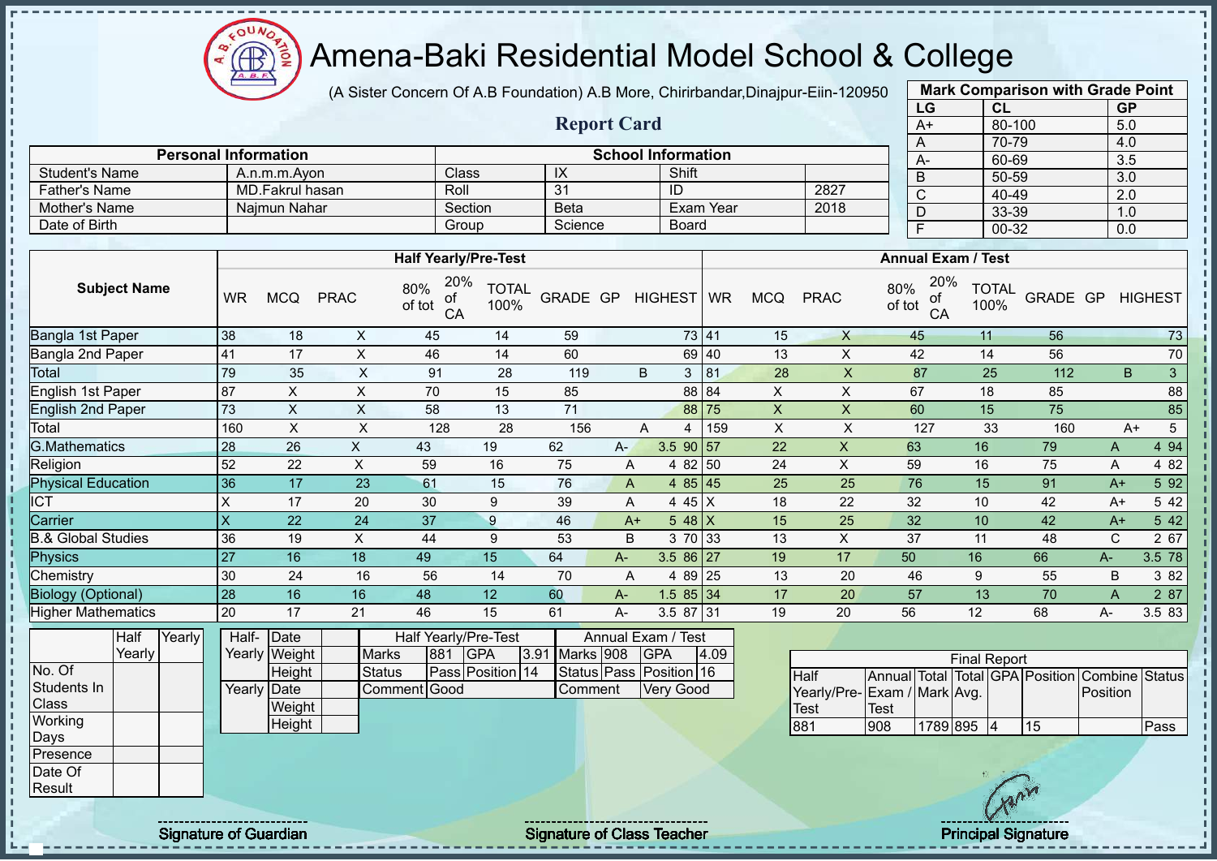# Amena-Baki Residential Model School & College

(A Sister Concern Of A.B Foundation) A.B More, Chirirbandar,Dinajpur-Eiin-120950

## Report Card

| Mark Comparison with Grade Point | | |
|---|---|---|
| LG | CL | GP |
| A+ | 80-100 | 5.0 |
| A | 70-79 | 4.0 |
| A- | 60-69 | 3.5 |
| B | 50-59 | 3.0 |
| C | 40-49 | 2.0 |
| D | 33-39 | 1.0 |
| F | 00-32 | 0.0 |

| Personal Information | | School Information | | | |
|---|---|---|---|---|---|
| Student's Name | A.n.m.m.Ayon | Class | IX | Shift | |
| Father's Name | MD.Fakrul hasan | Roll | 31 | ID | 2827 |
| Mother's Name | Najmun Nahar | Section | Beta | Exam Year | 2018 |
| Date of Birth | | Group | Science | Board | |

| Subject Name | Half Yearly/Pre-Test | | | | | | | | | Annual Exam / Test | | | | | | | | |
|---|---|---|---|---|---|---|---|---|---|---|---|---|---|---|---|---|---|---|
| | WR | MCQ | PRAC | 80% of tot | 20% of CA | TOTAL 100% | GRADE | GP | HIGHEST | WR | MCQ | PRAC | 80% of tot | 20% of CA | TOTAL 100% | GRADE | GP | HIGHEST |
| Bangla 1st Paper | 38 | 18 | X | 45 | 14 | 59 | | | 73 | 41 | 15 | X | 45 | 11 | 56 | | | 73 |
| Bangla 2nd Paper | 41 | 17 | X | 46 | 14 | 60 | | | 69 | 40 | 13 | X | 42 | 14 | 56 | | | 70 |
| Total | 79 | 35 | X | 91 | 28 | 119 | B | 3 | | 81 | 28 | X | 87 | 25 | 112 | B | 3 | |
| English 1st Paper | 87 | X | X | 70 | 15 | 85 | | | 88 | 84 | X | X | 67 | 18 | 85 | | | 88 |
| English 2nd Paper | 73 | X | X | 58 | 13 | 71 | | | 88 | 75 | X | X | 60 | 15 | 75 | | | 85 |
| Total | 160 | X | X | 128 | 28 | 156 | A | 4 | | 159 | X | X | 127 | 33 | 160 | A+ | 5 | |
| G.Mathematics | 28 | 26 | X | 43 | 19 | 62 | A- | 3.5 | 90 | 57 | 22 | X | 63 | 16 | 79 | A | 4 | 94 |
| Religion | 52 | 22 | X | 59 | 16 | 75 | A | 4 | 82 | 50 | 24 | X | 59 | 16 | 75 | A | 4 | 82 |
| Physical Education | 36 | 17 | 23 | 61 | 15 | 76 | A | 4 | 85 | 45 | 25 | 25 | 76 | 15 | 91 | A+ | 5 | 92 |
| ICT | X | 17 | 20 | 30 | 9 | 39 | A | 4 | 45 | X | 18 | 22 | 32 | 10 | 42 | A+ | 5 | 42 |
| Carrier | X | 22 | 24 | 37 | 9 | 46 | A+ | 5 | 48 | X | 15 | 25 | 32 | 10 | 42 | A+ | 5 | 42 |
| B.& Global Studies | 36 | 19 | X | 44 | 9 | 53 | B | 3 | 70 | 33 | 13 | X | 37 | 11 | 48 | C | 2 | 67 |
| Physics | 27 | 16 | 18 | 49 | 15 | 64 | A- | 3.5 | 86 | 27 | 19 | 17 | 50 | 16 | 66 | A- | 3.5 | 78 |
| Chemistry | 30 | 24 | 16 | 56 | 14 | 70 | A | 4 | 89 | 25 | 13 | 20 | 46 | 9 | 55 | B | 3 | 82 |
| Biology (Optional) | 28 | 16 | 16 | 48 | 12 | 60 | A- | 1.5 | 85 | 34 | 17 | 20 | 57 | 13 | 70 | A | 2 | 87 |
| Higher Mathematics | 20 | 17 | 21 | 46 | 15 | 61 | A- | 3.5 | 87 | 31 | 19 | 20 | 56 | 12 | 68 | A- | 3.5 | 83 |

| | Half Yearly | Yearly |
|---|---|---|
| No. Of Students In Class | | |
| Working Days | | |
| Presence | | |
| Date Of Result | | |

| | | |
|---|---|---|
| Half-Yearly | Date | |
| | Weight | |
| | Height | |
| Yearly | Date | |
| | Weight | |
| | Height | |

| Half Yearly/Pre-Test | | | | Annual Exam / Test | | | |
|---|---|---|---|---|---|---|---|
| Marks | 881 | GPA | 3.91 | Marks | 908 | GPA | 4.09 |
| Status | Pass | Position | 14 | Status | Pass | Position | 16 |
| Comment | Good | | | Comment | Very Good | | |

| Final Report | | | | | | | |
|---|---|---|---|---|---|---|---|
| Half Yearly/Pre-Test | Annual Exam / Test | Total Mark | Total Avg. | GPA | Position | Combine Position | Status |
| 881 | 908 | 1789 | 895 | 4 | 15 | | Pass |

Signature of Guardian

Signature of Class Teacher

Principal Signature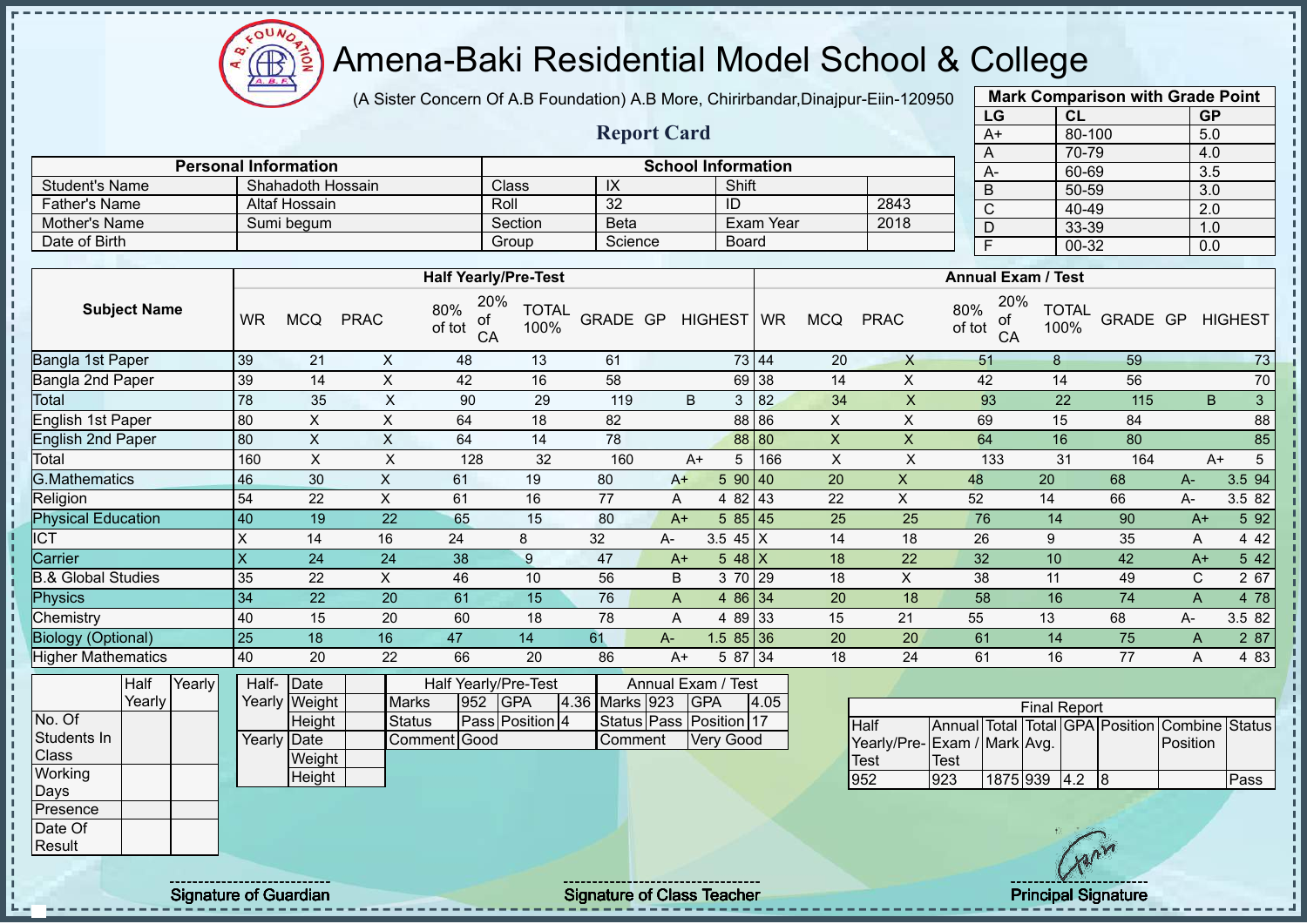# Amena-Baki Residential Model School & College

(A Sister Concern Of A.B Foundation) A.B More, Chirirbandar,Dinajpur-Eiin-120950

## Report Card

| Mark Comparison with Grade Point | | |
|---|---|---|
| LG | CL | GP |
| A+ | 80-100 | 5.0 |
| A | 70-79 | 4.0 |
| A- | 60-69 | 3.5 |
| B | 50-59 | 3.0 |
| C | 40-49 | 2.0 |
| D | 33-39 | 1.0 |
| F | 00-32 | 0.0 |

| Personal Information | | School Information | | | |
|---|---|---|---|---|---|
| Student's Name | Shahadoth Hossain | Class | IX | Shift | |
| Father's Name | Altaf Hossain | Roll | 32 | ID | 2843 |
| Mother's Name | Sumi begum | Section | Beta | Exam Year | 2018 |
| Date of Birth | | Group | Science | Board | |

| Subject Name | Half Yearly/Pre-Test | | | | | | | | | Annual Exam / Test | | | | | | | | |
|---|---|---|---|---|---|---|---|---|---|---|---|---|---|---|---|---|---|---|
| | WR | MCQ | PRAC | 80% of tot | 20% of CA | TOTAL 100% | GRADE | GP | HIGHEST | WR | MCQ | PRAC | 80% of tot | 20% of CA | TOTAL 100% | GRADE | GP | HIGHEST |
| Bangla 1st Paper | 39 | 21 | X | 48 | 13 | 61 | | | 73 | 44 | 20 | X | 51 | 8 | 59 | | | 73 |
| Bangla 2nd Paper | 39 | 14 | X | 42 | 16 | 58 | | | 69 | 38 | 14 | X | 42 | 14 | 56 | | | 70 |
| Total | 78 | 35 | X | 90 | 29 | 119 | B | 3 | | 82 | 34 | X | 93 | 22 | 115 | B | 3 | |
| English 1st Paper | 80 | X | X | 64 | 18 | 82 | | | 88 | 86 | X | X | 69 | 15 | 84 | | | 88 |
| English 2nd Paper | 80 | X | X | 64 | 14 | 78 | | | 88 | 80 | X | X | 64 | 16 | 80 | | | 85 |
| Total | 160 | X | X | 128 | 32 | 160 | A+ | 5 | | 166 | X | X | 133 | 31 | 164 | A+ | 5 | |
| G.Mathematics | 46 | 30 | X | 61 | 19 | 80 | A+ | 5 | 90 | 40 | 20 | X | 48 | 20 | 68 | A- | 3.5 | 94 |
| Religion | 54 | 22 | X | 61 | 16 | 77 | A | 4 | 82 | 43 | 22 | X | 52 | 14 | 66 | A- | 3.5 | 82 |
| Physical Education | 40 | 19 | 22 | 65 | 15 | 80 | A+ | 5 | 85 | 45 | 25 | 25 | 76 | 14 | 90 | A+ | 5 | 92 |
| ICT | X | 14 | 16 | 24 | 8 | 32 | A- | 3.5 | 45 | X | 14 | 18 | 26 | 9 | 35 | A | 4 | 42 |
| Carrier | X | 24 | 24 | 38 | 9 | 47 | A+ | 5 | 48 | X | 18 | 22 | 32 | 10 | 42 | A+ | 5 | 42 |
| B.& Global Studies | 35 | 22 | X | 46 | 10 | 56 | B | 3 | 70 | 29 | 18 | X | 38 | 11 | 49 | C | 2 | 67 |
| Physics | 34 | 22 | 20 | 61 | 15 | 76 | A | 4 | 86 | 34 | 20 | 18 | 58 | 16 | 74 | A | 4 | 78 |
| Chemistry | 40 | 15 | 20 | 60 | 18 | 78 | A | 4 | 89 | 33 | 15 | 21 | 55 | 13 | 68 | A- | 3.5 | 82 |
| Biology (Optional) | 25 | 18 | 16 | 47 | 14 | 61 | A- | 1.5 | 85 | 36 | 20 | 20 | 61 | 14 | 75 | A | 2 | 87 |
| Higher Mathematics | 40 | 20 | 22 | 66 | 20 | 86 | A+ | 5 | 87 | 34 | 18 | 24 | 61 | 16 | 77 | A | 4 | 83 |

| | Half Yearly | Yearly |
|---|---|---|
| No. Of Students In Class | | |
| Working Days | | |
| Presence | | |
| Date Of Result | | |

| | | |
|---|---|---|
| Half-Yearly | Date | |
| | Weight | |
| | Height | |
| Yearly | Date | |
| | Weight | |
| | Height | |

| Half Yearly/Pre-Test | | | | Annual Exam / Test | | | |
|---|---|---|---|---|---|---|---|
| Marks | 952 | GPA | 4.36 | Marks | 923 | GPA | 4.05 |
| Status | Pass | Position | 4 | Status | Pass | Position | 17 |
| Comment | Good | | | Comment | Very Good | | |

| Final Report | | | | | | | |
|---|---|---|---|---|---|---|---|
| Half Yearly/Pre-Test | Annual Exam / Test | Total Mark | Total Avg. | GPA | Position | Combine Position | Status |
| 952 | 923 | 1875 | 939 | 4.2 | 8 | | Pass |

Signature of Guardian

Signature of Class Teacher

Principal Signature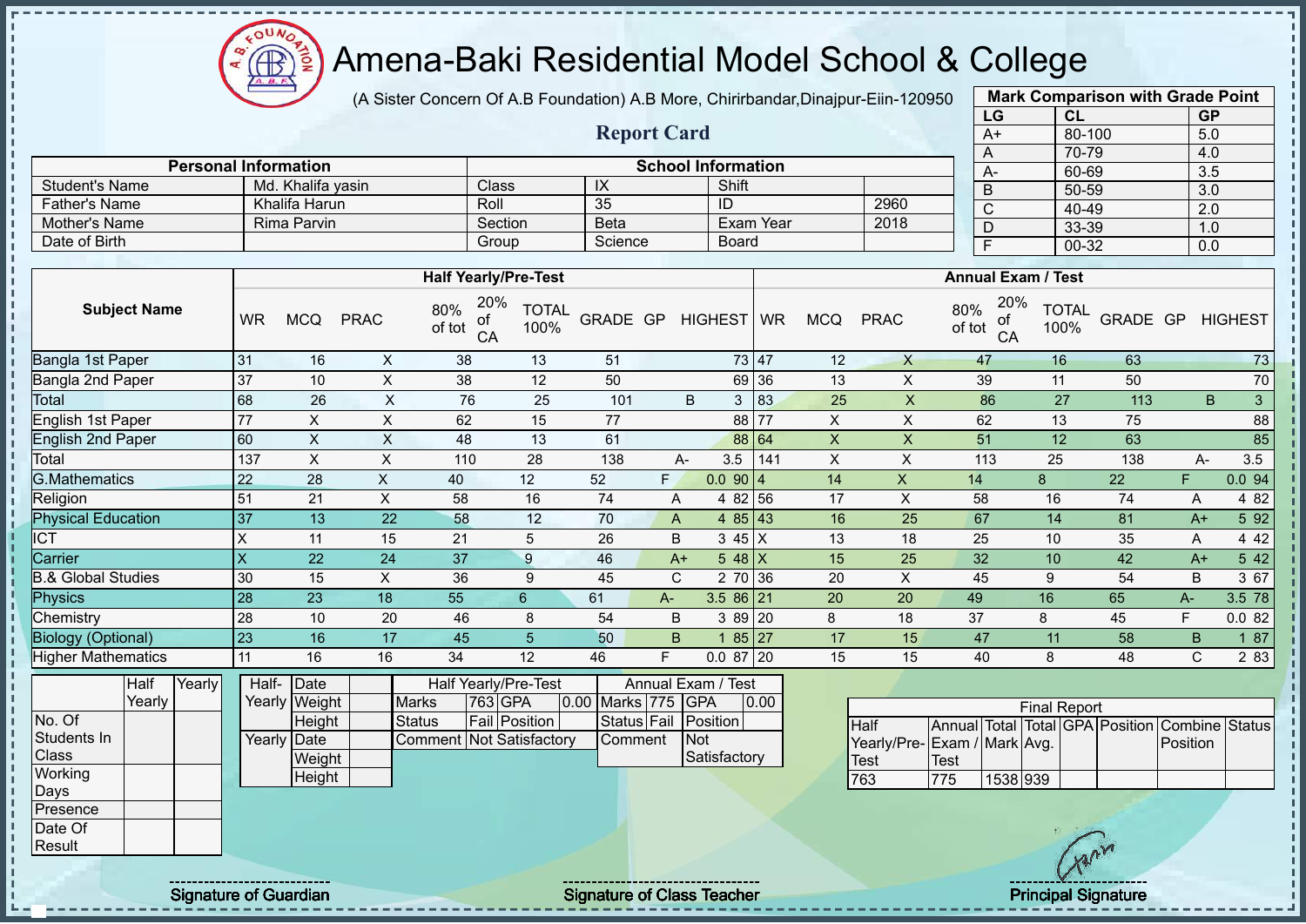# Amena-Baki Residential Model School & College

(A Sister Concern Of A.B Foundation) A.B More, Chirirbandar,Dinajpur-Eiin-120950

## Report Card

| Mark Comparison with Grade Point | | |
|---|---|---|
| LG | CL | GP |
| A+ | 80-100 | 5.0 |
| A | 70-79 | 4.0 |
| A- | 60-69 | 3.5 |
| B | 50-59 | 3.0 |
| C | 40-49 | 2.0 |
| D | 33-39 | 1.0 |
| F | 00-32 | 0.0 |

| Personal Information | | School Information | | | |
|---|---|---|---|---|---|
| Student's Name | Md. Khalifa yasin | Class | IX | Shift | |
| Father's Name | Khalifa Harun | Roll | 35 | ID | 2960 |
| Mother's Name | Rima Parvin | Section | Beta | Exam Year | 2018 |
| Date of Birth | | Group | Science | Board | |

| Subject Name | Half Yearly/Pre-Test | | | | | | | | | Annual Exam / Test | | | | | | | | |
|---|---|---|---|---|---|---|---|---|---|---|---|---|---|---|---|---|---|---|
| | WR | MCQ | PRAC | 80% of tot | 20% of CA | TOTAL 100% | GRADE | GP | HIGHEST | WR | MCQ | PRAC | 80% of tot | 20% of CA | TOTAL 100% | GRADE | GP | HIGHEST |
| Bangla 1st Paper | 31 | 16 | X | 38 | 13 | 51 | | | 73 | 47 | 12 | X | 47 | 16 | 63 | | | 73 |
| Bangla 2nd Paper | 37 | 10 | X | 38 | 12 | 50 | | | 69 | 36 | 13 | X | 39 | 11 | 50 | | | 70 |
| Total | 68 | 26 | X | 76 | 25 | 101 | B | 3 | | 83 | 25 | X | 86 | 27 | 113 | B | 3 | |
| English 1st Paper | 77 | X | X | 62 | 15 | 77 | | | 88 | 77 | X | X | 62 | 13 | 75 | | | 88 |
| English 2nd Paper | 60 | X | X | 48 | 13 | 61 | | | 88 | 64 | X | X | 51 | 12 | 63 | | | 85 |
| Total | 137 | X | X | 110 | 28 | 138 | A- | 3.5 | | 141 | X | X | 113 | 25 | 138 | A- | 3.5 | |
| G.Mathematics | 22 | 28 | X | 40 | 12 | 52 | F | 0.0 | 90 | 4 | 14 | X | 14 | 8 | 22 | F | 0.0 | 94 |
| Religion | 51 | 21 | X | 58 | 16 | 74 | A | 4 | 82 | 56 | 17 | X | 58 | 16 | 74 | A | 4 | 82 |
| Physical Education | 37 | 13 | 22 | 58 | 12 | 70 | A | 4 | 85 | 43 | 16 | 25 | 67 | 14 | 81 | A+ | 5 | 92 |
| ICT | X | 11 | 15 | 21 | 5 | 26 | B | 3 | 45 | X | 13 | 18 | 25 | 10 | 35 | A | 4 | 42 |
| Carrier | X | 22 | 24 | 37 | 9 | 46 | A+ | 5 | 48 | X | 15 | 25 | 32 | 10 | 42 | A+ | 5 | 42 |
| B.& Global Studies | 30 | 15 | X | 36 | 9 | 45 | C | 2 | 70 | 36 | 20 | X | 45 | 9 | 54 | B | 3 | 67 |
| Physics | 28 | 23 | 18 | 55 | 6 | 61 | A- | 3.5 | 86 | 21 | 20 | 20 | 49 | 16 | 65 | A- | 3.5 | 78 |
| Chemistry | 28 | 10 | 20 | 46 | 8 | 54 | B | 3 | 89 | 20 | 8 | 18 | 37 | 8 | 45 | F | 0.0 | 82 |
| Biology (Optional) | 23 | 16 | 17 | 45 | 5 | 50 | B | 1 | 85 | 27 | 17 | 15 | 47 | 11 | 58 | B | 1 | 87 |
| Higher Mathematics | 11 | 16 | 16 | 34 | 12 | 46 | F | 0.0 | 87 | 20 | 15 | 15 | 40 | 8 | 48 | C | 2 | 83 |

| | Half Yearly | Yearly |
|---|---|---|
| No. Of Students In Class | | |
| Working Days | | |
| Presence | | |
| Date Of Result | | |

| | | |
|---|---|---|
| Half-Yearly | Date | |
| | Weight | |
| | Height | |
| Yearly | Date | |
| | Weight | |
| | Height | |

| Half Yearly/Pre-Test | | | | Annual Exam / Test | | | |
|---|---|---|---|---|---|---|---|
| Marks | 763 | GPA | 0.00 | Marks | 775 | GPA | 0.00 |
| Status | Fail | Position | | Status | Fail | Position | |
| Comment | Not Satisfactory | | | Comment | Not Satisfactory | | |

| Final Report | | | | | | | |
|---|---|---|---|---|---|---|---|
| Half Yearly/Pre-Test | Annual Exam / Test | Total Mark | Total Avg. | GPA | Position | Combine Position | Status |
| 763 | 775 | 1538 | 939 | | | | |

Signature of Guardian

Signature of Class Teacher

Principal Signature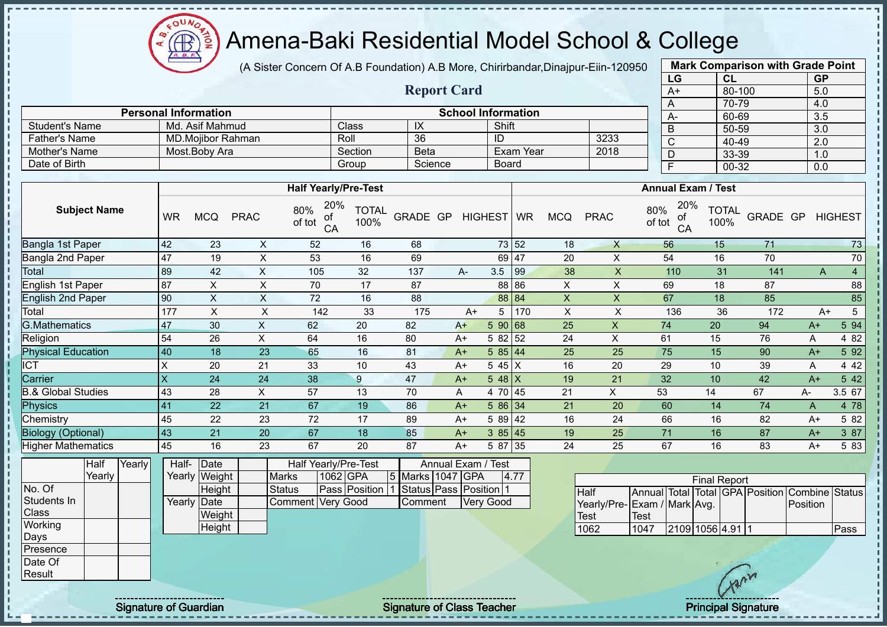# Amena-Baki Residential Model School & College

(A Sister Concern Of A.B Foundation) A.B More, Chirirbandar,Dinajpur-Eiin-120950

## Report Card

| Mark Comparison with Grade Point | | |
|---|---|---|
| LG | CL | GP |
| A+ | 80-100 | 5.0 |
| A | 70-79 | 4.0 |
| A- | 60-69 | 3.5 |
| B | 50-59 | 3.0 |
| C | 40-49 | 2.0 |
| D | 33-39 | 1.0 |
| F | 00-32 | 0.0 |

| Personal Information | | School Information | | | |
|---|---|---|---|---|---|
| Student's Name | Md. Asif Mahmud | Class | IX | Shift | |
| Father's Name | MD.Mojibor Rahman | Roll | 36 | ID | 3233 |
| Mother's Name | Most.Boby Ara | Section | Beta | Exam Year | 2018 |
| Date of Birth | | Group | Science | Board | |

| Subject Name | Half Yearly/Pre-Test | | | | | | | | | Annual Exam / Test | | | | | | | | |
|---|---|---|---|---|---|---|---|---|---|---|---|---|---|---|---|---|---|---|
| | WR | MCQ | PRAC | 80% of tot | 20% of CA | TOTAL 100% | GRADE | GP | HIGHEST | WR | MCQ | PRAC | 80% of tot | 20% of CA | TOTAL 100% | GRADE | GP | HIGHEST |
| Bangla 1st Paper | 42 | 23 | X | 52 | 16 | 68 | | | 73 | 52 | 18 | X | 56 | 15 | 71 | | | 73 |
| Bangla 2nd Paper | 47 | 19 | X | 53 | 16 | 69 | | | 69 | 47 | 20 | X | 54 | 16 | 70 | | | 70 |
| Total | 89 | 42 | X | 105 | 32 | 137 | A- | 3.5 | | 99 | 38 | X | 110 | 31 | 141 | A | 4 | |
| English 1st Paper | 87 | X | X | 70 | 17 | 87 | | | 88 | 86 | X | X | 69 | 18 | 87 | | | 88 |
| English 2nd Paper | 90 | X | X | 72 | 16 | 88 | | | 88 | 84 | X | X | 67 | 18 | 85 | | | 85 |
| Total | 177 | X | X | 142 | 33 | 175 | A+ | 5 | | 170 | X | X | 136 | 36 | 172 | A+ | 5 | |
| G.Mathematics | 47 | 30 | X | 62 | 20 | 82 | A+ | 5 | 90 | 68 | 25 | X | 74 | 20 | 94 | A+ | 5 | 94 |
| Religion | 54 | 26 | X | 64 | 16 | 80 | A+ | 5 | 82 | 52 | 24 | X | 61 | 15 | 76 | A | 4 | 82 |
| Physical Education | 40 | 18 | 23 | 65 | 16 | 81 | A+ | 5 | 85 | 44 | 25 | 25 | 75 | 15 | 90 | A+ | 5 | 92 |
| ICT | X | 20 | 21 | 33 | 10 | 43 | A+ | 5 | 45 | X | 16 | 20 | 29 | 10 | 39 | A | 4 | 42 |
| Carrier | X | 24 | 24 | 38 | 9 | 47 | A+ | 5 | 48 | X | 19 | 21 | 32 | 10 | 42 | A+ | 5 | 42 |
| B.& Global Studies | 43 | 28 | X | 57 | 13 | 70 | A | 4 | 70 | 45 | 21 | X | 53 | 14 | 67 | A- | 3.5 | 67 |
| Physics | 41 | 22 | 21 | 67 | 19 | 86 | A+ | 5 | 86 | 34 | 21 | 20 | 60 | 14 | 74 | A | 4 | 78 |
| Chemistry | 45 | 22 | 23 | 72 | 17 | 89 | A+ | 5 | 89 | 42 | 16 | 24 | 66 | 16 | 82 | A+ | 5 | 82 |
| Biology (Optional) | 43 | 21 | 20 | 67 | 18 | 85 | A+ | 3 | 85 | 45 | 19 | 25 | 71 | 16 | 87 | A+ | 3 | 87 |
| Higher Mathematics | 45 | 16 | 23 | 67 | 20 | 87 | A+ | 5 | 87 | 35 | 24 | 25 | 67 | 16 | 83 | A+ | 5 | 83 |

| | Half Yearly | Yearly |
|---|---|---|
| No. Of Students In Class | | |
| Working Days | | |
| Presence | | |
| Date Of Result | | |

| | | |
|---|---|---|
| Half-Yearly | Date | |
| | Weight | |
| | Height | |
| Yearly | Date | |
| | Weight | |
| | Height | |

| Half Yearly/Pre-Test | | | | Annual Exam / Test | | | |
|---|---|---|---|---|---|---|---|
| Marks | 1062 | GPA | 5 | Marks | 1047 | GPA | 4.77 |
| Status | Pass | Position | 1 | Status | Pass | Position | 1 |
| Comment | Very Good | | | Comment | Very Good | | |

| Final Report | | | | | | | |
|---|---|---|---|---|---|---|---|
| Half Yearly/Pre-Test | Annual Exam / Test | Total Mark | Total Avg. | GPA | Position | Combine Position | Status |
| 1062 | 1047 | 2109 | 1056 | 4.91 | 1 | | Pass |

Signature of Guardian | Signature of Class Teacher | Principal Signature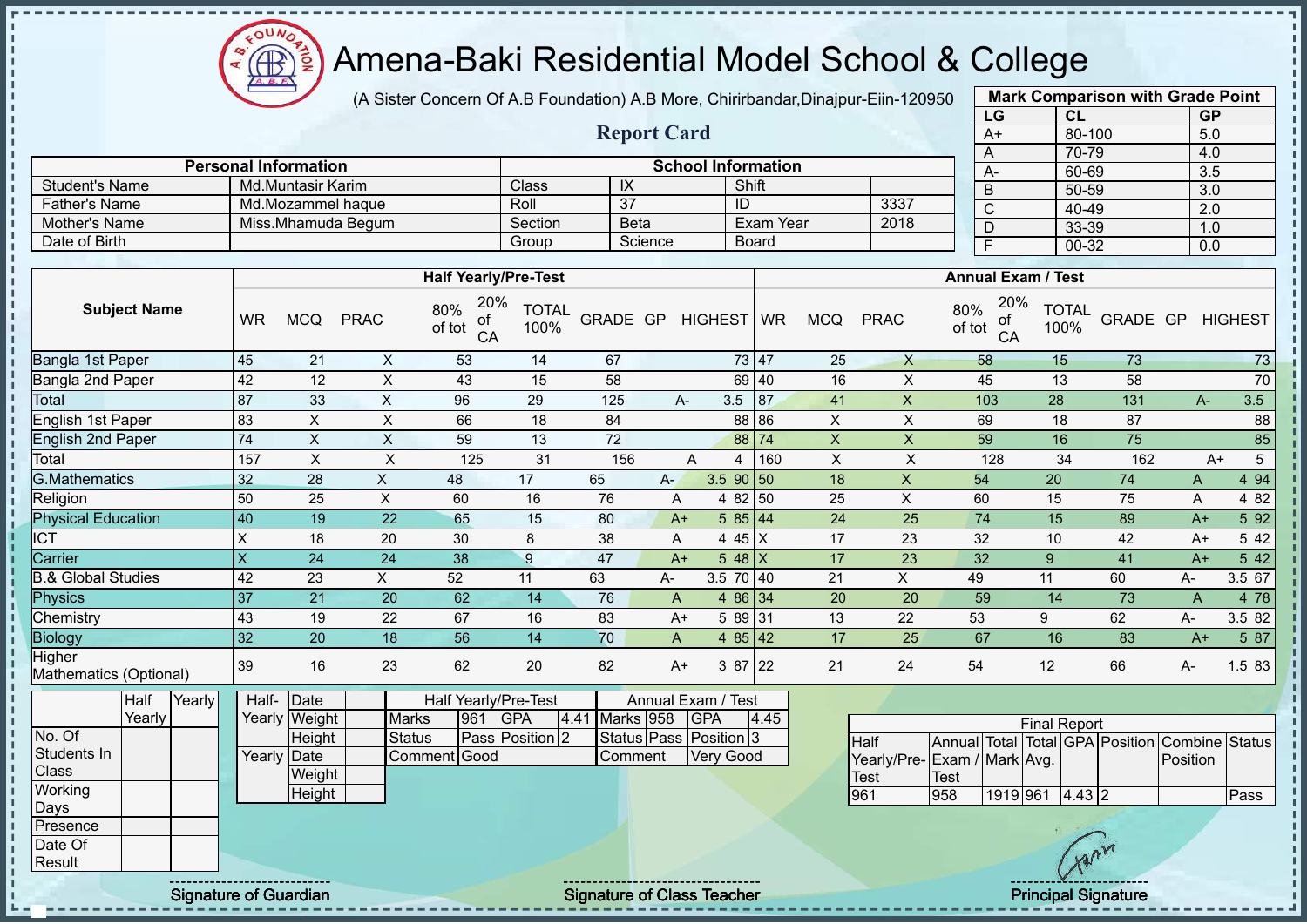# Amena-Baki Residential Model School & College

(A Sister Concern Of A.B Foundation) A.B More, Chirirbandar,Dinajpur-Eiin-120950

## Report Card

| Mark Comparison with Grade Point | | |
|---|---|---|
| LG | CL | GP |
| A+ | 80-100 | 5.0 |
| A | 70-79 | 4.0 |
| A- | 60-69 | 3.5 |
| B | 50-59 | 3.0 |
| C | 40-49 | 2.0 |
| D | 33-39 | 1.0 |
| F | 00-32 | 0.0 |

| Personal Information | | School Information | | | |
|---|---|---|---|---|---|
| Student's Name | Md.Muntasir Karim | Class | IX | Shift | |
| Father's Name | Md.Mozammel haque | Roll | 37 | ID | 3337 |
| Mother's Name | Miss.Mhamuda Begum | Section | Beta | Exam Year | 2018 |
| Date of Birth | | Group | Science | Board | |

| Subject Name | Half Yearly/Pre-Test | | | | | | | | | Annual Exam / Test | | | | | | | | |
|---|---|---|---|---|---|---|---|---|---|---|---|---|---|---|---|---|---|---|
| | WR | MCQ | PRAC | 80% of tot | 20% of CA | TOTAL 100% | GRADE | GP | HIGHEST | WR | MCQ | PRAC | 80% of tot | 20% of CA | TOTAL 100% | GRADE | GP | HIGHEST |
| Bangla 1st Paper | 45 | 21 | X | 53 | 14 | 67 | | | 73 | 47 | 25 | X | 58 | 15 | 73 | | | 73 |
| Bangla 2nd Paper | 42 | 12 | X | 43 | 15 | 58 | | | 69 | 40 | 16 | X | 45 | 13 | 58 | | | 70 |
| Total | 87 | 33 | X | 96 | 29 | 125 | A- | 3.5 | | 87 | 41 | X | 103 | 28 | 131 | A- | 3.5 | |
| English 1st Paper | 83 | X | X | 66 | 18 | 84 | | | 88 | 86 | X | X | 69 | 18 | 87 | | | 88 |
| English 2nd Paper | 74 | X | X | 59 | 13 | 72 | | | 88 | 74 | X | X | 59 | 16 | 75 | | | 85 |
| Total | 157 | X | X | 125 | 31 | 156 | A | 4 | | 160 | X | X | 128 | 34 | 162 | A+ | 5 | |
| G.Mathematics | 32 | 28 | X | 48 | 17 | 65 | A- | 3.5 | 90 | 50 | 18 | X | 54 | 20 | 74 | A | 4 | 94 |
| Religion | 50 | 25 | X | 60 | 16 | 76 | A | 4 | 82 | 50 | 25 | X | 60 | 15 | 75 | A | 4 | 82 |
| Physical Education | 40 | 19 | 22 | 65 | 15 | 80 | A+ | 5 | 85 | 44 | 24 | 25 | 74 | 15 | 89 | A+ | 5 | 92 |
| ICT | X | 18 | 20 | 30 | 8 | 38 | A | 4 | 45 | X | 17 | 23 | 32 | 10 | 42 | A+ | 5 | 42 |
| Carrier | X | 24 | 24 | 38 | 9 | 47 | A+ | 5 | 48 | X | 17 | 23 | 32 | 9 | 41 | A+ | 5 | 42 |
| B.& Global Studies | 42 | 23 | X | 52 | 11 | 63 | A- | 3.5 | 70 | 40 | 21 | X | 49 | 11 | 60 | A- | 3.5 | 67 |
| Physics | 37 | 21 | 20 | 62 | 14 | 76 | A | 4 | 86 | 34 | 20 | 20 | 59 | 14 | 73 | A | 4 | 78 |
| Chemistry | 43 | 19 | 22 | 67 | 16 | 83 | A+ | 5 | 89 | 31 | 13 | 22 | 53 | 9 | 62 | A- | 3.5 | 82 |
| Biology | 32 | 20 | 18 | 56 | 14 | 70 | A | 4 | 85 | 42 | 17 | 25 | 67 | 16 | 83 | A+ | 5 | 87 |
| Higher Mathematics (Optional) | 39 | 16 | 23 | 62 | 20 | 82 | A+ | 3 | 87 | 22 | 21 | 24 | 54 | 12 | 66 | A- | 1.5 | 83 |

| | Half Yearly | Yearly |
|---|---|---|
| No. Of Students In Class | | |
| Working Days | | |
| Presence | | |
| Date Of Result | | |

| | | |
|---|---|---|
| Half-Yearly | Date | |
| | Weight | |
| | Height | |
| Yearly | Date | |
| | Weight | |
| | Height | |

| Half Yearly/Pre-Test | | | | Annual Exam / Test | | | |
|---|---|---|---|---|---|---|---|
| Marks | 961 | GPA | 4.41 | Marks | 958 | GPA | 4.45 |
| Status | Pass | Position | 2 | Status | Pass | Position | 3 |
| Comment | Good | | | Comment | Very Good | | |

| Final Report | | | | | | | |
|---|---|---|---|---|---|---|---|
| Half Yearly/Pre-Test | Annual Exam / Test | Total Mark | Total Avg. | GPA | Position | Combine Position | Status |
| 961 | 958 | 1919 | 961 | 4.43 | 2 | | Pass |

Signature of Guardian

Signature of Class Teacher

Principal Signature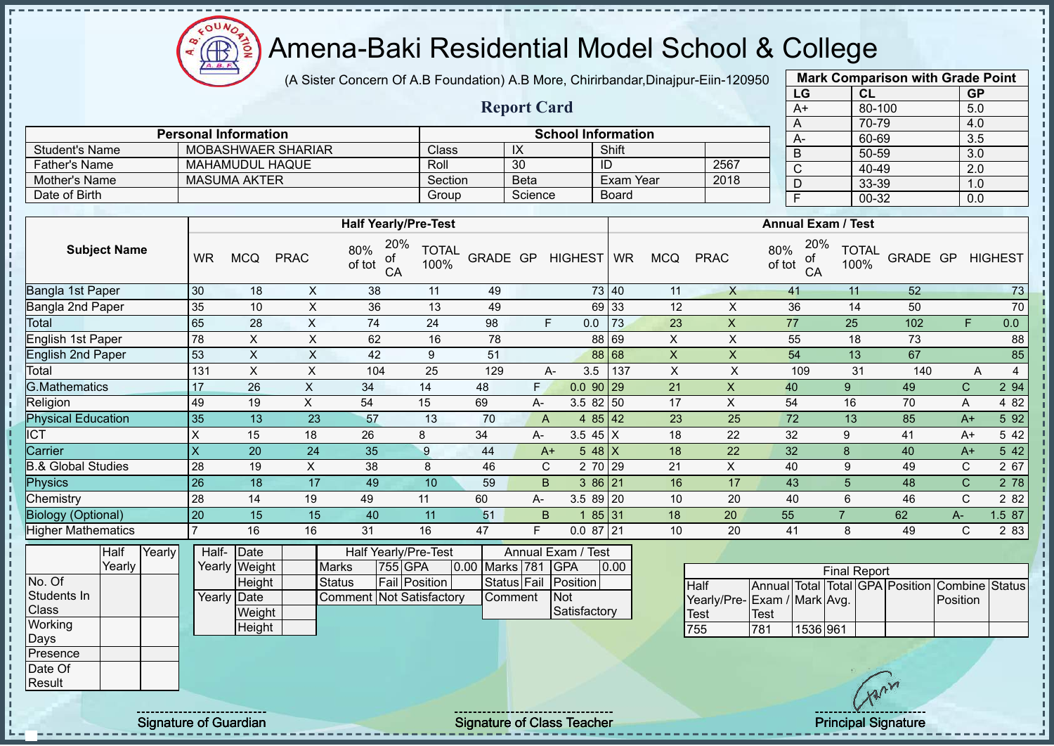# Amena-Baki Residential Model School & College

(A Sister Concern Of A.B Foundation) A.B More, Chirirbandar,Dinajpur-Eiin-120950

## Report Card

| Mark Comparison with Grade Point | | |
|---|---|---|
| LG | CL | GP |
| A+ | 80-100 | 5.0 |
| A | 70-79 | 4.0 |
| A- | 60-69 | 3.5 |
| B | 50-59 | 3.0 |
| C | 40-49 | 2.0 |
| D | 33-39 | 1.0 |
| F | 00-32 | 0.0 |

| Personal Information | | School Information | | | |
|---|---|---|---|---|---|
| Student's Name | MOBASHWAER SHARIAR | Class | IX | Shift | |
| Father's Name | MAHAMUDUL HAQUE | Roll | 30 | ID | 2567 |
| Mother's Name | MASUMA AKTER | Section | Beta | Exam Year | 2018 |
| Date of Birth | | Group | Science | Board | |

| Subject Name | Half Yearly/Pre-Test | | | | | | | | | Annual Exam / Test | | | | | | | | |
|---|---|---|---|---|---|---|---|---|---|---|---|---|---|---|---|---|---|---|
| | WR | MCQ | PRAC | 80% of tot | 20% of CA | TOTAL 100% | GRADE | GP | HIGHEST | WR | MCQ | PRAC | 80% of tot | 20% of CA | TOTAL 100% | GRADE | GP | HIGHEST |
| Bangla 1st Paper | 30 | 18 | X | 38 | 11 | 49 | | | 73 | 40 | 11 | X | 41 | 11 | 52 | | | 73 |
| Bangla 2nd Paper | 35 | 10 | X | 36 | 13 | 49 | | | 69 | 33 | 12 | X | 36 | 14 | 50 | | | 70 |
| Total | 65 | 28 | X | 74 | 24 | 98 | F | 0.0 | | 73 | 23 | X | 77 | 25 | 102 | F | 0.0 | |
| English 1st Paper | 78 | X | X | 62 | 16 | 78 | | | 88 | 69 | X | X | 55 | 18 | 73 | | | 88 |
| English 2nd Paper | 53 | X | X | 42 | 9 | 51 | | | 88 | 68 | X | X | 54 | 13 | 67 | | | 85 |
| Total | 131 | X | X | 104 | 25 | 129 | A- | 3.5 | | 137 | X | X | 109 | 31 | 140 | A | 4 | |
| G.Mathematics | 17 | 26 | X | 34 | 14 | 48 | F | 0.0 | 90 | 29 | 21 | X | 40 | 9 | 49 | C | 2 | 94 |
| Religion | 49 | 19 | X | 54 | 15 | 69 | A- | 3.5 | 82 | 50 | 17 | X | 54 | 16 | 70 | A | 4 | 82 |
| Physical Education | 35 | 13 | 23 | 57 | 13 | 70 | A | 4 | 85 | 42 | 23 | 25 | 72 | 13 | 85 | A+ | 5 | 92 |
| ICT | X | 15 | 18 | 26 | 8 | 34 | A- | 3.5 | 45 | X | 18 | 22 | 32 | 9 | 41 | A+ | 5 | 42 |
| Carrier | X | 20 | 24 | 35 | 9 | 44 | A+ | 5 | 48 | X | 18 | 22 | 32 | 8 | 40 | A+ | 5 | 42 |
| B.& Global Studies | 28 | 19 | X | 38 | 8 | 46 | C | 2 | 70 | 29 | 21 | X | 40 | 9 | 49 | C | 2 | 67 |
| Physics | 26 | 18 | 17 | 49 | 10 | 59 | B | 3 | 86 | 21 | 16 | 17 | 43 | 5 | 48 | C | 2 | 78 |
| Chemistry | 28 | 14 | 19 | 49 | 11 | 60 | A- | 3.5 | 89 | 20 | 10 | 20 | 40 | 6 | 46 | C | 2 | 82 |
| Biology (Optional) | 20 | 15 | 15 | 40 | 11 | 51 | B | 1 | 85 | 31 | 18 | 20 | 55 | 7 | 62 | A- | 1.5 | 87 |
| Higher Mathematics | 7 | 16 | 16 | 31 | 16 | 47 | F | 0.0 | 87 | 21 | 10 | 20 | 41 | 8 | 49 | C | 2 | 83 |

| | Half Yearly | Yearly |
|---|---|---|
| No. Of Students In Class | | |
| Working Days | | |
| Presence | | |
| Date Of Result | | |

| | | |
|---|---|---|
| Half-Yearly | Date | |
| | Weight | |
| | Height | |
| Yearly | Date | |
| | Weight | |
| | Height | |

| Half Yearly/Pre-Test | | | | Annual Exam / Test | | | |
|---|---|---|---|---|---|---|---|
| Marks | 755 | GPA | 0.00 | Marks | 781 | GPA | 0.00 |
| Status | Fail | Position | | Status | Fail | Position | |
| Comment | Not Satisfactory | | | Comment | Not Satisfactory | | |

| Final Report | | | | | | | |
|---|---|---|---|---|---|---|---|
| Half Yearly/Pre-Test | Annual Exam / Test | Total Mark | Total Avg. | GPA | Position | Combine Position | Status |
| 755 | 781 | 1536 | 961 | | | | |

Signature of Guardian | Signature of Class Teacher | Principal Signature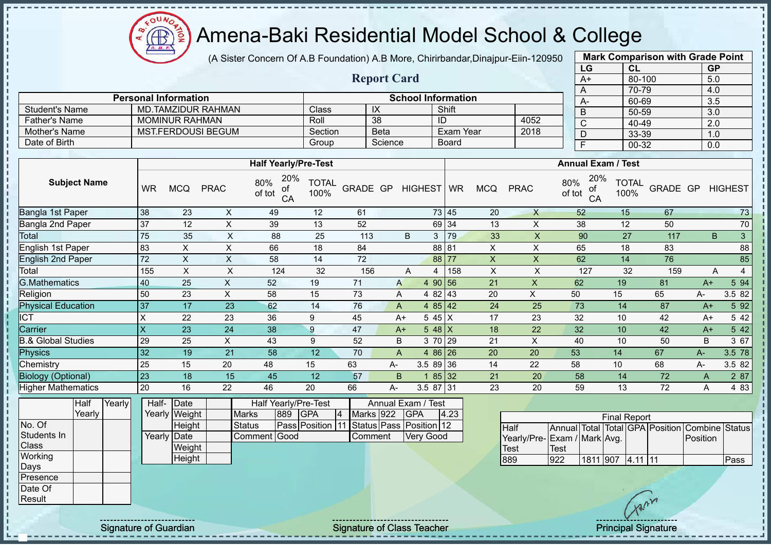# Amena-Baki Residential Model School & College

(A Sister Concern Of A.B Foundation) A.B More, Chirirbandar,Dinajpur-Eiin-120950

## Report Card

| Mark Comparison with Grade Point | | |
|---|---|---|
| LG | CL | GP |
| A+ | 80-100 | 5.0 |
| A | 70-79 | 4.0 |
| A- | 60-69 | 3.5 |
| B | 50-59 | 3.0 |
| C | 40-49 | 2.0 |
| D | 33-39 | 1.0 |
| F | 00-32 | 0.0 |

| Personal Information | | School Information | | | |
|---|---|---|---|---|---|
| Student's Name | MD.TAMZIDUR RAHMAN | Class | IX | Shift | |
| Father's Name | MOMINUR RAHMAN | Roll | 38 | ID | 4052 |
| Mother's Name | MST.FERDOUSI BEGUM | Section | Beta | Exam Year | 2018 |
| Date of Birth | | Group | Science | Board | |

| Subject Name | Half Yearly/Pre-Test | | | | | | | | | Annual Exam / Test | | | | | | | | |
|---|---|---|---|---|---|---|---|---|---|---|---|---|---|---|---|---|---|---|
| | WR | MCQ | PRAC | 80% of tot | 20% of CA | TOTAL 100% | GRADE | GP | HIGHEST | WR | MCQ | PRAC | 80% of tot | 20% of CA | TOTAL 100% | GRADE | GP | HIGHEST |
| Bangla 1st Paper | 38 | 23 | X | 49 | 12 | 61 | | | 73 | 45 | 20 | X | 52 | 15 | 67 | | | 73 |
| Bangla 2nd Paper | 37 | 12 | X | 39 | 13 | 52 | | | 69 | 34 | 13 | X | 38 | 12 | 50 | | | 70 |
| Total | 75 | 35 | X | 88 | 25 | 113 | B | 3 | | 79 | 33 | X | 90 | 27 | 117 | B | 3 | |
| English 1st Paper | 83 | X | X | 66 | 18 | 84 | | | 88 | 81 | X | X | 65 | 18 | 83 | | | 88 |
| English 2nd Paper | 72 | X | X | 58 | 14 | 72 | | | 88 | 77 | X | X | 62 | 14 | 76 | | | 85 |
| Total | 155 | X | X | 124 | 32 | 156 | A | 4 | | 158 | X | X | 127 | 32 | 159 | A | 4 | |
| G.Mathematics | 40 | 25 | X | 52 | 19 | 71 | A | 4 | 90 | 56 | 21 | X | 62 | 19 | 81 | A+ | 5 | 94 |
| Religion | 50 | 23 | X | 58 | 15 | 73 | A | 4 | 82 | 43 | 20 | X | 50 | 15 | 65 | A- | 3.5 | 82 |
| Physical Education | 37 | 17 | 23 | 62 | 14 | 76 | A | 4 | 85 | 42 | 24 | 25 | 73 | 14 | 87 | A+ | 5 | 92 |
| ICT | X | 22 | 23 | 36 | 9 | 45 | A+ | 5 | 45 | X | 17 | 23 | 32 | 10 | 42 | A+ | 5 | 42 |
| Carrier | X | 23 | 24 | 38 | 9 | 47 | A+ | 5 | 48 | X | 18 | 22 | 32 | 10 | 42 | A+ | 5 | 42 |
| B.& Global Studies | 29 | 25 | X | 43 | 9 | 52 | B | 3 | 70 | 29 | 21 | X | 40 | 10 | 50 | B | 3 | 67 |
| Physics | 32 | 19 | 21 | 58 | 12 | 70 | A | 4 | 86 | 26 | 20 | 20 | 53 | 14 | 67 | A- | 3.5 | 78 |
| Chemistry | 25 | 15 | 20 | 48 | 15 | 63 | A- | 3.5 | 89 | 36 | 14 | 22 | 58 | 10 | 68 | A- | 3.5 | 82 |
| Biology (Optional) | 23 | 18 | 15 | 45 | 12 | 57 | B | 1 | 85 | 32 | 21 | 20 | 58 | 14 | 72 | A | 2 | 87 |
| Higher Mathematics | 20 | 16 | 22 | 46 | 20 | 66 | A- | 3.5 | 87 | 31 | 23 | 20 | 59 | 13 | 72 | A | 4 | 83 |

| | Half Yearly | Yearly |
|---|---|---|
| No. Of Students In Class | | |
| Working Days | | |
| Presence | | |
| Date Of Result | | |

| | | |
|---|---|---|
| Half-Yearly | Date | |
| | Weight | |
| | Height | |
| Yearly | Date | |
| | Weight | |
| | Height | |

| Half Yearly/Pre-Test | | | | Annual Exam / Test | | | |
|---|---|---|---|---|---|---|---|
| Marks | 889 | GPA | 4 | Marks | 922 | GPA | 4.23 |
| Status | Pass | Position | 11 | Status | Pass | Position | 12 |
| Comment | Good | | | Comment | Very Good | | |

| Final Report | | | | | | | |
|---|---|---|---|---|---|---|---|
| Half Yearly/Pre-Test | Annual Exam / Test | Total Mark | Total Avg. | GPA | Position | Combine Position | Status |
| 889 | 922 | 1811 | 907 | 4.11 | 11 | | Pass |

Signature of Guardian

Signature of Class Teacher

Principal Signature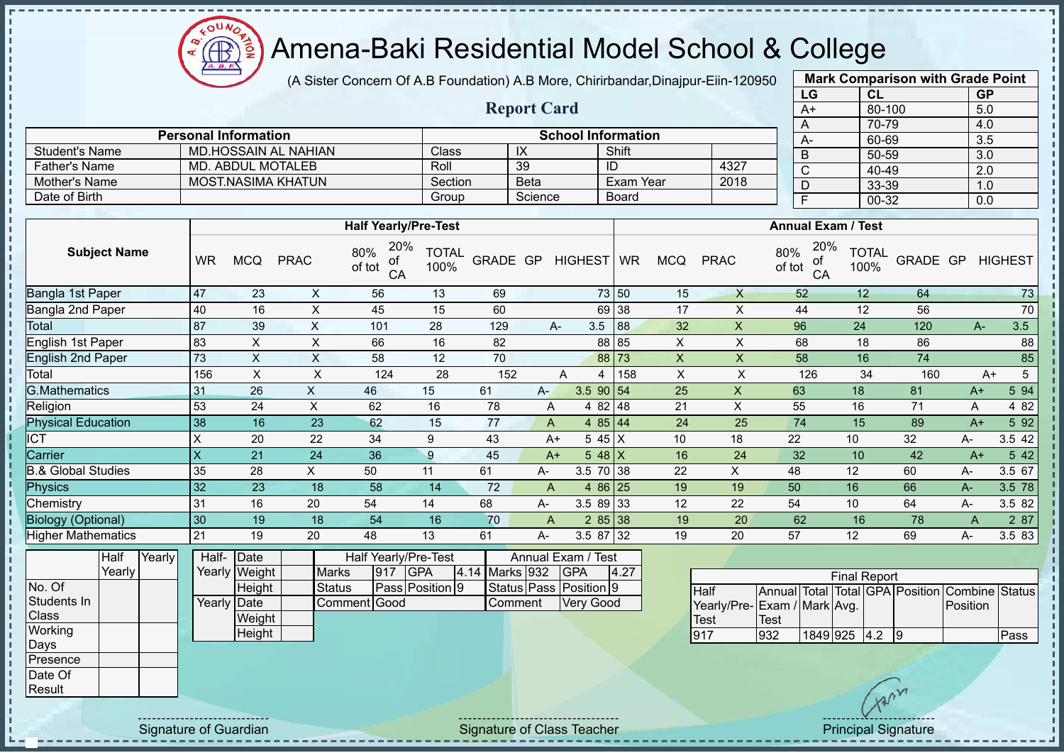# Amena-Baki Residential Model School & College

(A Sister Concern Of A.B Foundation) A.B More, Chirirbandar,Dinajpur-Eiin-120950

## Report Card

| Mark Comparison with Grade Point | | |
|---|---|---|
| LG | CL | GP |
| A+ | 80-100 | 5.0 |
| A | 70-79 | 4.0 |
| A- | 60-69 | 3.5 |
| B | 50-59 | 3.0 |
| C | 40-49 | 2.0 |
| D | 33-39 | 1.0 |
| F | 00-32 | 0.0 |

| Personal Information | | School Information | | | |
|---|---|---|---|---|---|
| Student's Name | MD.HOSSAIN AL NAHIAN | Class | IX | Shift | |
| Father's Name | MD. ABDUL MOTALEB | Roll | 39 | ID | 4327 |
| Mother's Name | MOST.NASIMA KHATUN | Section | Beta | Exam Year | 2018 |
| Date of Birth | | Group | Science | Board | |

| Subject Name | Half Yearly/Pre-Test | | | | | | | | | Annual Exam / Test | | | | | | | | |
|---|---|---|---|---|---|---|---|---|---|---|---|---|---|---|---|---|---|---|
| | WR | MCQ | PRAC | 80% of tot | 20% of CA | TOTAL 100% | GRADE | GP | HIGHEST | WR | MCQ | PRAC | 80% of tot | 20% of CA | TOTAL 100% | GRADE | GP | HIGHEST |
| Bangla 1st Paper | 47 | 23 | X | 56 | 13 | 69 | | | 73 | 50 | 15 | X | 52 | 12 | 64 | | | 73 |
| Bangla 2nd Paper | 40 | 16 | X | 45 | 15 | 60 | | | 69 | 38 | 17 | X | 44 | 12 | 56 | | | 70 |
| Total | 87 | 39 | X | 101 | 28 | 129 | A- | 3.5 | | 88 | 32 | X | 96 | 24 | 120 | A- | 3.5 | |
| English 1st Paper | 83 | X | X | 66 | 16 | 82 | | | 88 | 85 | X | X | 68 | 18 | 86 | | | 88 |
| English 2nd Paper | 73 | X | X | 58 | 12 | 70 | | | 88 | 73 | X | X | 58 | 16 | 74 | | | 85 |
| Total | 156 | X | X | 124 | 28 | 152 | A | 4 | | 158 | X | X | 126 | 34 | 160 | A+ | 5 | |
| G.Mathematics | 31 | 26 | X | 46 | 15 | 61 | A- | 3.5 | 90 | 54 | 25 | X | 63 | 18 | 81 | A+ | 5 | 94 |
| Religion | 53 | 24 | X | 62 | 16 | 78 | A | 4 | 82 | 48 | 21 | X | 55 | 16 | 71 | A | 4 | 82 |
| Physical Education | 38 | 16 | 23 | 62 | 15 | 77 | A | 4 | 85 | 44 | 24 | 25 | 74 | 15 | 89 | A+ | 5 | 92 |
| ICT | X | 20 | 22 | 34 | 9 | 43 | A+ | 5 | 45 | X | 10 | 18 | 22 | 10 | 32 | A- | 3.5 | 42 |
| Carrier | X | 21 | 24 | 36 | 9 | 45 | A+ | 5 | 48 | X | 16 | 24 | 32 | 10 | 42 | A+ | 5 | 42 |
| B.& Global Studies | 35 | 28 | X | 50 | 11 | 61 | A- | 3.5 | 70 | 38 | 22 | X | 48 | 12 | 60 | A- | 3.5 | 67 |
| Physics | 32 | 23 | 18 | 58 | 14 | 72 | A | 4 | 86 | 25 | 19 | 19 | 50 | 16 | 66 | A- | 3.5 | 78 |
| Chemistry | 31 | 16 | 20 | 54 | 14 | 68 | A- | 3.5 | 89 | 33 | 12 | 22 | 54 | 10 | 64 | A- | 3.5 | 82 |
| Biology (Optional) | 30 | 19 | 18 | 54 | 16 | 70 | A | 2 | 85 | 38 | 19 | 20 | 62 | 16 | 78 | A | 2 | 87 |
| Higher Mathematics | 21 | 19 | 20 | 48 | 13 | 61 | A- | 3.5 | 87 | 32 | 19 | 20 | 57 | 12 | 69 | A- | 3.5 | 83 |

| | Half Yearly | Yearly |
|---|---|---|
| No. Of Students In Class | | |
| Working Days | | |
| Presence | | |
| Date Of Result | | |

| | | |
|---|---|---|
| Half-Yearly | Date | |
| | Weight | |
| | Height | |
| Yearly | Date | |
| | Weight | |
| | Height | |

| Half Yearly/Pre-Test | | | | Annual Exam / Test | | | |
|---|---|---|---|---|---|---|---|
| Marks | 917 | GPA | 4.14 | Marks | 932 | GPA | 4.27 |
| Status | Pass | Position | 9 | Status | Pass | Position | 9 |
| Comment | Good | | | Comment | Very Good | | |

| Final Report | | | | | | | |
|---|---|---|---|---|---|---|---|
| Half Yearly/Pre-Test | Annual Exam / Test | Total Mark | Total Avg. | GPA | Position | Combine Position | Status |
| 917 | 932 | 1849 | 925 | 4.2 | 9 | | Pass |

Signature of Guardian

Signature of Class Teacher

Principal Signature